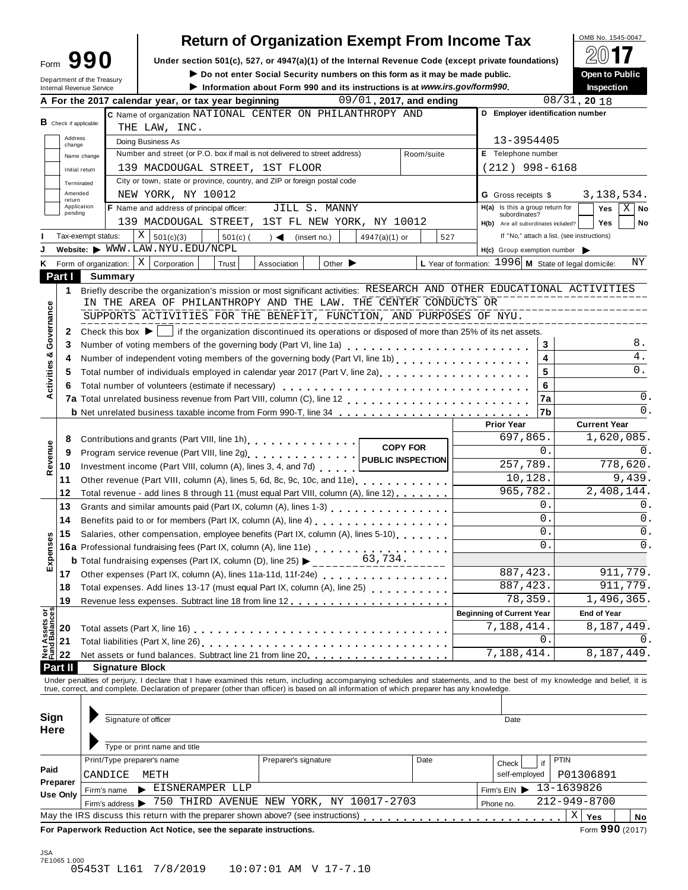Form **990**

Department of the Treasury
Internal Revenue Service

# Return of Organization Exempt From Income Tax

**Under section 501(c), 527, or 4947(a)(1) of the Internal Revenue Code (except private foundations)**

▶ Do not enter Social Security numbers on this form as it may be made public.

▶ Information about Form 990 and its instructions is at *www.irs.gov/form990*.

OMB No. 1545-0047

**2017**

**Open to Public Inspection**

**A** For the 2017 calendar year, or tax year beginning 09/01, 2017, and ending 08/31, 20 18

**B** Check if applicable: Address change / Name change / Initial return / Terminated / Amended return / Application pending

**C** Name of organization NATIONAL CENTER ON PHILANTHROPY AND THE LAW, INC.

Doing Business As

Number and street (or P.O. box if mail is not delivered to street address) 139 MACDOUGAL STREET, 1ST FLOOR | Room/suite

City or town, state or province, country, and ZIP or foreign postal code NEW YORK, NY 10012

**D** Employer identification number 13-3954405

**E** Telephone number (212) 998-6168

**G** Gross receipts $ 3,138,534.

**F** Name and address of principal officer: JILL S. MANNY 139 MACDOUGAL STREET, 1ST FL NEW YORK, NY 10012

**H(a)** Is this a group return for subordinates? Yes [ ] No [X]

**H(b)** Are all subordinates included? Yes [ ] No [ ] If "No," attach a list. (see instructions)

**I** Tax-exempt status: [X] 501(c)(3) [ ] 501(c) ( ) ◀ (insert no.) [ ] 4947(a)(1) or [ ] 527

**J** Website: ▶ WWW.LAW.NYU.EDU/NCPL

**H(c)** Group exemption number ▶

**K** Form of organization: [X] Corporation [ ] Trust [ ] Association [ ] Other ▶

**L** Year of formation: 1996 **M** State of legal domicile: NY

## Part I Summary

**Activities & Governance**

1 Briefly describe the organization's mission or most significant activities: RESEARCH AND OTHER EDUCATIONAL ACTIVITIES IN THE AREA OF PHILANTHROPY AND THE LAW. THE CENTER CONDUCTS OR SUPPORTS ACTIVITIES FOR THE BENEFIT, FUNCTION, AND PURPOSES OF NYU.

2 Check this box ▶ [ ] if the organization discontinued its operations or disposed of more than 25% of its net assets.

| | | | |
|---|---|---|---|
| 3 | Number of voting members of the governing body (Part VI, line 1a) | 3 | 8. |
| 4 | Number of independent voting members of the governing body (Part VI, line 1b) | 4 | 4. |
| 5 | Total number of individuals employed in calendar year 2017 (Part V, line 2a) | 5 | 0. |
| 6 | Total number of volunteers (estimate if necessary) | 6 | |
| 7a | Total unrelated business revenue from Part VIII, column (C), line 12 | 7a | 0. |
| b | Net unrelated business taxable income from Form 990-T, line 34 | 7b | 0. |

| | | | Prior Year | Current Year |
|---|---|---|---|---|
| **Revenue** | 8 | Contributions and grants (Part VIII, line 1h) | 697,865. | 1,620,085. |
| | 9 | Program service revenue (Part VIII, line 2g) | 0. | 0. |
| | 10 | Investment income (Part VIII, column (A), lines 3, 4, and 7d) | 257,789. | 778,620. |
| | 11 | Other revenue (Part VIII, column (A), lines 5, 6d, 8c, 9c, 10c, and 11e) | 10,128. | 9,439. |
| | 12 | Total revenue - add lines 8 through 11 (must equal Part VIII, column (A), line 12) | 965,782. | 2,408,144. |
| **Expenses** | 13 | Grants and similar amounts paid (Part IX, column (A), lines 1-3) | 0. | 0. |
| | 14 | Benefits paid to or for members (Part IX, column (A), line 4) | 0. | 0. |
| | 15 | Salaries, other compensation, employee benefits (Part IX, column (A), lines 5-10) | 0. | 0. |
| | 16a | Professional fundraising fees (Part IX, column (A), line 11e) | 0. | 0. |
| | b | Total fundraising expenses (Part IX, column (D), line 25) ▶ 63,734. | | |
| | 17 | Other expenses (Part IX, column (A), lines 11a-11d, 11f-24e) | 887,423. | 911,779. |
| | 18 | Total expenses. Add lines 13-17 (must equal Part IX, column (A), line 25) | 887,423. | 911,779. |
| | 19 | Revenue less expenses. Subtract line 18 from line 12 | 78,359. | 1,496,365. |
| | | | **Beginning of Current Year** | **End of Year** |
| **Net Assets or Fund Balances** | 20 | Total assets (Part X, line 16) | 7,188,414. | 8,187,449. |
| | 21 | Total liabilities (Part X, line 26) | 0. | 0. |
| | 22 | Net assets or fund balances. Subtract line 21 from line 20 | 7,188,414. | 8,187,449. |

COPY FOR PUBLIC INSPECTION

## Part II Signature Block

Under penalties of perjury, I declare that I have examined this return, including accompanying schedules and statements, and to the best of my knowledge and belief, it is true, correct, and complete. Declaration of preparer (other than officer) is based on all information of which preparer has any knowledge.

**Sign Here**

Signature of officer | Date

Type or print name and title

**Paid Preparer Use Only**

| Print/Type preparer's name | Preparer's signature | Date | Check [ ] if self-employed | PTIN |
|---|---|---|---|---|
| CANDICE METH | | | | P01306891 |

Firm's name ▶ EISNERAMPER LLP | Firm's EIN ▶ 13-1639826

Firm's address ▶ 750 THIRD AVENUE NEW YORK, NY 10017-2703 | Phone no. 212-949-8700

May the IRS discuss this return with the preparer shown above? (see instructions) [X] Yes [ ] No

**For Paperwork Reduction Act Notice, see the separate instructions.** Form **990** (2017)

JSA
7E1065 1.000
05453T L161 7/8/2019 10:07:01 AM V 17-7.10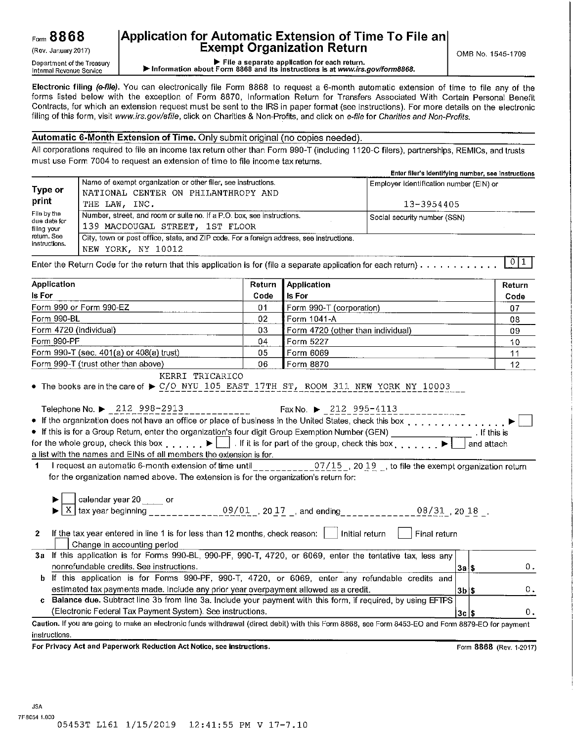Form **8868** (Rev. January 2017)

Department of the Treasury Internal Revenue Service

# Application for Automatic Extension of Time To File an Exempt Organization Return

▶ File a separate application for each return.
▶ Information about Form 8868 and its instructions is at *www.irs.gov/form8868*.

OMB No. 1545-1709

**Electronic filing *(e-file)*.** You can electronically file Form 8868 to request a 6-month automatic extension of time to file any of the forms listed below with the exception of Form 8870, Information Return for Transfers Associated With Certain Personal Benefit Contracts, for which an extension request must be sent to the IRS in paper format (see instructions). For more details on the electronic filing of this form, visit *www.irs.gov/efile*, click on Charities & Non-Profits, and click on *e-file* for *Charities and Non-Profits.*

## Automatic 6-Month Extension of Time. Only submit original (no copies needed).

All corporations required to file an income tax return other than Form 990-T (including 1120-C filers), partnerships, REMICs, and trusts must use Form 7004 to request an extension of time to file income tax returns.

| | | Enter filer's identifying number, see instructions |
|---|---|---|
| **Type or print** | Name of exempt organization or other filer, see instructions. NATIONAL CENTER ON PHILANTHROPY AND THE LAW, INC. | Employer identification number (EIN) or 13-3954405 |
| File by the due date for filing your return. See instructions. | Number, street, and room or suite no. If a P.O. box, see instructions. 139 MACDOUGAL STREET, 1ST FLOOR | Social security number (SSN) |
| | City, town or post office, state, and ZIP code. For a foreign address, see instructions. NEW YORK, NY 10012 | |

Enter the Return Code for the return that this application is for (file a separate application for each return) . . . . . . . . . . . 0 1

| Application Is For | Return Code | Application Is For | Return Code |
|---|---|---|---|
| Form 990 or Form 990-EZ | 01 | Form 990-T (corporation) | 07 |
| Form 990-BL | 02 | Form 1041-A | 08 |
| Form 4720 (individual) | 03 | Form 4720 (other than individual) | 09 |
| Form 990-PF | 04 | Form 5227 | 10 |
| Form 990-T (sec. 401(a) or 408(a) trust) | 05 | Form 6069 | 11 |
| Form 990-T (trust other than above) | 06 | Form 8870 | 12 |

- The books are in the care of ▶ KERRI TRICARICO C/O NYU 105 EAST 17TH ST, ROOM 311 NEW YORK NY 10003

  Telephone No. ▶ 212 998-2913 Fax No. ▶ 212 995-4113

- If the organization does not have an office or place of business in the United States, check this box . . . . . . . . . . . . . . . ▶ ☐
- If this is for a Group Return, enter the organization's four digit Group Exemption Number (GEN) ________ . If this is for the whole group, check this box . . . . . . ▶ ☐ . If it is for part of the group, check this box . . . . . . . ▶ ☐ and attach a list with the names and EINs of all members the extension is for.

**1** I request an automatic 6-month extension of time until 07/15 , 20 19 , to file the exempt organization return for the organization named above. The extension is for the organization's return for:

▶ ☐ calendar year 20 ____ or
▶ ☒ tax year beginning 09/01 , 20 17 , and ending 08/31 , 20 18 .

**2** If the tax year entered in line 1 is for less than 12 months, check reason: ☐ Initial return ☐ Final return ☐ Change in accounting period

| | | | |
|---|---|---|---|
| **3a** | If this application is for Forms 990-BL, 990-PF, 990-T, 4720, or 6069, enter the tentative tax, less any nonrefundable credits. See instructions. | 3a $ | 0. |
| **b** | If this application is for Forms 990-PF, 990-T, 4720, or 6069, enter any refundable credits and estimated tax payments made. Include any prior year overpayment allowed as a credit. | 3b $ | 0. |
| **c** | **Balance due.** Subtract line 3b from line 3a. Include your payment with this form, if required, by using EFTPS (Electronic Federal Tax Payment System). See instructions. | 3c $ | 0. |

**Caution.** If you are going to make an electronic funds withdrawal (direct debit) with this Form 8868, see Form 8453-EO and Form 8879-EO for payment instructions.

**For Privacy Act and Paperwork Reduction Act Notice, see instructions.** Form **8868** (Rev. 1-2017)

JSA 7F8054 1.000

05453T L161 1/15/2019 12:41:55 PM V 17-7.10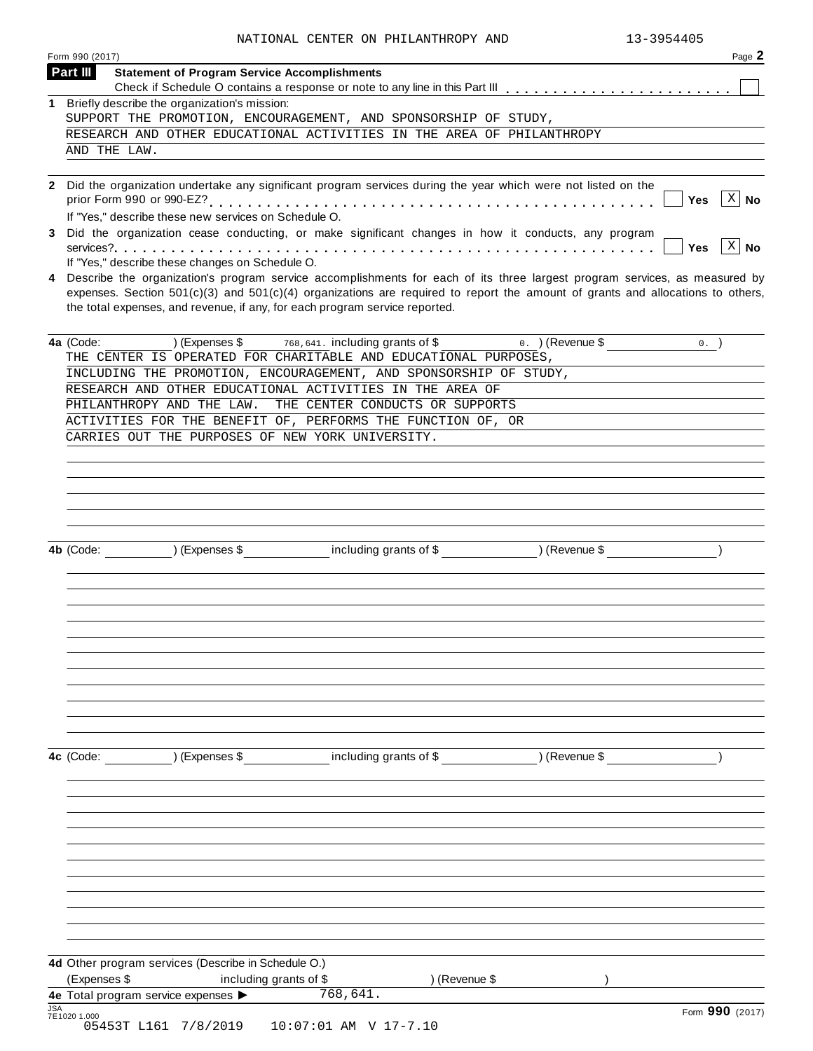NATIONAL CENTER ON PHILANTHROPY AND 13-3954405

Form 990 (2017) Page **2**

**Part III** **Statement of Program Service Accomplishments**

Check if Schedule O contains a response or note to any line in this Part III . . . . . . . . . . . . . . . . . . . . . . . . ☐

**1** Briefly describe the organization's mission:

SUPPORT THE PROMOTION, ENCOURAGEMENT, AND SPONSORSHIP OF STUDY, RESEARCH AND OTHER EDUCATIONAL ACTIVITIES IN THE AREA OF PHILANTHROPY AND THE LAW.

**2** Did the organization undertake any significant program services during the year which were not listed on the prior Form 990 or 990-EZ? . . . . . . . . . . . . . . . . . . . . . . . . . . . . . . . . . . . . . . . . . . ☐ **Yes** ☒ **No**

If "Yes," describe these new services on Schedule O.

**3** Did the organization cease conducting, or make significant changes in how it conducts, any program services? . . . . . . . . . . . . . . . . . . . . . . . . . . . . . . . . . . . . . . . . . . . . . . . . . . . . ☐ **Yes** ☒ **No**

If "Yes," describe these changes on Schedule O.

**4** Describe the organization's program service accomplishments for each of its three largest program services, as measured by expenses. Section 501(c)(3) and 501(c)(4) organizations are required to report the amount of grants and allocations to others, the total expenses, and revenue, if any, for each program service reported.

**4a** (Code: ) (Expenses $ 768,641. including grants of $ 0. ) (Revenue $ 0. )

THE CENTER IS OPERATED FOR CHARITABLE AND EDUCATIONAL PURPOSES, INCLUDING THE PROMOTION, ENCOURAGEMENT, AND SPONSORSHIP OF STUDY, RESEARCH AND OTHER EDUCATIONAL ACTIVITIES IN THE AREA OF PHILANTHROPY AND THE LAW. THE CENTER CONDUCTS OR SUPPORTS ACTIVITIES FOR THE BENEFIT OF, PERFORMS THE FUNCTION OF, OR CARRIES OUT THE PURPOSES OF NEW YORK UNIVERSITY.

**4b** (Code: ) (Expenses $ including grants of $ ) (Revenue $ )

**4c** (Code: ) (Expenses $ including grants of $ ) (Revenue $ )

**4d** Other program services (Describe in Schedule O.)

(Expenses $ including grants of $ ) (Revenue $ )

**4e** Total program service expenses ▶ 768,641.

Form **990** (2017)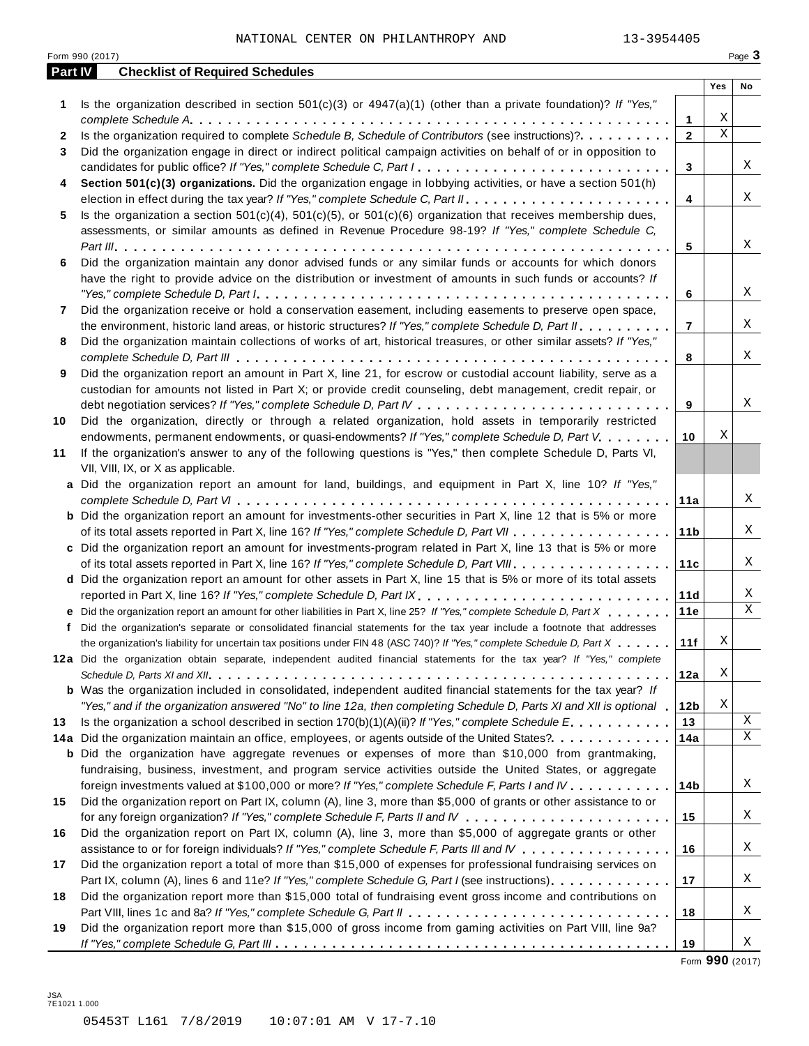NATIONAL CENTER ON PHILANTHROPY AND 13-3954405

Form 990 (2017) Page **3**

## Part IV Checklist of Required Schedules

| | | | Yes | No |
|---|---|---|---|---|
| **1** | Is the organization described in section 501(c)(3) or 4947(a)(1) (other than a private foundation)? *If "Yes," complete Schedule A* | **1** | X | |
| **2** | Is the organization required to complete *Schedule B, Schedule of Contributors* (see instructions)? | **2** | X | |
| **3** | Did the organization engage in direct or indirect political campaign activities on behalf of or in opposition to candidates for public office? *If "Yes," complete Schedule C, Part I* | **3** | | X |
| **4** | **Section 501(c)(3) organizations.** Did the organization engage in lobbying activities, or have a section 501(h) election in effect during the tax year? *If "Yes," complete Schedule C, Part II* | **4** | | X |
| **5** | Is the organization a section 501(c)(4), 501(c)(5), or 501(c)(6) organization that receives membership dues, assessments, or similar amounts as defined in Revenue Procedure 98-19? *If "Yes," complete Schedule C, Part III* | **5** | | X |
| **6** | Did the organization maintain any donor advised funds or any similar funds or accounts for which donors have the right to provide advice on the distribution or investment of amounts in such funds or accounts? *If "Yes," complete Schedule D, Part I* | **6** | | X |
| **7** | Did the organization receive or hold a conservation easement, including easements to preserve open space, the environment, historic land areas, or historic structures? *If "Yes," complete Schedule D, Part II* | **7** | | X |
| **8** | Did the organization maintain collections of works of art, historical treasures, or other similar assets? *If "Yes," complete Schedule D, Part III* | **8** | | X |
| **9** | Did the organization report an amount in Part X, line 21, for escrow or custodial account liability, serve as a custodian for amounts not listed in Part X; or provide credit counseling, debt management, credit repair, or debt negotiation services? *If "Yes," complete Schedule D, Part IV* | **9** | | X |
| **10** | Did the organization, directly or through a related organization, hold assets in temporarily restricted endowments, permanent endowments, or quasi-endowments? *If "Yes," complete Schedule D, Part V* | **10** | X | |
| **11** | If the organization's answer to any of the following questions is "Yes," then complete Schedule D, Parts VI, VII, VIII, IX, or X as applicable. | | | |
| **a** | Did the organization report an amount for land, buildings, and equipment in Part X, line 10? *If "Yes," complete Schedule D, Part VI* | **11a** | | X |
| **b** | Did the organization report an amount for investments-other securities in Part X, line 12 that is 5% or more of its total assets reported in Part X, line 16? *If "Yes," complete Schedule D, Part VII* | **11b** | | X |
| **c** | Did the organization report an amount for investments-program related in Part X, line 13 that is 5% or more of its total assets reported in Part X, line 16? *If "Yes," complete Schedule D, Part VIII* | **11c** | | X |
| **d** | Did the organization report an amount for other assets in Part X, line 15 that is 5% or more of its total assets reported in Part X, line 16? *If "Yes," complete Schedule D, Part IX* | **11d** | | X |
| **e** | Did the organization report an amount for other liabilities in Part X, line 25? *If "Yes," complete Schedule D, Part X* | **11e** | | X |
| **f** | Did the organization's separate or consolidated financial statements for the tax year include a footnote that addresses the organization's liability for uncertain tax positions under FIN 48 (ASC 740)? *If "Yes," complete Schedule D, Part X* | **11f** | X | |
| **12a** | Did the organization obtain separate, independent audited financial statements for the tax year? *If "Yes," complete Schedule D, Parts XI and XII* | **12a** | X | |
| **b** | Was the organization included in consolidated, independent audited financial statements for the tax year? *If "Yes," and if the organization answered "No" to line 12a, then completing Schedule D, Parts XI and XII is optional* | **12b** | X | |
| **13** | Is the organization a school described in section 170(b)(1)(A)(ii)? *If "Yes," complete Schedule E* | **13** | | X |
| **14a** | Did the organization maintain an office, employees, or agents outside of the United States? | **14a** | | X |
| **b** | Did the organization have aggregate revenues or expenses of more than $10,000 from grantmaking, fundraising, business, investment, and program service activities outside the United States, or aggregate foreign investments valued at $100,000 or more? *If "Yes," complete Schedule F, Parts I and IV* | **14b** | | X |
| **15** | Did the organization report on Part IX, column (A), line 3, more than $5,000 of grants or other assistance to or for any foreign organization? *If "Yes," complete Schedule F, Parts II and IV* | **15** | | X |
| **16** | Did the organization report on Part IX, column (A), line 3, more than $5,000 of aggregate grants or other assistance to or for foreign individuals? *If "Yes," complete Schedule F, Parts III and IV* | **16** | | X |
| **17** | Did the organization report a total of more than $15,000 of expenses for professional fundraising services on Part IX, column (A), lines 6 and 11e? *If "Yes," complete Schedule G, Part I* (see instructions) | **17** | | X |
| **18** | Did the organization report more than $15,000 total of fundraising event gross income and contributions on Part VIII, lines 1c and 8a? *If "Yes," complete Schedule G, Part II* | **18** | | X |
| **19** | Did the organization report more than $15,000 of gross income from gaming activities on Part VIII, line 9a? *If "Yes," complete Schedule G, Part III* | **19** | | X |

Form **990** (2017)

JSA
7E1021 1.000

05453T L161 7/8/2019 10:07:01 AM V 17-7.10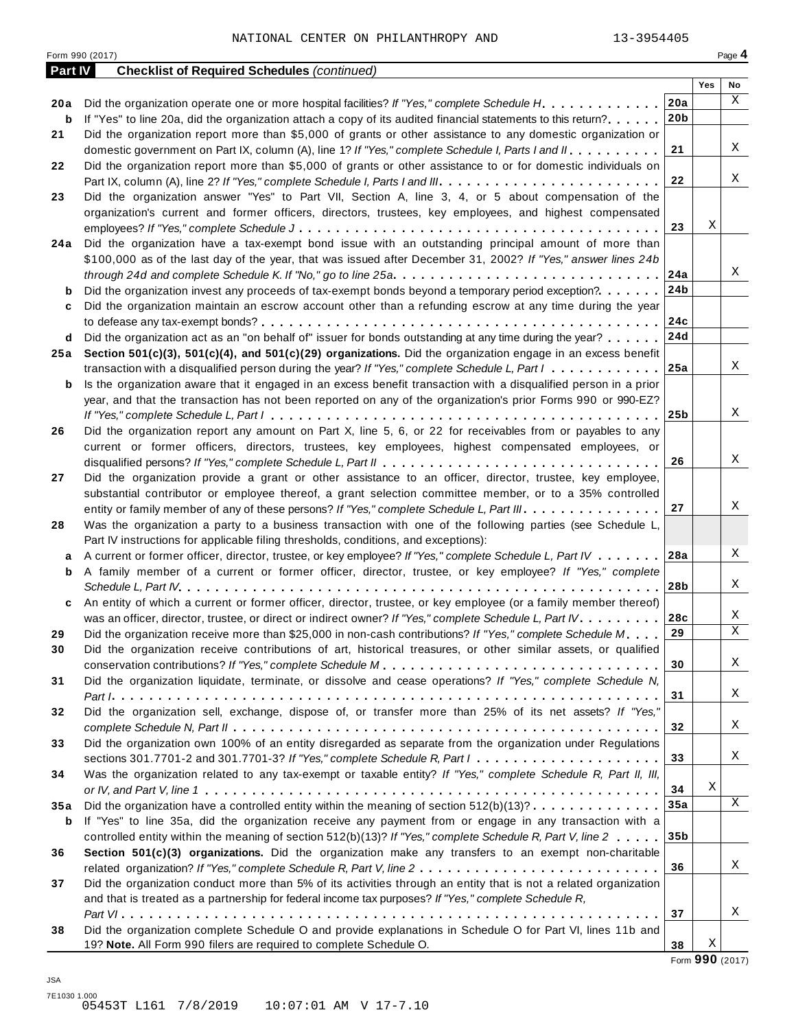NATIONAL CENTER ON PHILANTHROPY AND 13-3954405

Form 990 (2017) Page **4**

**Part IV** **Checklist of Required Schedules** *(continued)*

| | | | Yes | No |
|---|---|---|---|---|
| **20a** | Did the organization operate one or more hospital facilities? *If "Yes," complete Schedule H* | **20a** | | X |
| **b** | If "Yes" to line 20a, did the organization attach a copy of its audited financial statements to this return? | **20b** | | |
| **21** | Did the organization report more than $5,000 of grants or other assistance to any domestic organization or domestic government on Part IX, column (A), line 1? *If "Yes," complete Schedule I, Parts I and II* | **21** | | X |
| **22** | Did the organization report more than $5,000 of grants or other assistance to or for domestic individuals on Part IX, column (A), line 2? *If "Yes," complete Schedule I, Parts I and III* | **22** | | X |
| **23** | Did the organization answer "Yes" to Part VII, Section A, line 3, 4, or 5 about compensation of the organization's current and former officers, directors, trustees, key employees, and highest compensated employees? *If "Yes," complete Schedule J* | **23** | X | |
| **24a** | Did the organization have a tax-exempt bond issue with an outstanding principal amount of more than $100,000 as of the last day of the year, that was issued after December 31, 2002? *If "Yes," answer lines 24b through 24d and complete Schedule K. If "No," go to line 25a* | **24a** | | X |
| **b** | Did the organization invest any proceeds of tax-exempt bonds beyond a temporary period exception? | **24b** | | |
| **c** | Did the organization maintain an escrow account other than a refunding escrow at any time during the year to defease any tax-exempt bonds? | **24c** | | |
| **d** | Did the organization act as an "on behalf of" issuer for bonds outstanding at any time during the year? | **24d** | | |
| **25a** | **Section 501(c)(3), 501(c)(4), and 501(c)(29) organizations.** Did the organization engage in an excess benefit transaction with a disqualified person during the year? *If "Yes," complete Schedule L, Part I* | **25a** | | X |
| **b** | Is the organization aware that it engaged in an excess benefit transaction with a disqualified person in a prior year, and that the transaction has not been reported on any of the organization's prior Forms 990 or 990-EZ? *If "Yes," complete Schedule L, Part I* | **25b** | | X |
| **26** | Did the organization report any amount on Part X, line 5, 6, or 22 for receivables from or payables to any current or former officers, directors, trustees, key employees, highest compensated employees, or disqualified persons? *If "Yes," complete Schedule L, Part II* | **26** | | X |
| **27** | Did the organization provide a grant or other assistance to an officer, director, trustee, key employee, substantial contributor or employee thereof, a grant selection committee member, or to a 35% controlled entity or family member of any of these persons? *If "Yes," complete Schedule L, Part III* | **27** | | X |
| **28** | Was the organization a party to a business transaction with one of the following parties (see Schedule L, Part IV instructions for applicable filing thresholds, conditions, and exceptions): | | | |
| **a** | A current or former officer, director, trustee, or key employee? *If "Yes," complete Schedule L, Part IV* | **28a** | | X |
| **b** | A family member of a current or former officer, director, trustee, or key employee? *If "Yes," complete Schedule L, Part IV* | **28b** | | X |
| **c** | An entity of which a current or former officer, director, trustee, or key employee (or a family member thereof) was an officer, director, trustee, or direct or indirect owner? *If "Yes," complete Schedule L, Part IV* | **28c** | | X |
| **29** | Did the organization receive more than $25,000 in non-cash contributions? *If "Yes," complete Schedule M* | **29** | | X |
| **30** | Did the organization receive contributions of art, historical treasures, or other similar assets, or qualified conservation contributions? *If "Yes," complete Schedule M* | **30** | | X |
| **31** | Did the organization liquidate, terminate, or dissolve and cease operations? *If "Yes," complete Schedule N, Part I* | **31** | | X |
| **32** | Did the organization sell, exchange, dispose of, or transfer more than 25% of its net assets? *If "Yes," complete Schedule N, Part II* | **32** | | X |
| **33** | Did the organization own 100% of an entity disregarded as separate from the organization under Regulations sections 301.7701-2 and 301.7701-3? *If "Yes," complete Schedule R, Part I* | **33** | | X |
| **34** | Was the organization related to any tax-exempt or taxable entity? *If "Yes," complete Schedule R, Part II, III, or IV, and Part V, line 1* | **34** | X | |
| **35a** | Did the organization have a controlled entity within the meaning of section 512(b)(13)? | **35a** | | X |
| **b** | If "Yes" to line 35a, did the organization receive any payment from or engage in any transaction with a controlled entity within the meaning of section 512(b)(13)? *If "Yes," complete Schedule R, Part V, line 2* | **35b** | | |
| **36** | **Section 501(c)(3) organizations.** Did the organization make any transfers to an exempt non-charitable related organization? *If "Yes," complete Schedule R, Part V, line 2* | **36** | | X |
| **37** | Did the organization conduct more than 5% of its activities through an entity that is not a related organization and that is treated as a partnership for federal income tax purposes? *If "Yes," complete Schedule R, Part VI* | **37** | | X |
| **38** | Did the organization complete Schedule O and provide explanations in Schedule O for Part VI, lines 11b and 19? **Note.** All Form 990 filers are required to complete Schedule O. | **38** | X | |

Form **990** (2017)

JSA
7E1030 1.000
05453T L161 7/8/2019 10:07:01 AM V 17-7.10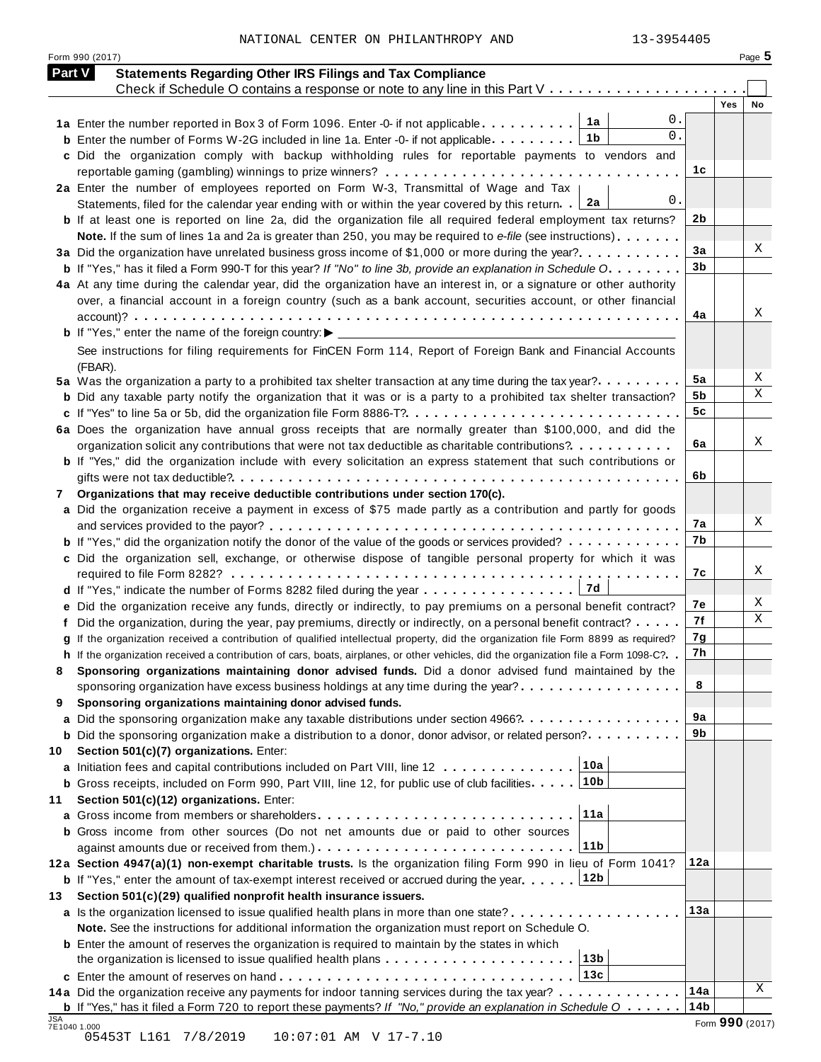NATIONAL CENTER ON PHILANTHROPY AND 13-3954405

Form 990 (2017) Page 5

**Part V Statements Regarding Other IRS Filings and Tax Compliance**

Check if Schedule O contains a response or note to any line in this Part V . . . . . . . . . . . . . . . . . . . . . ☐

| | | | | Yes | No |
|---|---|---|---|---|---|
| **1a** | Enter the number reported in Box 3 of Form 1096. Enter -0- if not applicable . . . . . . . . . . | 1a | 0. | | |
| **b** | Enter the number of Forms W-2G included in line 1a. Enter -0- if not applicable . . . . . . . . . | 1b | 0. | | |
| **c** | Did the organization comply with backup withholding rules for reportable payments to vendors and reportable gaming (gambling) winnings to prize winners? . . . . . . . . . . . . . . . . . . . . . . | | 1c | | |
| **2a** | Enter the number of employees reported on Form W-3, Transmittal of Wage and Tax Statements, filed for the calendar year ending with or within the year covered by this return . . | 2a | 0. | | |
| **b** | If at least one is reported on line 2a, did the organization file all required federal employment tax returns? | | 2b | | |
| | **Note.** If the sum of lines 1a and 2a is greater than 250, you may be required to *e-file* (see instructions) . . . . . . . | | | | |
| **3a** | Did the organization have unrelated business gross income of $1,000 or more during the year? . . . . . . . . . . | | 3a | | X |
| **b** | If "Yes," has it filed a Form 990-T for this year? *If "No" to line 3b, provide an explanation in Schedule O* . . . . . . . . | | 3b | | |
| **4a** | At any time during the calendar year, did the organization have an interest in, or a signature or other authority over, a financial account in a foreign country (such as a bank account, securities account, or other financial account)? . . . . . . . . . . . . . . . . . . . . . . . . . . . . . . . . . . . | | 4a | | X |
| **b** | If "Yes," enter the name of the foreign country: ▶ | | | | |
| | See instructions for filing requirements for FinCEN Form 114, Report of Foreign Bank and Financial Accounts (FBAR). | | | | |
| **5a** | Was the organization a party to a prohibited tax shelter transaction at any time during the tax year? . . . . . . . . . | | 5a | | X |
| **b** | Did any taxable party notify the organization that it was or is a party to a prohibited tax shelter transaction? | | 5b | | X |
| **c** | If "Yes" to line 5a or 5b, did the organization file Form 8886-T? . . . . . . . . . . . . . . . . . . . . . . . . | | 5c | | |
| **6a** | Does the organization have annual gross receipts that are normally greater than $100,000, and did the organization solicit any contributions that were not tax deductible as charitable contributions? . . . . . . . . . . | | 6a | | X |
| **b** | If "Yes," did the organization include with every solicitation an express statement that such contributions or gifts were not tax deductible? . . . . . . . . . . . . . . . . . . . . . . . . . . . . . . . . . . . | | 6b | | |
| **7** | **Organizations that may receive deductible contributions under section 170(c).** | | | | |
| **a** | Did the organization receive a payment in excess of $75 made partly as a contribution and partly for goods and services provided to the payor? . . . . . . . . . . . . . . . . . . . . . . . . . . . . . . . | | 7a | | X |
| **b** | If "Yes," did the organization notify the donor of the value of the goods or services provided? . . . . . . . . . . . | | 7b | | |
| **c** | Did the organization sell, exchange, or otherwise dispose of tangible personal property for which it was required to file Form 8282? . . . . . . . . . . . . . . . . . . . . . . . . . . . . . . . . . . . . | | 7c | | X |
| **d** | If "Yes," indicate the number of Forms 8282 filed during the year . . . . . . . . . . . . . . . . | 7d | | | |
| **e** | Did the organization receive any funds, directly or indirectly, to pay premiums on a personal benefit contract? | | 7e | | X |
| **f** | Did the organization, during the year, pay premiums, directly or indirectly, on a personal benefit contract? . . . . . | | 7f | | X |
| **g** | If the organization received a contribution of qualified intellectual property, did the organization file Form 8899 as required? | | 7g | | |
| **h** | If the organization received a contribution of cars, boats, airplanes, or other vehicles, did the organization file a Form 1098-C? . . | | 7h | | |
| **8** | **Sponsoring organizations maintaining donor advised funds.** Did a donor advised fund maintained by the sponsoring organization have excess business holdings at any time during the year? . . . . . . . . . . . . . . . . | | 8 | | |
| **9** | **Sponsoring organizations maintaining donor advised funds.** | | | | |
| **a** | Did the sponsoring organization make any taxable distributions under section 4966? . . . . . . . . . . . . . . . . | | 9a | | |
| **b** | Did the sponsoring organization make a distribution to a donor, donor advisor, or related person? . . . . . . . . . . | | 9b | | |
| **10** | **Section 501(c)(7) organizations.** Enter: | | | | |
| **a** | Initiation fees and capital contributions included on Part VIII, line 12 . . . . . . . . . . . . . . | 10a | | | |
| **b** | Gross receipts, included on Form 990, Part VIII, line 12, for public use of club facilities . . . . . | 10b | | | |
| **11** | **Section 501(c)(12) organizations.** Enter: | | | | |
| **a** | Gross income from members or shareholders . . . . . . . . . . . . . . . . . . . . . . . . . . | 11a | | | |
| **b** | Gross income from other sources (Do not net amounts due or paid to other sources against amounts due or received from them.) . . . . . . . . . . . . . . . . . . . . . . . . . . | 11b | | | |
| **12a** | **Section 4947(a)(1) non-exempt charitable trusts.** Is the organization filing Form 990 in lieu of Form 1041? | | 12a | | |
| **b** | If "Yes," enter the amount of tax-exempt interest received or accrued during the year . . . . . . | 12b | | | |
| **13** | **Section 501(c)(29) qualified nonprofit health insurance issuers.** | | | | |
| **a** | Is the organization licensed to issue qualified health plans in more than one state? . . . . . . . . . . . . . . . . . . | | 13a | | |
| | **Note.** See the instructions for additional information the organization must report on Schedule O. | | | | |
| **b** | Enter the amount of reserves the organization is required to maintain by the states in which the organization is licensed to issue qualified health plans . . . . . . . . . . . . . . . . . . . . | 13b | | | |
| **c** | Enter the amount of reserves on hand . . . . . . . . . . . . . . . . . . . . . . . . . . . . . | 13c | | | |
| **14a** | Did the organization receive any payments for indoor tanning services during the tax year? . . . . . . . . . . . . . | | 14a | | X |
| **b** | If "Yes," has it filed a Form 720 to report these payments? *If "No," provide an explanation in Schedule O* . . . . . . | | 14b | | |

Form **990** (2017)

JSA 7E1040 1.000
05453T L161 7/8/2019 10:07:01 AM V 17-7.10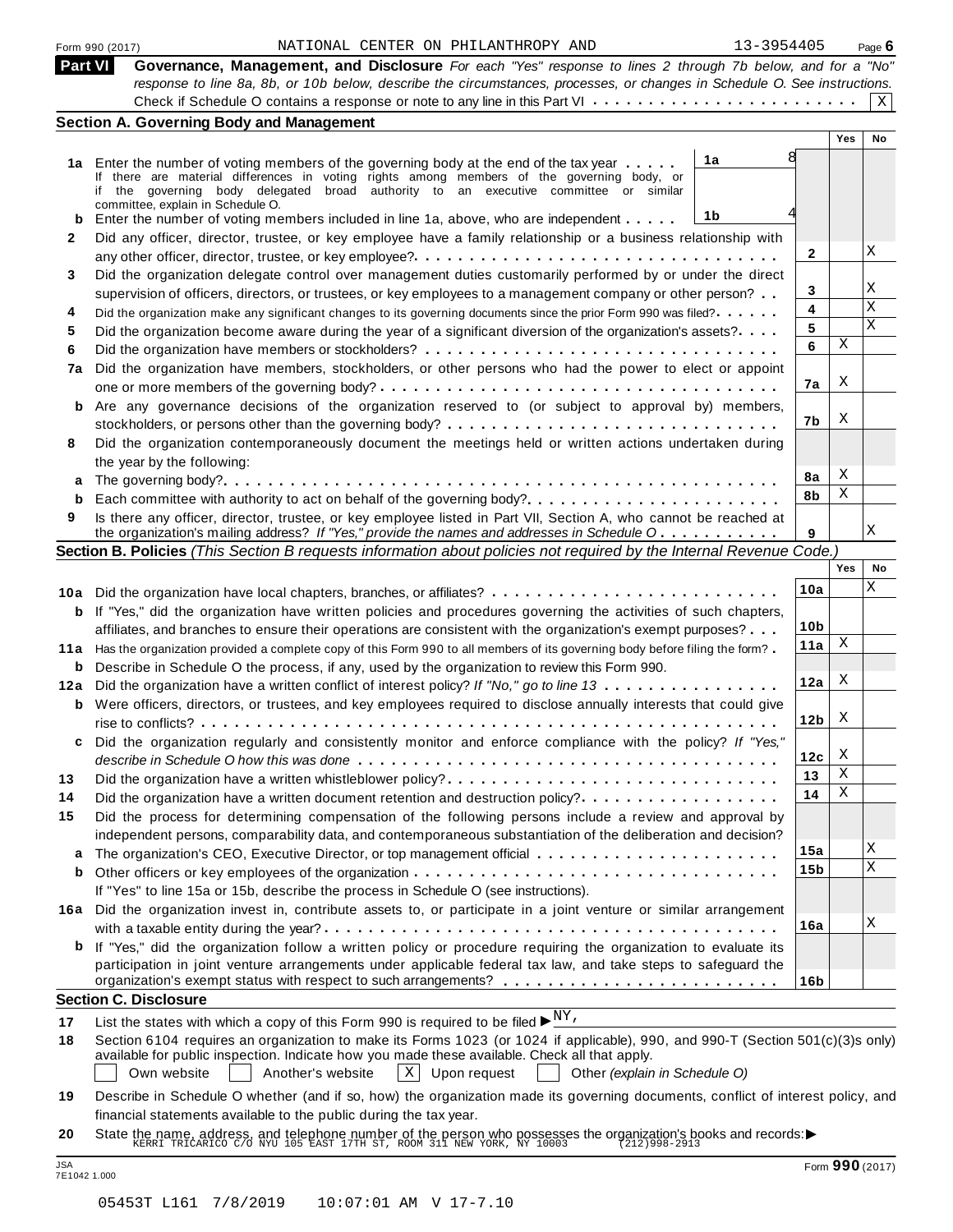Form 990 (2017) NATIONAL CENTER ON PHILANTHROPY AND 13-3954405 Page 6

## Part VI Governance, Management, and Disclosure

*For each "Yes" response to lines 2 through 7b below, and for a "No" response to line 8a, 8b, or 10b below, describe the circumstances, processes, or changes in Schedule O. See instructions.*

Check if Schedule O contains a response or note to any line in this Part VI . . . . . . . . . . . . . . . . . . . . . . . . [X]

### Section A. Governing Body and Management

| | | | | Yes | No |
|---|---|---|---|---|---|
| **1a** | Enter the number of voting members of the governing body at the end of the tax year . . . . . If there are material differences in voting rights among members of the governing body, or if the governing body delegated broad authority to an executive committee or similar committee, explain in Schedule O. | 1a | 8 | | |
| **b** | Enter the number of voting members included in line 1a, above, who are independent . . . . . | 1b | 4 | | |
| **2** | Did any officer, director, trustee, or key employee have a family relationship or a business relationship with any other officer, director, trustee, or key employee? | 2 | | | X |
| **3** | Did the organization delegate control over management duties customarily performed by or under the direct supervision of officers, directors, or trustees, or key employees to a management company or other person? | 3 | | | X |
| **4** | Did the organization make any significant changes to its governing documents since the prior Form 990 was filed? | 4 | | | X |
| **5** | Did the organization become aware during the year of a significant diversion of the organization's assets? | 5 | | | X |
| **6** | Did the organization have members or stockholders? | 6 | | X | |
| **7a** | Did the organization have members, stockholders, or other persons who had the power to elect or appoint one or more members of the governing body? | 7a | | X | |
| **b** | Are any governance decisions of the organization reserved to (or subject to approval by) members, stockholders, or persons other than the governing body? | 7b | | X | |
| **8** | Did the organization contemporaneously document the meetings held or written actions undertaken during the year by the following: | | | | |
| **a** | The governing body? | 8a | | X | |
| **b** | Each committee with authority to act on behalf of the governing body? | 8b | | X | |
| **9** | Is there any officer, director, trustee, or key employee listed in Part VII, Section A, who cannot be reached at the organization's mailing address? *If "Yes," provide the names and addresses in Schedule O* | 9 | | | X |

### Section B. Policies *(This Section B requests information about policies not required by the Internal Revenue Code.)*

| | | | Yes | No |
|---|---|---|---|---|
| **10a** | Did the organization have local chapters, branches, or affiliates? | 10a | | X |
| **b** | If "Yes," did the organization have written policies and procedures governing the activities of such chapters, affiliates, and branches to ensure their operations are consistent with the organization's exempt purposes? | 10b | | |
| **11a** | Has the organization provided a complete copy of this Form 990 to all members of its governing body before filing the form? | 11a | X | |
| **b** | Describe in Schedule O the process, if any, used by the organization to review this Form 990. | | | |
| **12a** | Did the organization have a written conflict of interest policy? *If "No," go to line 13* | 12a | X | |
| **b** | Were officers, directors, or trustees, and key employees required to disclose annually interests that could give rise to conflicts? | 12b | X | |
| **c** | Did the organization regularly and consistently monitor and enforce compliance with the policy? *If "Yes," describe in Schedule O how this was done* | 12c | X | |
| **13** | Did the organization have a written whistleblower policy? | 13 | X | |
| **14** | Did the organization have a written document retention and destruction policy? | 14 | X | |
| **15** | Did the process for determining compensation of the following persons include a review and approval by independent persons, comparability data, and contemporaneous substantiation of the deliberation and decision? | | | |
| **a** | The organization's CEO, Executive Director, or top management official | 15a | | X |
| **b** | Other officers or key employees of the organization | 15b | | X |
| | If "Yes" to line 15a or 15b, describe the process in Schedule O (see instructions). | | | |
| **16a** | Did the organization invest in, contribute assets to, or participate in a joint venture or similar arrangement with a taxable entity during the year? | 16a | | X |
| **b** | If "Yes," did the organization follow a written policy or procedure requiring the organization to evaluate its participation in joint venture arrangements under applicable federal tax law, and take steps to safeguard the organization's exempt status with respect to such arrangements? | 16b | | |

### Section C. Disclosure

**17** List the states with which a copy of this Form 990 is required to be filed ▶ NY,

**18** Section 6104 requires an organization to make its Forms 1023 (or 1024 if applicable), 990, and 990-T (Section 501(c)(3)s only) available for public inspection. Indicate how you made these available. Check all that apply.

[ ] Own website [ ] Another's website [X] Upon request [ ] Other *(explain in Schedule O)*

**19** Describe in Schedule O whether (and if so, how) the organization made its governing documents, conflict of interest policy, and financial statements available to the public during the tax year.

**20** State the name, address, and telephone number of the person who possesses the organization's books and records:▶
KERRI TRICARICO C/O NYU 105 EAST 17TH ST, ROOM 311 NEW YORK, NY 10003 (212)998-2913

JSA 7E1042 1.000 Form **990** (2017)

05453T L161 7/8/2019 10:07:01 AM V 17-7.10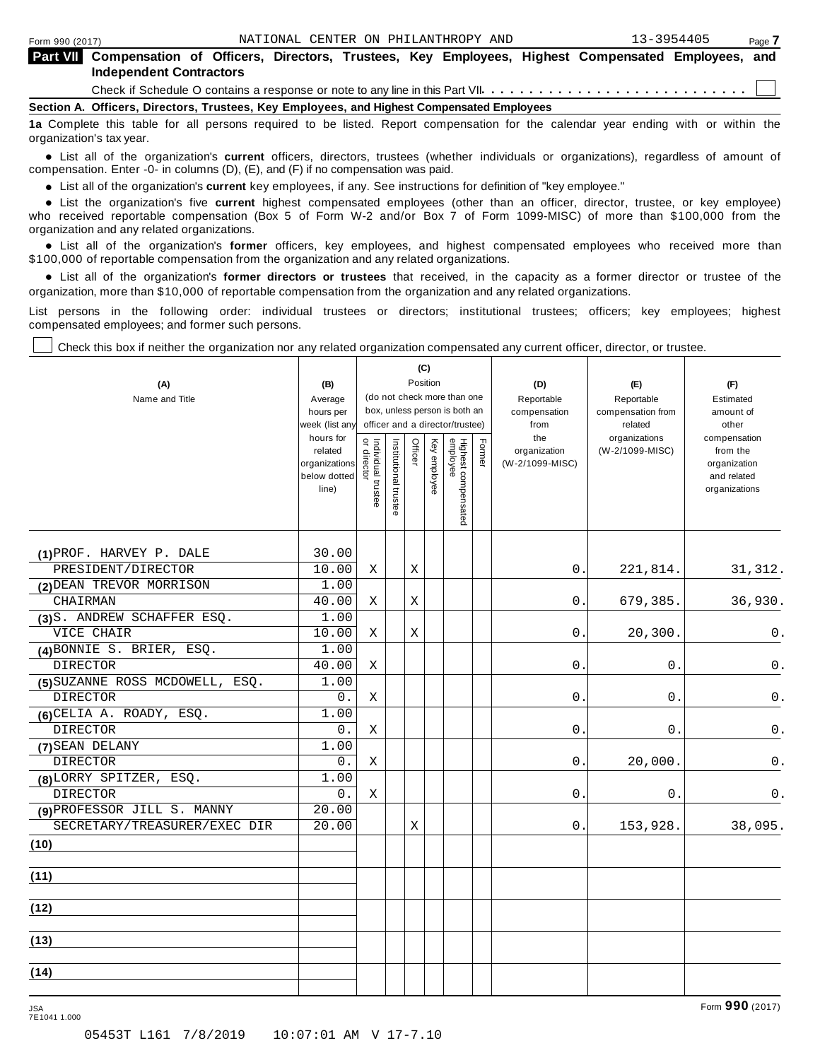Form 990 (2017) NATIONAL CENTER ON PHILANTHROPY AND 13-3954405

## Part VII Compensation of Officers, Directors, Trustees, Key Employees, Highest Compensated Employees, and Independent Contractors

Check if Schedule O contains a response or note to any line in this Part VII . . . . . . . . . . . . . . . . . . . . . . . . . . . . ☐

### Section A. Officers, Directors, Trustees, Key Employees, and Highest Compensated Employees

**1a** Complete this table for all persons required to be listed. Report compensation for the calendar year ending with or within the organization's tax year.

- List all of the organization's **current** officers, directors, trustees (whether individuals or organizations), regardless of amount of compensation. Enter -0- in columns (D), (E), and (F) if no compensation was paid.
- List all of the organization's **current** key employees, if any. See instructions for definition of "key employee."
- List the organization's five **current** highest compensated employees (other than an officer, director, trustee, or key employee) who received reportable compensation (Box 5 of Form W-2 and/or Box 7 of Form 1099-MISC) of more than $100,000 from the organization and any related organizations.
- List all of the organization's **former** officers, key employees, and highest compensated employees who received more than $100,000 of reportable compensation from the organization and any related organizations.
- List all of the organization's **former directors or trustees** that received, in the capacity as a former director or trustee of the organization, more than $10,000 of reportable compensation from the organization and any related organizations.

List persons in the following order: individual trustees or directors; institutional trustees; officers; key employees; highest compensated employees; and former such persons.

☐ Check this box if neither the organization nor any related organization compensated any current officer, director, or trustee.

| (A) Name and Title | (B) Average hours per week (list any hours for related organizations below dotted line) | (C) Position: Individual trustee or director | Institutional trustee | Officer | Key employee | Highest compensated employee | Former | (D) Reportable compensation from the organization (W-2/1099-MISC) | (E) Reportable compensation from related organizations (W-2/1099-MISC) | (F) Estimated amount of other compensation from the organization and related organizations |
|---|---|---|---|---|---|---|---|---|---|---|
| (1) PROF. HARVEY P. DALE<br>PRESIDENT/DIRECTOR | 30.00<br>10.00 | X | | X | | | | 0. | 221,814. | 31,312. |
| (2) DEAN TREVOR MORRISON<br>CHAIRMAN | 1.00<br>40.00 | X | | X | | | | 0. | 679,385. | 36,930. |
| (3) S. ANDREW SCHAFFER ESQ.<br>VICE CHAIR | 1.00<br>10.00 | X | | X | | | | 0. | 20,300. | 0. |
| (4) BONNIE S. BRIER, ESQ.<br>DIRECTOR | 1.00<br>40.00 | X | | | | | | 0. | 0. | 0. |
| (5) SUZANNE ROSS MCDOWELL, ESQ.<br>DIRECTOR | 1.00<br>0. | X | | | | | | 0. | 0. | 0. |
| (6) CELIA A. ROADY, ESQ.<br>DIRECTOR | 1.00<br>0. | X | | | | | | 0. | 0. | 0. |
| (7) SEAN DELANY<br>DIRECTOR | 1.00<br>0. | X | | | | | | 0. | 20,000. | 0. |
| (8) LORRY SPITZER, ESQ.<br>DIRECTOR | 1.00<br>0. | X | | | | | | 0. | 0. | 0. |
| (9) PROFESSOR JILL S. MANNY<br>SECRETARY/TREASURER/EXEC DIR | 20.00<br>20.00 | | | X | | | | 0. | 153,928. | 38,095. |
| (10) | | | | | | | | | | |
| (11) | | | | | | | | | | |
| (12) | | | | | | | | | | |
| (13) | | | | | | | | | | |
| (14) | | | | | | | | | | |

JSA 7E1041 1.000

Form **990** (2017)

05453T L161 7/8/2019 10:07:01 AM V 17-7.10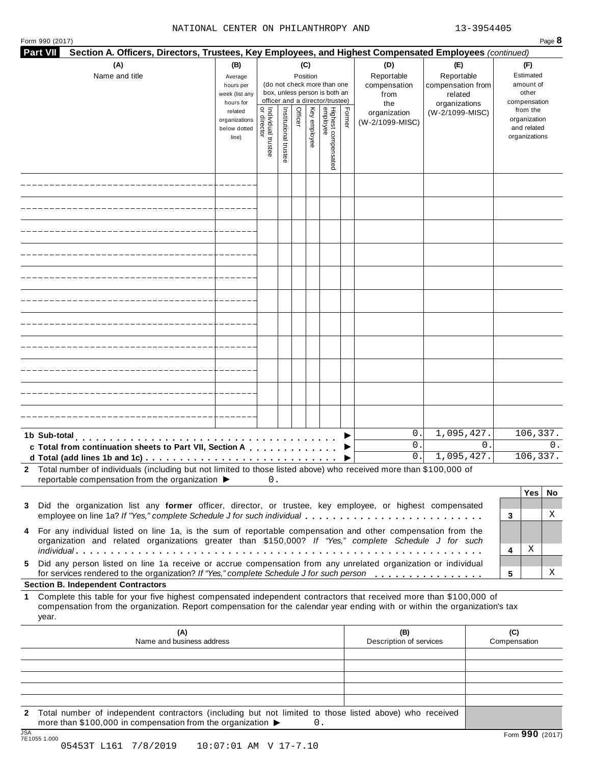NATIONAL CENTER ON PHILANTHROPY AND 13-3954405

Form 990 (2017) Page **8**

**Part VII Section A. Officers, Directors, Trustees, Key Employees, and Highest Compensated Employees** *(continued)*

| (A) Name and title | (B) Average hours per week (list any hours for related organizations below dotted line) | (C) Position (do not check more than one box, unless person is both an officer and a director/trustee) Individual trustee or director | Institutional trustee | Officer | Key employee | Highest compensated employee | Former | (D) Reportable compensation from the organization (W-2/1099-MISC) | (E) Reportable compensation from related organizations (W-2/1099-MISC) | (F) Estimated amount of other compensation from the organization and related organizations |
|---|---|---|---|---|---|---|---|---|---|---|
| | | | | | | | | | | |
| | | | | | | | | | | |
| | | | | | | | | | | |
| | | | | | | | | | | |
| | | | | | | | | | | |
| | | | | | | | | | | |
| | | | | | | | | | | |
| | | | | | | | | | | |
| | | | | | | | | | | |
| | | | | | | | | | | |
| | | | | | | | | | | |
| **1b Sub-total** ▶ | | | | | | | | 0. | 1,095,427. | 106,337. |
| **c Total from continuation sheets to Part VII, Section A** ▶ | | | | | | | | 0. | 0. | 0. |
| **d Total (add lines 1b and 1c)** ▶ | | | | | | | | 0. | 1,095,427. | 106,337. |

**2** Total number of individuals (including but not limited to those listed above) who received more than $100,000 of reportable compensation from the organization ▶ 0.

| | | Yes | No |
|---|---|---|---|
| **3** Did the organization list any **former** officer, director, or trustee, key employee, or highest compensated employee on line 1a? *If "Yes," complete Schedule J for such individual* | 3 | | X |
| **4** For any individual listed on line 1a, is the sum of reportable compensation and other compensation from the organization and related organizations greater than $150,000? *If "Yes," complete Schedule J for such individual* | 4 | X | |
| **5** Did any person listed on line 1a receive or accrue compensation from any unrelated organization or individual for services rendered to the organization? *If "Yes," complete Schedule J for such person* | 5 | | X |

**Section B. Independent Contractors**

**1** Complete this table for your five highest compensated independent contractors that received more than $100,000 of compensation from the organization. Report compensation for the calendar year ending with or within the organization's tax year.

| (A) Name and business address | (B) Description of services | (C) Compensation |
|---|---|---|
| | | |
| | | |
| | | |
| | | |
| | | |

**2** Total number of independent contractors (including but not limited to those listed above) who received more than $100,000 in compensation from the organization ▶ 0.

JSA 7E1055 1.000

05453T L161 7/8/2019 10:07:01 AM V 17-7.10

Form **990** (2017)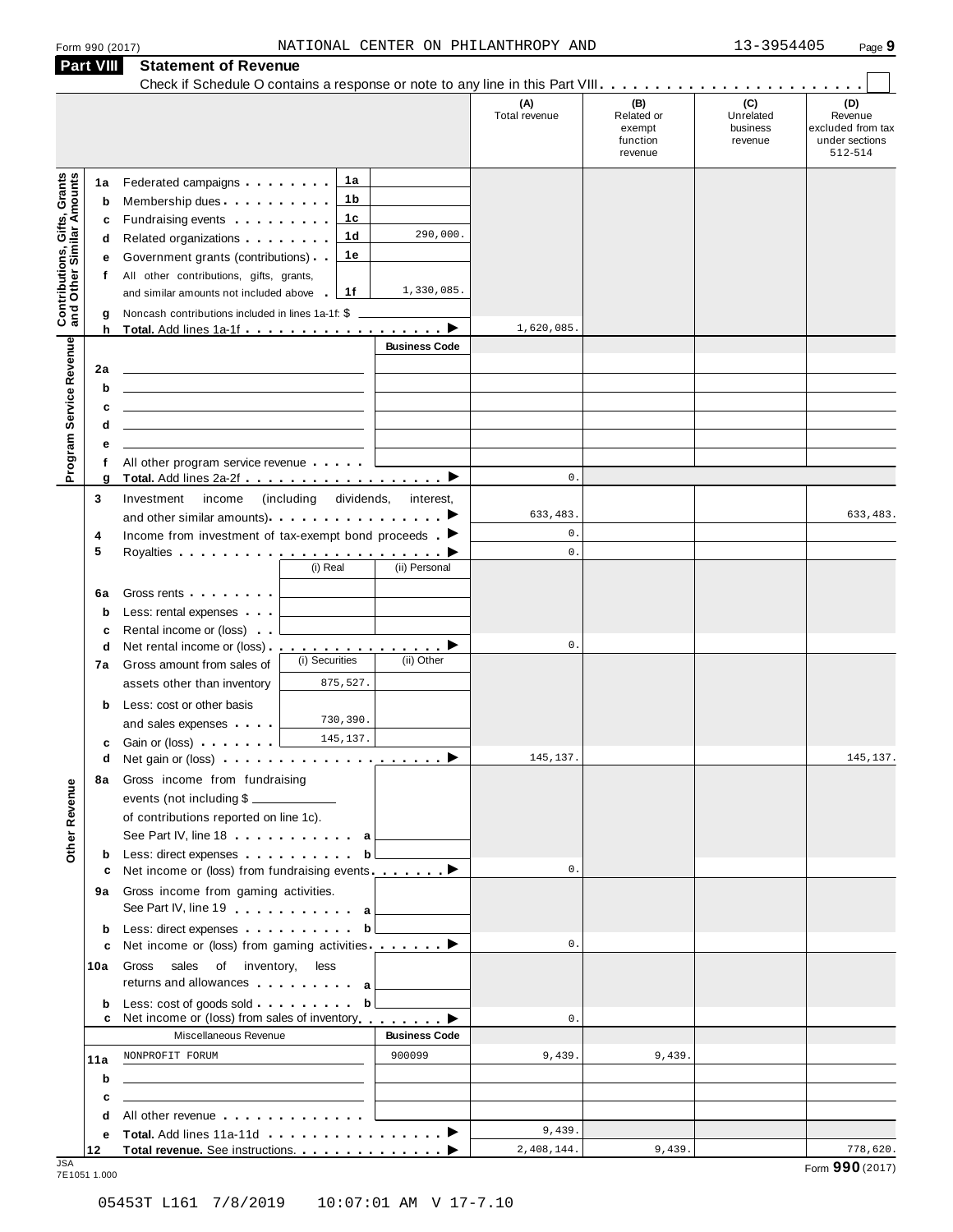Form 990 (2017) NATIONAL CENTER ON PHILANTHROPY AND 13-3954405

## Part VIII Statement of Revenue

Check if Schedule O contains a response or note to any line in this Part VIII . . . . . . . . . . . . . . . . . . . . . . . . ☐

| | | | | (A) Total revenue | (B) Related or exempt function revenue | (C) Unrelated business revenue | (D) Revenue excluded from tax under sections 512-514 |
|---|---|---|---|---|---|---|---|
| **Contributions, Gifts, Grants and Other Similar Amounts** | 1a | Federated campaigns | 1a | | | | |
| | b | Membership dues | 1b | | | | |
| | c | Fundraising events | 1c | | | | |
| | d | Related organizations | 1d 290,000. | | | | |
| | e | Government grants (contributions) | 1e | | | | |
| | f | All other contributions, gifts, grants, and similar amounts not included above | 1f 1,330,085. | | | | |
| | g | Noncash contributions included in lines 1a-1f: $ | | | | | |
| | h | **Total.** Add lines 1a-1f | ▶ | 1,620,085. | | | |
| **Program Service Revenue** | | | Business Code | | | | |
| | 2a | | | | | | |
| | b | | | | | | |
| | c | | | | | | |
| | d | | | | | | |
| | e | | | | | | |
| | f | All other program service revenue | | | | | |
| | g | **Total.** Add lines 2a-2f | ▶ | 0. | | | |
| **Other Revenue** | 3 | Investment income (including dividends, interest, and other similar amounts) | ▶ | 633,483. | | | 633,483. |
| | 4 | Income from investment of tax-exempt bond proceeds | ▶ | 0. | | | |
| | 5 | Royalties | ▶ | 0. | | | |
| | | | (i) Real / (ii) Personal | | | | |
| | 6a | Gross rents | | | | | |
| | b | Less: rental expenses | | | | | |
| | c | Rental income or (loss) | | | | | |
| | d | Net rental income or (loss) | ▶ | 0. | | | |
| | | | (i) Securities / (ii) Other | | | | |
| | 7a | Gross amount from sales of assets other than inventory | (i) 875,527. | | | | |
| | b | Less: cost or other basis and sales expenses | (i) 730,390. | | | | |
| | c | Gain or (loss) | (i) 145,137. | | | | |
| | d | Net gain or (loss) | ▶ | 145,137. | | | 145,137. |
| | 8a | Gross income from fundraising events (not including $ ______ of contributions reported on line 1c). See Part IV, line 18 | a | | | | |
| | b | Less: direct expenses | b | | | | |
| | c | Net income or (loss) from fundraising events | ▶ | 0. | | | |
| | 9a | Gross income from gaming activities. See Part IV, line 19 | a | | | | |
| | b | Less: direct expenses | b | | | | |
| | c | Net income or (loss) from gaming activities | ▶ | 0. | | | |
| | 10a | Gross sales of inventory, less returns and allowances | a | | | | |
| | b | Less: cost of goods sold | b | | | | |
| | c | Net income or (loss) from sales of inventory | ▶ | 0. | | | |
| | | Miscellaneous Revenue | Business Code | | | | |
| | 11a | NONPROFIT FORUM | 900099 | 9,439. | 9,439. | | |
| | b | | | | | | |
| | c | | | | | | |
| | d | All other revenue | | | | | |
| | e | **Total.** Add lines 11a-11d | ▶ | 9,439. | | | |
| | 12 | **Total revenue.** See instructions. | ▶ | 2,408,144. | 9,439. | | 778,620. |

JSA 7E1051 1.000

Form **990** (2017)

05453T L161 7/8/2019 10:07:01 AM V 17-7.10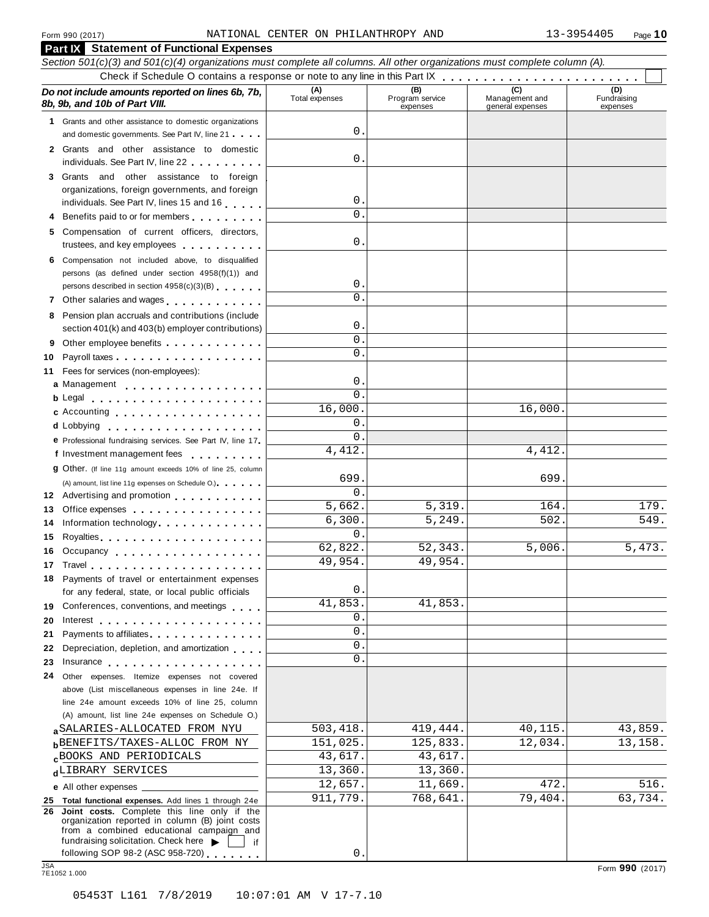Form 990 (2017) NATIONAL CENTER ON PHILANTHROPY AND 13-3954405

## Part IX Statement of Functional Expenses

*Section 501(c)(3) and 501(c)(4) organizations must complete all columns. All other organizations must complete column (A).*

Check if Schedule O contains a response or note to any line in this Part IX . . . . . . . . . . . . . . . . . . . . . . . . ☐

| *Do not include amounts reported on lines 6b, 7b, 8b, 9b, and 10b of Part VIII.* | (A) Total expenses | (B) Program service expenses | (C) Management and general expenses | (D) Fundraising expenses |
|---|---|---|---|---|
| **1** Grants and other assistance to domestic organizations and domestic governments. See Part IV, line 21 | 0. | | | |
| **2** Grants and other assistance to domestic individuals. See Part IV, line 22 | 0. | | | |
| **3** Grants and other assistance to foreign organizations, foreign governments, and foreign individuals. See Part IV, lines 15 and 16 | 0. | | | |
| **4** Benefits paid to or for members | 0. | | | |
| **5** Compensation of current officers, directors, trustees, and key employees | 0. | | | |
| **6** Compensation not included above, to disqualified persons (as defined under section 4958(f)(1)) and persons described in section 4958(c)(3)(B) | 0. | | | |
| **7** Other salaries and wages | 0. | | | |
| **8** Pension plan accruals and contributions (include section 401(k) and 403(b) employer contributions) | 0. | | | |
| **9** Other employee benefits | 0. | | | |
| **10** Payroll taxes | 0. | | | |
| **11** Fees for services (non-employees): | | | | |
| **a** Management | 0. | | | |
| **b** Legal | 0. | | | |
| **c** Accounting | 16,000. | | 16,000. | |
| **d** Lobbying | 0. | | | |
| **e** Professional fundraising services. See Part IV, line 17 | 0. | | | |
| **f** Investment management fees | 4,412. | | 4,412. | |
| **g** Other. (If line 11g amount exceeds 10% of line 25, column (A) amount, list line 11g expenses on Schedule O.) | 699. | | 699. | |
| **12** Advertising and promotion | 0. | | | |
| **13** Office expenses | 5,662. | 5,319. | 164. | 179. |
| **14** Information technology | 6,300. | 5,249. | 502. | 549. |
| **15** Royalties | 0. | | | |
| **16** Occupancy | 62,822. | 52,343. | 5,006. | 5,473. |
| **17** Travel | 49,954. | 49,954. | | |
| **18** Payments of travel or entertainment expenses for any federal, state, or local public officials | 0. | | | |
| **19** Conferences, conventions, and meetings | 41,853. | 41,853. | | |
| **20** Interest | 0. | | | |
| **21** Payments to affiliates | 0. | | | |
| **22** Depreciation, depletion, and amortization | 0. | | | |
| **23** Insurance | 0. | | | |
| **24** Other expenses. Itemize expenses not covered above (List miscellaneous expenses in line 24e. If line 24e amount exceeds 10% of line 25, column (A) amount, list line 24e expenses on Schedule O.) | | | | |
| **a** SALARIES-ALLOCATED FROM NYU | 503,418. | 419,444. | 40,115. | 43,859. |
| **b** BENEFITS/TAXES-ALLOC FROM NY | 151,025. | 125,833. | 12,034. | 13,158. |
| **c** BOOKS AND PERIODICALS | 43,617. | 43,617. | | |
| **d** LIBRARY SERVICES | 13,360. | 13,360. | | |
| **e** All other expenses | 12,657. | 11,669. | 472. | 516. |
| **25 Total functional expenses.** Add lines 1 through 24e | 911,779. | 768,641. | 79,404. | 63,734. |
| **26 Joint costs.** Complete this line only if the organization reported in column (B) joint costs from a combined educational campaign and fundraising solicitation. Check here ▶ ☐ if following SOP 98-2 (ASC 958-720) | 0. | | | |

JSA 7E1052 1.000

Form **990** (2017)

05453T L161 7/8/2019 10:07:01 AM V 17-7.10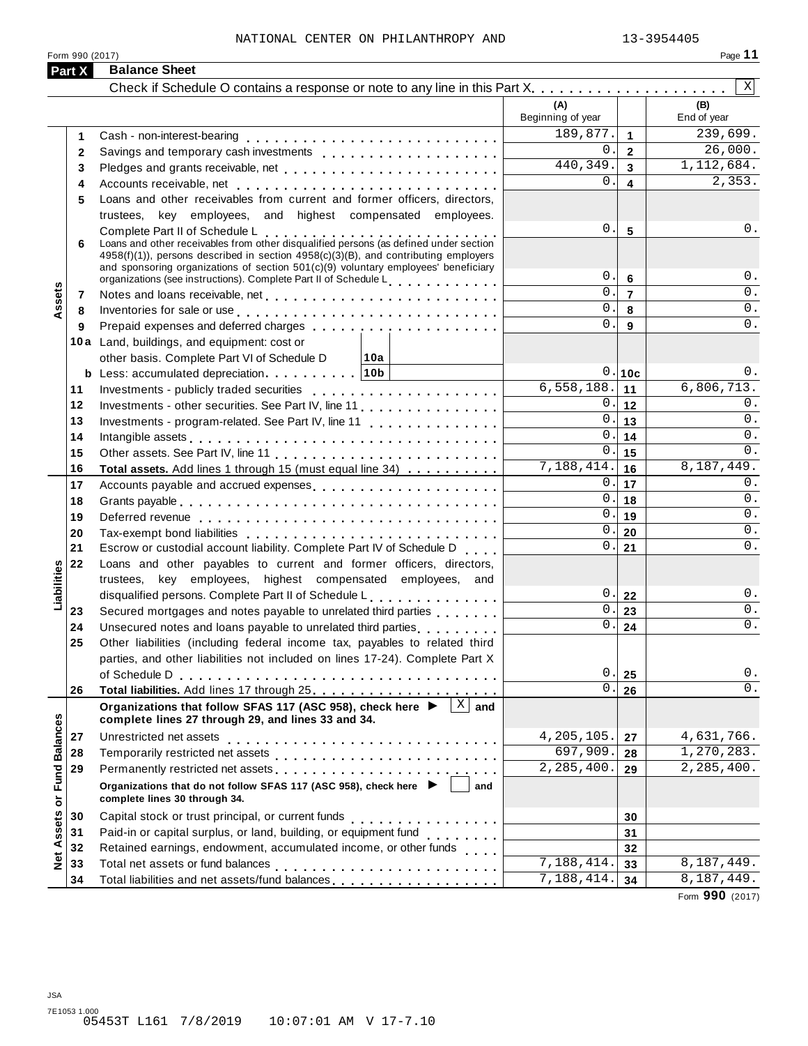NATIONAL CENTER ON PHILANTHROPY AND 13-3954405

Form 990 (2017)

## Part X Balance Sheet

Check if Schedule O contains a response or note to any line in this Part X . . . . . . . . . . . . . . . . . . . . [X]

| | | | (A) Beginning of year | | (B) End of year |
|---|---|---|---|---|---|
| **Assets** | 1 | Cash - non-interest-bearing | 189,877. | 1 | 239,699. |
| | 2 | Savings and temporary cash investments | 0. | 2 | 26,000. |
| | 3 | Pledges and grants receivable, net | 440,349. | 3 | 1,112,684. |
| | 4 | Accounts receivable, net | 0. | 4 | 2,353. |
| | 5 | Loans and other receivables from current and former officers, directors, trustees, key employees, and highest compensated employees. Complete Part II of Schedule L | 0. | 5 | 0. |
| | 6 | Loans and other receivables from other disqualified persons (as defined under section 4958(f)(1)), persons described in section 4958(c)(3)(B), and contributing employers and sponsoring organizations of section 501(c)(9) voluntary employees' beneficiary organizations (see instructions). Complete Part II of Schedule L | 0. | 6 | 0. |
| | 7 | Notes and loans receivable, net | 0. | 7 | 0. |
| | 8 | Inventories for sale or use | 0. | 8 | 0. |
| | 9 | Prepaid expenses and deferred charges | 0. | 9 | 0. |
| | 10a | Land, buildings, and equipment: cost or other basis. Complete Part VI of Schedule D [10a] | | | |
| | b | Less: accumulated depreciation [10b] | 0. | 10c | 0. |
| | 11 | Investments - publicly traded securities | 6,558,188. | 11 | 6,806,713. |
| | 12 | Investments - other securities. See Part IV, line 11 | 0. | 12 | 0. |
| | 13 | Investments - program-related. See Part IV, line 11 | 0. | 13 | 0. |
| | 14 | Intangible assets | 0. | 14 | 0. |
| | 15 | Other assets. See Part IV, line 11 | 0. | 15 | 0. |
| | 16 | **Total assets.** Add lines 1 through 15 (must equal line 34) | 7,188,414. | 16 | 8,187,449. |
| **Liabilities** | 17 | Accounts payable and accrued expenses | 0. | 17 | 0. |
| | 18 | Grants payable | 0. | 18 | 0. |
| | 19 | Deferred revenue | 0. | 19 | 0. |
| | 20 | Tax-exempt bond liabilities | 0. | 20 | 0. |
| | 21 | Escrow or custodial account liability. Complete Part IV of Schedule D | 0. | 21 | 0. |
| | 22 | Loans and other payables to current and former officers, directors, trustees, key employees, highest compensated employees, and disqualified persons. Complete Part II of Schedule L | 0. | 22 | 0. |
| | 23 | Secured mortgages and notes payable to unrelated third parties | 0. | 23 | 0. |
| | 24 | Unsecured notes and loans payable to unrelated third parties | 0. | 24 | 0. |
| | 25 | Other liabilities (including federal income tax, payables to related third parties, and other liabilities not included on lines 17-24). Complete Part X of Schedule D | 0. | 25 | 0. |
| | 26 | **Total liabilities.** Add lines 17 through 25 | 0. | 26 | 0. |
| **Net Assets or Fund Balances** | | **Organizations that follow SFAS 117 (ASC 958), check here ▶ [X] and complete lines 27 through 29, and lines 33 and 34.** | | | |
| | 27 | Unrestricted net assets | 4,205,105. | 27 | 4,631,766. |
| | 28 | Temporarily restricted net assets | 697,909. | 28 | 1,270,283. |
| | 29 | Permanently restricted net assets | 2,285,400. | 29 | 2,285,400. |
| | | **Organizations that do not follow SFAS 117 (ASC 958), check here ▶ [ ] and complete lines 30 through 34.** | | | |
| | 30 | Capital stock or trust principal, or current funds | | 30 | |
| | 31 | Paid-in or capital surplus, or land, building, or equipment fund | | 31 | |
| | 32 | Retained earnings, endowment, accumulated income, or other funds | | 32 | |
| | 33 | Total net assets or fund balances | 7,188,414. | 33 | 8,187,449. |
| | 34 | Total liabilities and net assets/fund balances | 7,188,414. | 34 | 8,187,449. |

Form **990** (2017)

JSA
7E1053 1.000
05453T L161 7/8/2019 10:07:01 AM V 17-7.10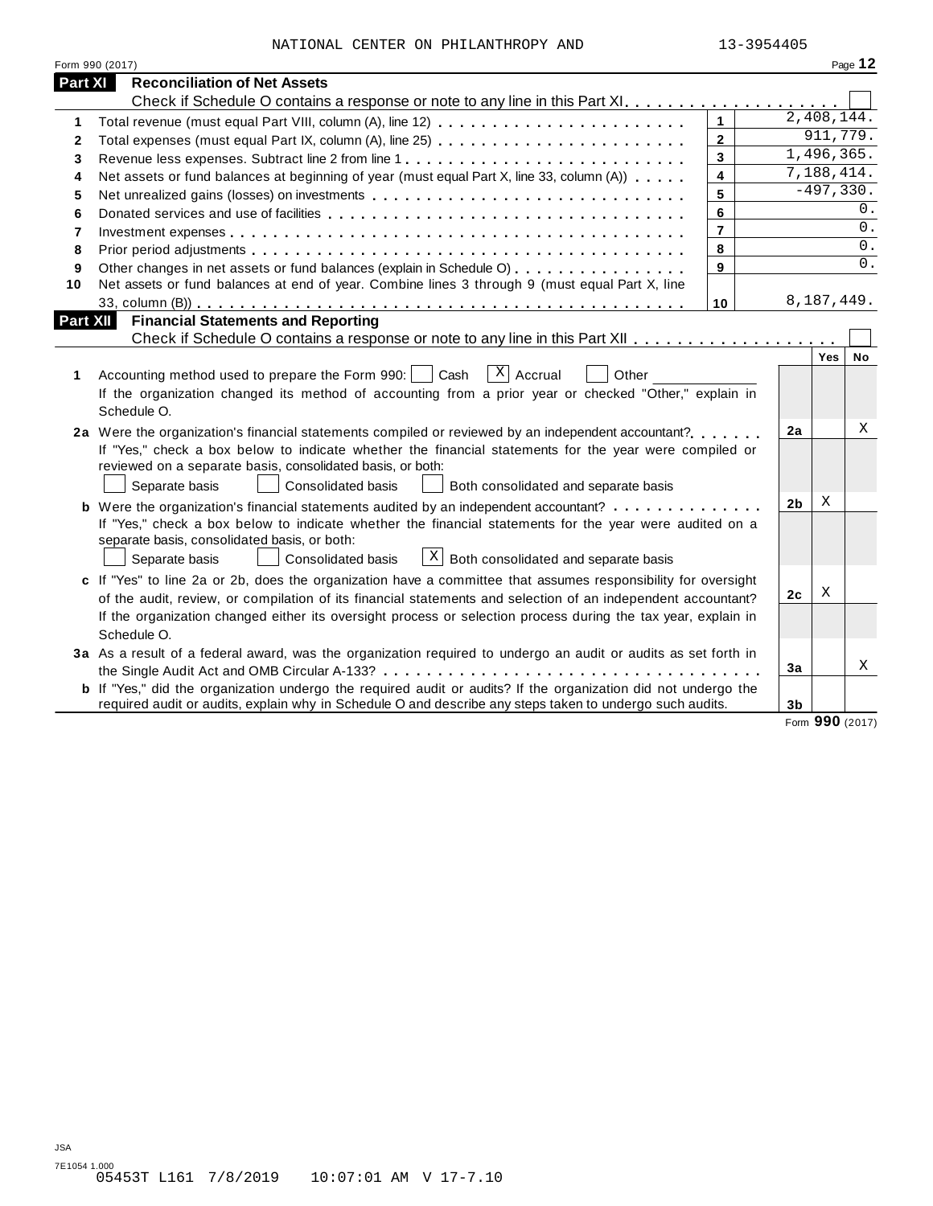NATIONAL CENTER ON PHILANTHROPY AND 13-3954405

## Part XI Reconciliation of Net Assets

Check if Schedule O contains a response or note to any line in this Part XI . . . . . . . . . . . . . . . . . . . . ☐

| | | | |
|---|---|---|---|
| 1 | Total revenue (must equal Part VIII, column (A), line 12) | 1 | 2,408,144. |
| 2 | Total expenses (must equal Part IX, column (A), line 25) | 2 | 911,779. |
| 3 | Revenue less expenses. Subtract line 2 from line 1 | 3 | 1,496,365. |
| 4 | Net assets or fund balances at beginning of year (must equal Part X, line 33, column (A)) | 4 | 7,188,414. |
| 5 | Net unrealized gains (losses) on investments | 5 | -497,330. |
| 6 | Donated services and use of facilities | 6 | 0. |
| 7 | Investment expenses | 7 | 0. |
| 8 | Prior period adjustments | 8 | 0. |
| 9 | Other changes in net assets or fund balances (explain in Schedule O) | 9 | 0. |
| 10 | Net assets or fund balances at end of year. Combine lines 3 through 9 (must equal Part X, line 33, column (B)) | 10 | 8,187,449. |

## Part XII Financial Statements and Reporting

Check if Schedule O contains a response or note to any line in this Part XII . . . . . . . . . . . . . . . . . . ☐

| | | | Yes | No |
|---|---|---|---|---|
| 1 | Accounting method used to prepare the Form 990: ☐ Cash ☒ Accrual ☐ Other<br>If the organization changed its method of accounting from a prior year or checked "Other," explain in Schedule O. | | | |
| 2a | Were the organization's financial statements compiled or reviewed by an independent accountant?<br>If "Yes," check a box below to indicate whether the financial statements for the year were compiled or reviewed on a separate basis, consolidated basis, or both:<br>☐ Separate basis ☐ Consolidated basis ☐ Both consolidated and separate basis | 2a | | X |
| b | Were the organization's financial statements audited by an independent accountant?<br>If "Yes," check a box below to indicate whether the financial statements for the year were audited on a separate basis, consolidated basis, or both:<br>☐ Separate basis ☐ Consolidated basis ☒ Both consolidated and separate basis | 2b | X | |
| c | If "Yes" to line 2a or 2b, does the organization have a committee that assumes responsibility for oversight of the audit, review, or compilation of its financial statements and selection of an independent accountant?<br>If the organization changed either its oversight process or selection process during the tax year, explain in Schedule O. | 2c | X | |
| 3a | As a result of a federal award, was the organization required to undergo an audit or audits as set forth in the Single Audit Act and OMB Circular A-133? | 3a | | X |
| b | If "Yes," did the organization undergo the required audit or audits? If the organization did not undergo the required audit or audits, explain in Schedule O and describe any steps taken to undergo such audits. | 3b | | |

Form **990** (2017)

JSA
7E1054 1.000
05453T L161 7/8/2019 10:07:01 AM V 17-7.10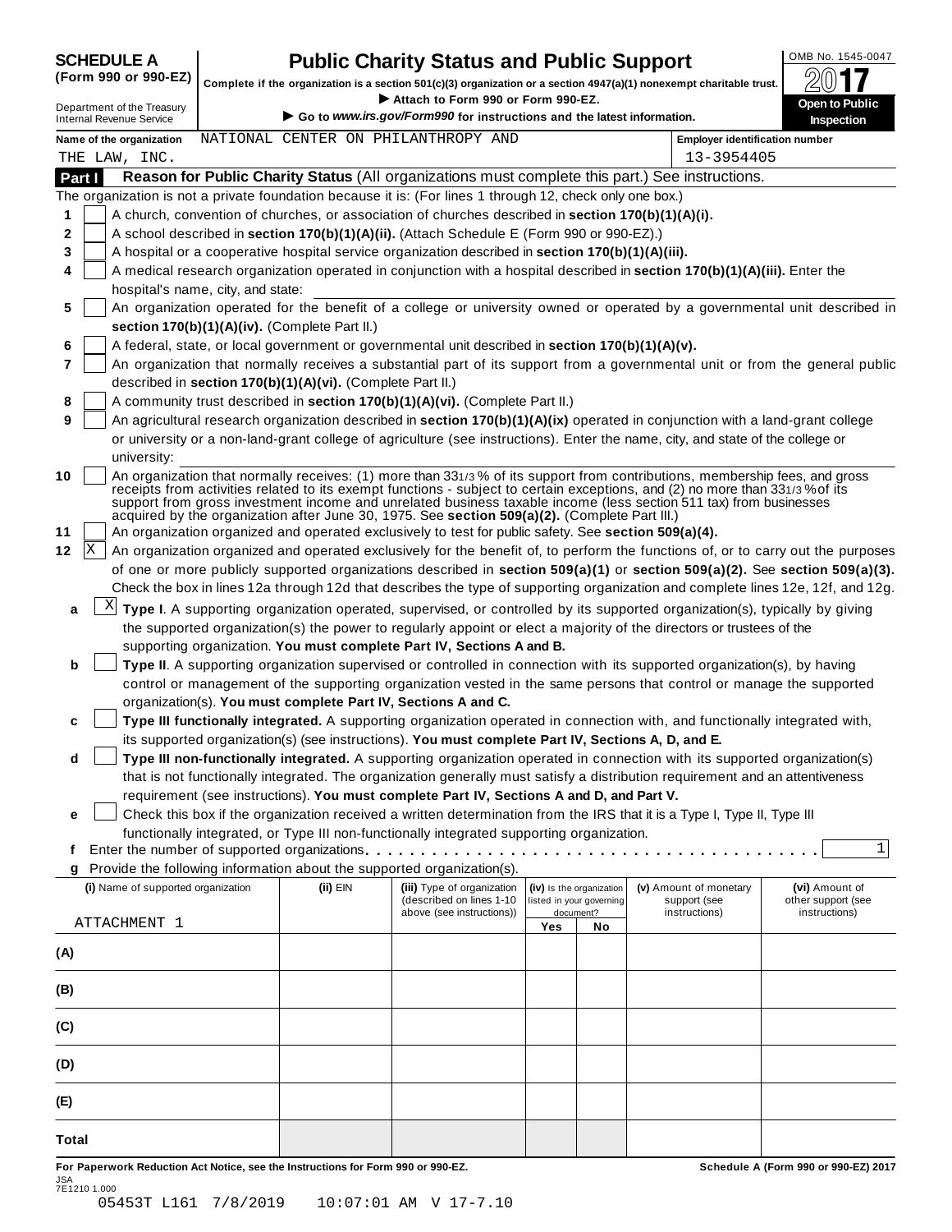**SCHEDULE A (Form 990 or 990-EZ)**

Department of the Treasury
Internal Revenue Service

# Public Charity Status and Public Support

**Complete if the organization is a section 501(c)(3) organization or a section 4947(a)(1) nonexempt charitable trust.**
▶ **Attach to Form 990 or Form 990-EZ.**
▶ **Go to *www.irs.gov/Form990* for instructions and the latest information.**

OMB No. 1545-0047
**2017**
**Open to Public Inspection**

**Name of the organization** NATIONAL CENTER ON PHILANTHROPY AND THE LAW, INC.

**Employer identification number** 13-3954405

## Part I Reason for Public Charity Status (All organizations must complete this part.) See instructions.

The organization is not a private foundation because it is: (For lines 1 through 12, check only one box.)

1. [ ] A church, convention of churches, or association of churches described in **section 170(b)(1)(A)(i).**
2. [ ] A school described in **section 170(b)(1)(A)(ii).** (Attach Schedule E (Form 990 or 990-EZ).)
3. [ ] A hospital or a cooperative hospital service organization described in **section 170(b)(1)(A)(iii).**
4. [ ] A medical research organization operated in conjunction with a hospital described in **section 170(b)(1)(A)(iii).** Enter the hospital's name, city, and state:
5. [ ] An organization operated for the benefit of a college or university owned or operated by a governmental unit described in **section 170(b)(1)(A)(iv).** (Complete Part II.)
6. [ ] A federal, state, or local government or governmental unit described in **section 170(b)(1)(A)(v).**
7. [ ] An organization that normally receives a substantial part of its support from a governmental unit or from the general public described in **section 170(b)(1)(A)(vi).** (Complete Part II.)
8. [ ] A community trust described in **section 170(b)(1)(A)(vi).** (Complete Part II.)
9. [ ] An agricultural research organization described in **section 170(b)(1)(A)(ix)** operated in conjunction with a land-grant college or university or a non-land-grant college of agriculture (see instructions). Enter the name, city, and state of the college or university:
10. [ ] An organization that normally receives: (1) more than 33 1/3 % of its support from contributions, membership fees, and gross receipts from activities related to its exempt functions - subject to certain exceptions, and (2) no more than 33 1/3 % of its support from gross investment income and unrelated business taxable income (less section 511 tax) from businesses acquired by the organization after June 30, 1975. See **section 509(a)(2).** (Complete Part III.)
11. [ ] An organization organized and operated exclusively to test for public safety. See **section 509(a)(4).**
12. [X] An organization organized and operated exclusively for the benefit of, to perform the functions of, or to carry out the purposes of one or more publicly supported organizations described in **section 509(a)(1)** or **section 509(a)(2).** See **section 509(a)(3).** Check the box in lines 12a through 12d that describes the type of supporting organization and complete lines 12e, 12f, and 12g.
   - **a** [X] **Type I**. A supporting organization operated, supervised, or controlled by its supported organization(s), typically by giving the supported organization(s) the power to regularly appoint or elect a majority of the directors or trustees of the supporting organization. **You must complete Part IV, Sections A and B.**
   - **b** [ ] **Type II**. A supporting organization supervised or controlled in connection with its supported organization(s), by having control or management of the supporting organization vested in the same persons that control or manage the supported organization(s). **You must complete Part IV, Sections A and C.**
   - **c** [ ] **Type III functionally integrated.** A supporting organization operated in connection with, and functionally integrated with, its supported organization(s) (see instructions). **You must complete Part IV, Sections A, D, and E.**
   - **d** [ ] **Type III non-functionally integrated.** A supporting organization operated in connection with its supported organization(s) that is not functionally integrated. The organization generally must satisfy a distribution requirement and an attentiveness requirement (see instructions). **You must complete Part IV, Sections A and D, and Part V.**
   - **e** [ ] Check this box if the organization received a written determination from the IRS that it is a Type I, Type II, Type III functionally integrated, or Type III non-functionally integrated supporting organization.
   - **f** Enter the number of supported organizations . . . . . 1
   - **g** Provide the following information about the supported organization(s).

| (i) Name of supported organization | (ii) EIN | (iii) Type of organization (described on lines 1-10 above (see instructions)) | (iv) Is the organization listed in your governing document? Yes | No | (v) Amount of monetary support (see instructions) | (vi) Amount of other support (see instructions) |
|---|---|---|---|---|---|---|
| ATTACHMENT 1 | | | | | | |
| (A) | | | | | | |
| (B) | | | | | | |
| (C) | | | | | | |
| (D) | | | | | | |
| (E) | | | | | | |
| **Total** | | | | | | |

**For Paperwork Reduction Act Notice, see the Instructions for Form 990 or 990-EZ.** **Schedule A (Form 990 or 990-EZ) 2017**

JSA
7E1210 1.000
05453T L161 7/8/2019 10:07:01 AM V 17-7.10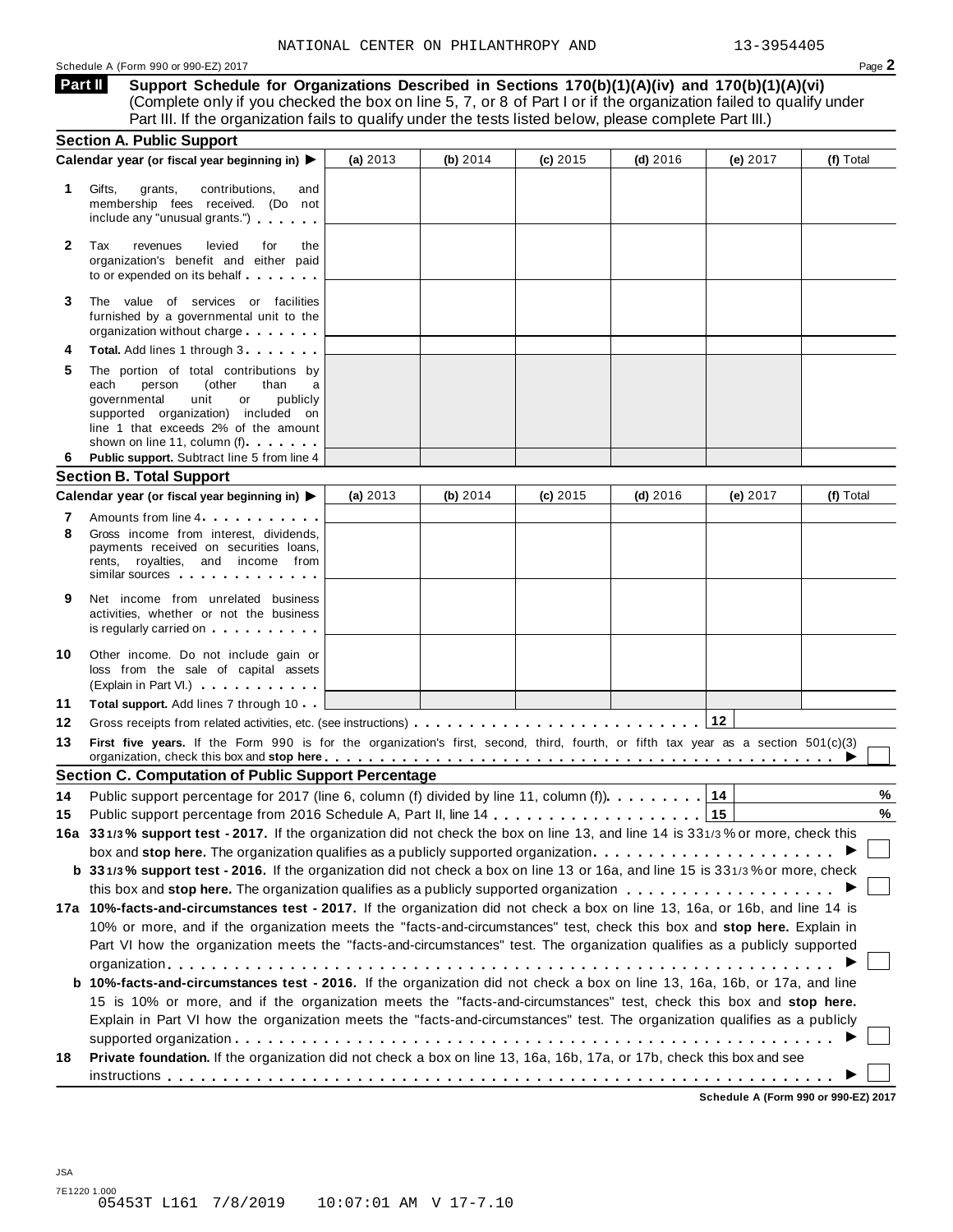NATIONAL CENTER ON PHILANTHROPY AND 13-3954405

Schedule A (Form 990 or 990-EZ) 2017

**Part II Support Schedule for Organizations Described in Sections 170(b)(1)(A)(iv) and 170(b)(1)(A)(vi)**
(Complete only if you checked the box on line 5, 7, or 8 of Part I or if the organization failed to qualify under Part III. If the organization fails to qualify under the tests listed below, please complete Part III.)

## Section A. Public Support

| Calendar year (or fiscal year beginning in) ▶ | (a) 2013 | (b) 2014 | (c) 2015 | (d) 2016 | (e) 2017 | (f) Total |
|---|---|---|---|---|---|---|
| **1** Gifts, grants, contributions, and membership fees received. (Do not include any "unusual grants.") | | | | | | |
| **2** Tax revenues levied for the organization's benefit and either paid to or expended on its behalf | | | | | | |
| **3** The value of services or facilities furnished by a governmental unit to the organization without charge | | | | | | |
| **4** **Total.** Add lines 1 through 3 | | | | | | |
| **5** The portion of total contributions by each person (other than a governmental unit or publicly supported organization) included on line 1 that exceeds 2% of the amount shown on line 11, column (f) | | | | | | |
| **6** **Public support.** Subtract line 5 from line 4 | | | | | | |

## Section B. Total Support

| Calendar year (or fiscal year beginning in) ▶ | (a) 2013 | (b) 2014 | (c) 2015 | (d) 2016 | (e) 2017 | (f) Total |
|---|---|---|---|---|---|---|
| **7** Amounts from line 4 | | | | | | |
| **8** Gross income from interest, dividends, payments received on securities loans, rents, royalties, and income from similar sources | | | | | | |
| **9** Net income from unrelated business activities, whether or not the business is regularly carried on | | | | | | |
| **10** Other income. Do not include gain or loss from the sale of capital assets (Explain in Part VI.) | | | | | | |
| **11** **Total support.** Add lines 7 through 10 | | | | | | |

**12** Gross receipts from related activities, etc. (see instructions) . . . **12**

**13** **First five years.** If the Form 990 is for the organization's first, second, third, fourth, or fifth tax year as a section 501(c)(3) organization, check this box and **stop here** ▶ ☐

## Section C. Computation of Public Support Percentage

**14** Public support percentage for 2017 (line 6, column (f) divided by line 11, column (f)) . . . **14** %

**15** Public support percentage from 2016 Schedule A, Part II, line 14 . . . **15** %

**16a** **33 1/3 % support test - 2017.** If the organization did not check the box on line 13, and line 14 is 33 1/3 % or more, check this box and **stop here.** The organization qualifies as a publicly supported organization ▶ ☐

**b** **33 1/3 % support test - 2016.** If the organization did not check a box on line 13 or 16a, and line 15 is 33 1/3 % or more, check this box and **stop here.** The organization qualifies as a publicly supported organization ▶ ☐

**17a** **10%-facts-and-circumstances test - 2017.** If the organization did not check a box on line 13, 16a, or 16b, and line 14 is 10% or more, and if the organization meets the "facts-and-circumstances" test, check this box and **stop here.** Explain in Part VI how the organization meets the "facts-and-circumstances" test. The organization qualifies as a publicly supported organization ▶ ☐

**b** **10%-facts-and-circumstances test - 2016.** If the organization did not check a box on line 13, 16a, 16b, or 17a, and line 15 is 10% or more, and if the organization meets the "facts-and-circumstances" test, check this box and **stop here.** Explain in Part VI how the organization meets the "facts-and-circumstances" test. The organization qualifies as a publicly supported organization ▶ ☐

**18** **Private foundation.** If the organization did not check a box on line 13, 16a, 16b, 17a, or 17b, check this box and see instructions ▶ ☐

**Schedule A (Form 990 or 990-EZ) 2017**

JSA
7E1220 1.000
05453T L161 7/8/2019 10:07:01 AM V 17-7.10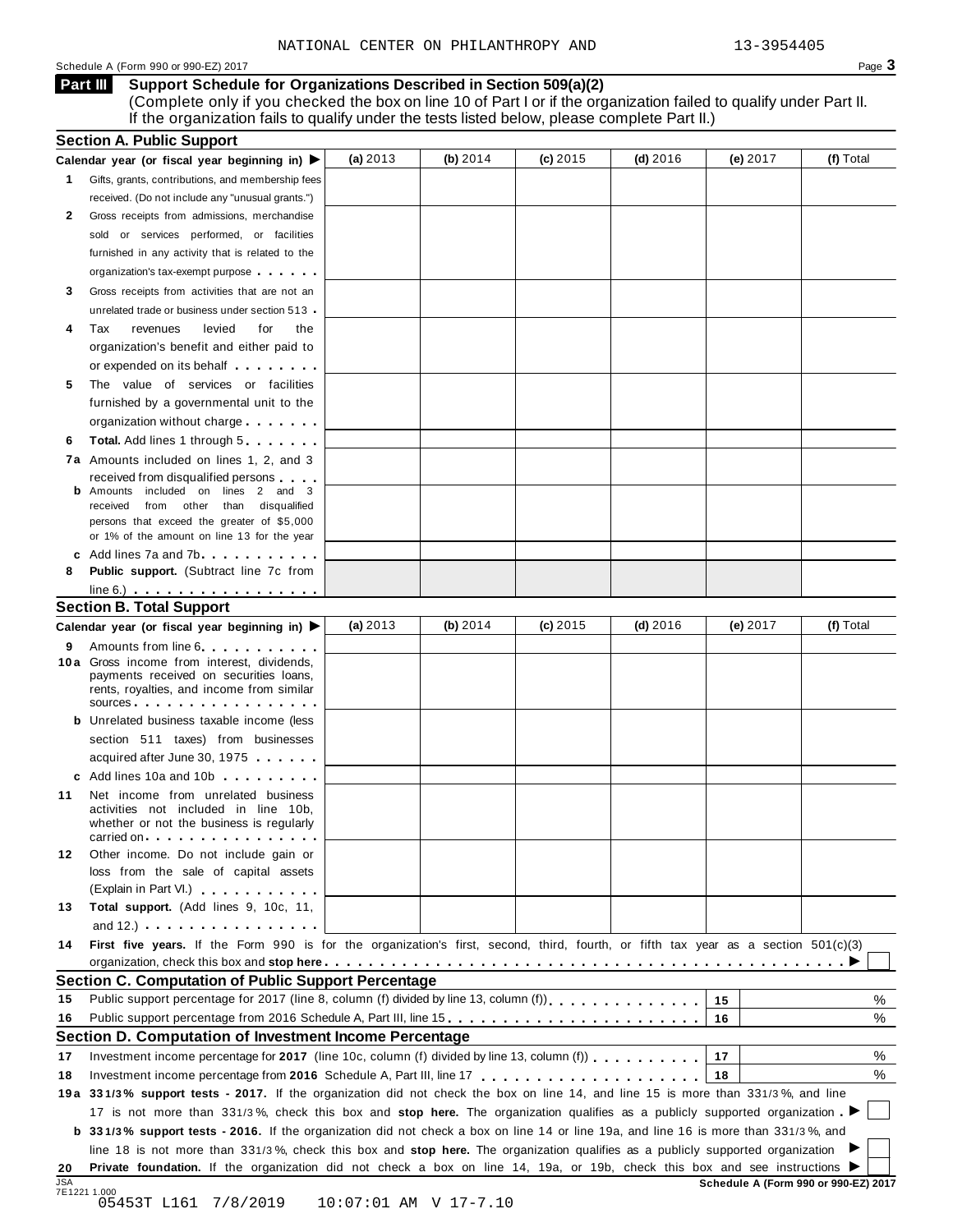NATIONAL CENTER ON PHILANTHROPY AND 13-3954405

Schedule A (Form 990 or 990-EZ) 2017 Page 3

## Part III Support Schedule for Organizations Described in Section 509(a)(2)

(Complete only if you checked the box on line 10 of Part I or if the organization failed to qualify under Part II. If the organization fails to qualify under the tests listed below, please complete Part II.)

### Section A. Public Support

| Calendar year (or fiscal year beginning in) ▶ | (a) 2013 | (b) 2014 | (c) 2015 | (d) 2016 | (e) 2017 | (f) Total |
|---|---|---|---|---|---|---|
| 1 Gifts, grants, contributions, and membership fees received. (Do not include any "unusual grants.") | | | | | | |
| 2 Gross receipts from admissions, merchandise sold or services performed, or facilities furnished in any activity that is related to the organization's tax-exempt purpose | | | | | | |
| 3 Gross receipts from activities that are not an unrelated trade or business under section 513 | | | | | | |
| 4 Tax revenues levied for the organization's benefit and either paid to or expended on its behalf | | | | | | |
| 5 The value of services or facilities furnished by a governmental unit to the organization without charge | | | | | | |
| 6 **Total.** Add lines 1 through 5 | | | | | | |
| 7a Amounts included on lines 1, 2, and 3 received from disqualified persons | | | | | | |
| b Amounts included on lines 2 and 3 received from other than disqualified persons that exceed the greater of $5,000 or 1% of the amount on line 13 for the year | | | | | | |
| c Add lines 7a and 7b | | | | | | |
| 8 **Public support.** (Subtract line 7c from line 6.) | | | | | | |

### Section B. Total Support

| Calendar year (or fiscal year beginning in) ▶ | (a) 2013 | (b) 2014 | (c) 2015 | (d) 2016 | (e) 2017 | (f) Total |
|---|---|---|---|---|---|---|
| 9 Amounts from line 6 | | | | | | |
| 10a Gross income from interest, dividends, payments received on securities loans, rents, royalties, and income from similar sources | | | | | | |
| b Unrelated business taxable income (less section 511 taxes) from businesses acquired after June 30, 1975 | | | | | | |
| c Add lines 10a and 10b | | | | | | |
| 11 Net income from unrelated business activities not included in line 10b, whether or not the business is regularly carried on | | | | | | |
| 12 Other income. Do not include gain or loss from the sale of capital assets (Explain in Part VI.) | | | | | | |
| 13 **Total support.** (Add lines 9, 10c, 11, and 12.) | | | | | | |

14 **First five years.** If the Form 990 is for the organization's first, second, third, fourth, or fifth tax year as a section 501(c)(3) organization, check this box and **stop here** ▶ ☐

### Section C. Computation of Public Support Percentage

| | | | |
|---|---|---|---|
| 15 | Public support percentage for 2017 (line 8, column (f) divided by line 13, column (f)) | 15 | % |
| 16 | Public support percentage from 2016 Schedule A, Part III, line 15 | 16 | % |

### Section D. Computation of Investment Income Percentage

| | | | |
|---|---|---|---|
| 17 | Investment income percentage for **2017** (line 10c, column (f) divided by line 13, column (f)) | 17 | % |
| 18 | Investment income percentage from **2016** Schedule A, Part III, line 17 | 18 | % |

19a **33 1/3% support tests - 2017.** If the organization did not check the box on line 14, and line 15 is more than 33 1/3%, and line 17 is not more than 33 1/3%, check this box and **stop here.** The organization qualifies as a publicly supported organization ▶ ☐

b **33 1/3% support tests - 2016.** If the organization did not check a box on line 14 or line 19a, and line 16 is more than 33 1/3%, and line 18 is not more than 33 1/3%, check this box and **stop here.** The organization qualifies as a publicly supported organization ▶ ☐

20 **Private foundation.** If the organization did not check a box on line 14, 19a, or 19b, check this box and see instructions ▶ ☐

JSA
7E1221 1.000

**Schedule A (Form 990 or 990-EZ) 2017**

05453T L161 7/8/2019 10:07:01 AM V 17-7.10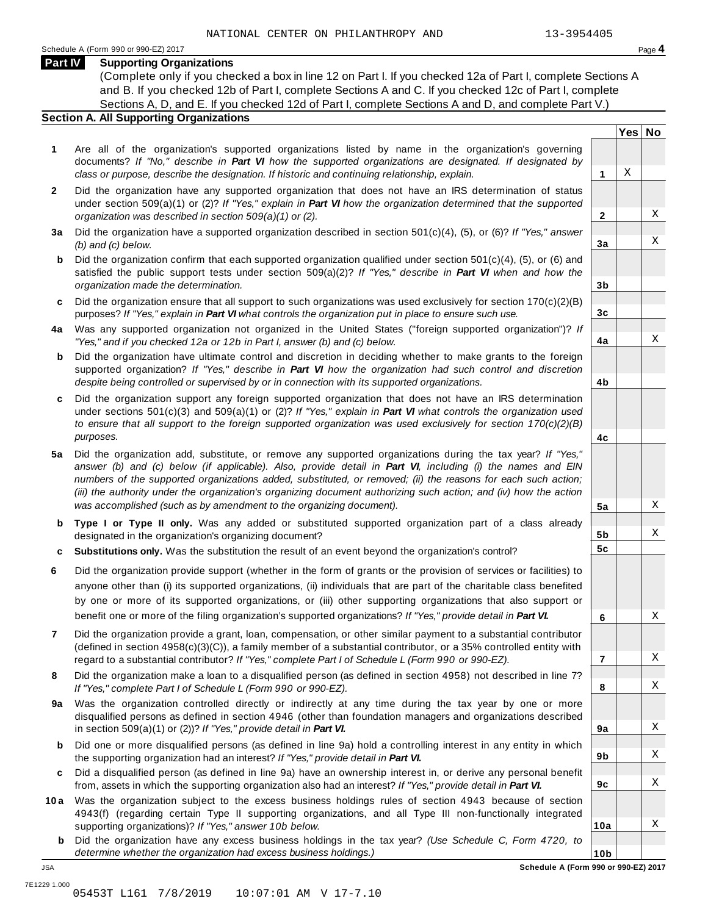NATIONAL CENTER ON PHILANTHROPY AND 13-3954405

Schedule A (Form 990 or 990-EZ) 2017 Page **4**

## Part IV Supporting Organizations

(Complete only if you checked a box in line 12 on Part I. If you checked 12a of Part I, complete Sections A and B. If you checked 12b of Part I, complete Sections A and C. If you checked 12c of Part I, complete Sections A, D, and E. If you checked 12d of Part I, complete Sections A and D, and complete Part V.)

### Section A. All Supporting Organizations

| | | Line | Yes | No |
|---|---|---|---|---|
| **1** | Are all of the organization's supported organizations listed by name in the organization's governing documents? *If "No," describe in* ***Part VI*** *how the supported organizations are designated. If designated by class or purpose, describe the designation. If historic and continuing relationship, explain.* | **1** | X | |
| **2** | Did the organization have any supported organization that does not have an IRS determination of status under section 509(a)(1) or (2)? *If "Yes," explain in* ***Part VI*** *how the organization determined that the supported organization was described in section 509(a)(1) or (2).* | **2** | | X |
| **3a** | Did the organization have a supported organization described in section 501(c)(4), (5), or (6)? *If "Yes," answer (b) and (c) below.* | **3a** | | X |
| **b** | Did the organization confirm that each supported organization qualified under section 501(c)(4), (5), or (6) and satisfied the public support tests under section 509(a)(2)? *If "Yes," describe in* ***Part VI*** *when and how the organization made the determination.* | **3b** | | |
| **c** | Did the organization ensure that all support to such organizations was used exclusively for section 170(c)(2)(B) purposes? *If "Yes," explain in* ***Part VI*** *what controls the organization put in place to ensure such use.* | **3c** | | |
| **4a** | Was any supported organization not organized in the United States ("foreign supported organization")? *If "Yes," and if you checked 12a or 12b in Part I, answer (b) and (c) below.* | **4a** | | X |
| **b** | Did the organization have ultimate control and discretion in deciding whether to make grants to the foreign supported organization? *If "Yes," describe in* ***Part VI*** *how the organization had such control and discretion despite being controlled or supervised by or in connection with its supported organizations.* | **4b** | | |
| **c** | Did the organization support any foreign supported organization that does not have an IRS determination under sections 501(c)(3) and 509(a)(1) or (2)? *If "Yes," explain in* ***Part VI*** *what controls the organization used to ensure that all support to the foreign supported organization was used exclusively for section 170(c)(2)(B) purposes.* | **4c** | | |
| **5a** | Did the organization add, substitute, or remove any supported organizations during the tax year? *If "Yes," answer (b) and (c) below (if applicable). Also, provide detail in* ***Part VI****, including (i) the names and EIN numbers of the supported organizations added, substituted, or removed; (ii) the reasons for each such action; (iii) the authority under the organization's organizing document authorizing such action; and (iv) how the action was accomplished (such as by amendment to the organizing document).* | **5a** | | X |
| **b** | **Type I or Type II only.** Was any added or substituted supported organization part of a class already designated in the organization's organizing document? | **5b** | | X |
| **c** | **Substitutions only.** Was the substitution the result of an event beyond the organization's control? | **5c** | | |
| **6** | Did the organization provide support (whether in the form of grants or the provision of services or facilities) to anyone other than (i) its supported organizations, (ii) individuals that are part of the charitable class benefited by one or more of its supported organizations, or (iii) other supporting organizations that also support or benefit one or more of the filing organization's supported organizations? *If "Yes," provide detail in* ***Part VI.*** | **6** | | X |
| **7** | Did the organization provide a grant, loan, compensation, or other similar payment to a substantial contributor (defined in section 4958(c)(3)(C)), a family member of a substantial contributor, or a 35% controlled entity with regard to a substantial contributor? *If "Yes," complete Part I of Schedule L (Form 990 or 990-EZ).* | **7** | | X |
| **8** | Did the organization make a loan to a disqualified person (as defined in section 4958) not described in line 7? *If "Yes," complete Part I of Schedule L (Form 990 or 990-EZ).* | **8** | | X |
| **9a** | Was the organization controlled directly or indirectly at any time during the tax year by one or more disqualified persons as defined in section 4946 (other than foundation managers and organizations described in section 509(a)(1) or (2))? *If "Yes," provide detail in* ***Part VI.*** | **9a** | | X |
| **b** | Did one or more disqualified persons (as defined in line 9a) hold a controlling interest in any entity in which the supporting organization had an interest? *If "Yes," provide detail in* ***Part VI.*** | **9b** | | X |
| **c** | Did a disqualified person (as defined in line 9a) have an ownership interest in, or derive any personal benefit from, assets in which the supporting organization also had an interest? *If "Yes," provide detail in* ***Part VI.*** | **9c** | | X |
| **10a** | Was the organization subject to the excess business holdings rules of section 4943 because of section 4943(f) (regarding certain Type II supporting organizations, and all Type III non-functionally integrated supporting organizations)? *If "Yes," answer 10b below.* | **10a** | | X |
| **b** | Did the organization have any excess business holdings in the tax year? *(Use Schedule C, Form 4720, to determine whether the organization had excess business holdings.)* | **10b** | | |

JSA **Schedule A (Form 990 or 990-EZ) 2017**

7E1229 1.000
05453T L161 7/8/2019 10:07:01 AM V 17-7.10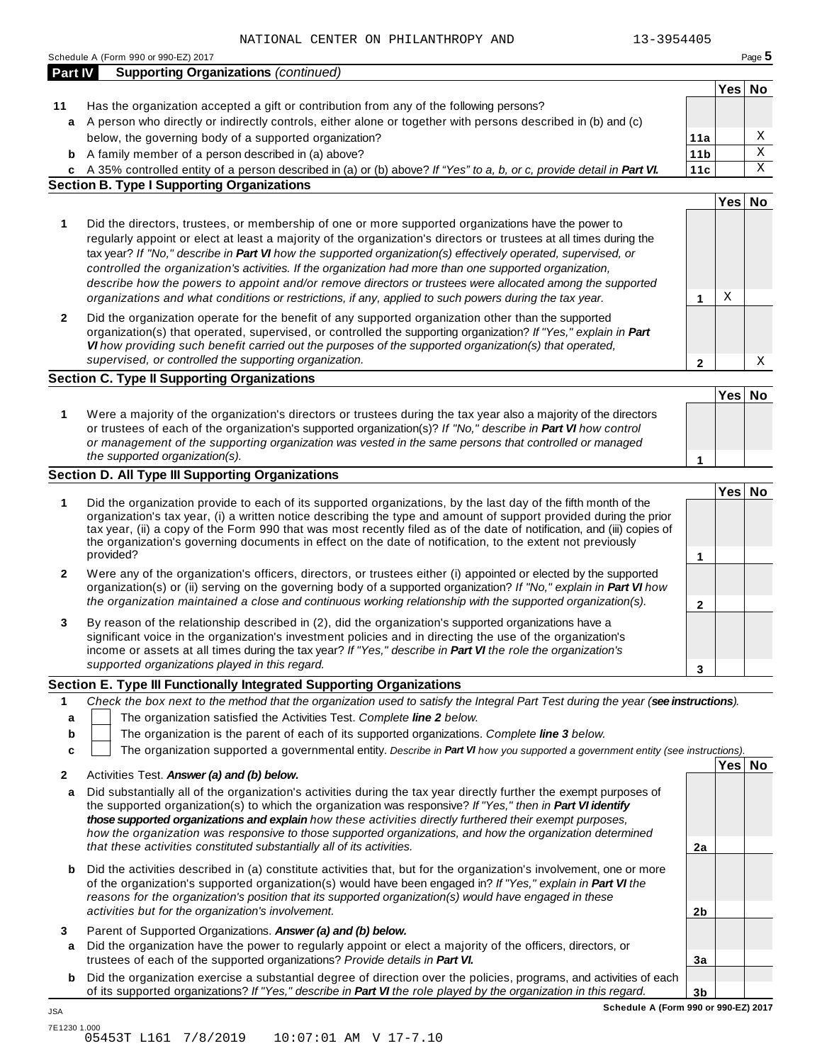NATIONAL CENTER ON PHILANTHROPY AND 13-3954405

Schedule A (Form 990 or 990-EZ) 2017

## Part IV Supporting Organizations *(continued)*

| | | | Yes | No |
|---|---|---|---|---|
| **11** | Has the organization accepted a gift or contribution from any of the following persons? | | | |
| **a** | A person who directly or indirectly controls, either alone or together with persons described in (b) and (c) below, the governing body of a supported organization? | **11a** | | X |
| **b** | A family member of a person described in (a) above? | **11b** | | X |
| **c** | A 35% controlled entity of a person described in (a) or (b) above? *If "Yes" to a, b, or c, provide detail in* ***Part VI.*** | **11c** | | X |

### Section B. Type I Supporting Organizations

| | | | Yes | No |
|---|---|---|---|---|
| **1** | Did the directors, trustees, or membership of one or more supported organizations have the power to regularly appoint or elect at least a majority of the organization's directors or trustees at all times during the tax year? *If "No," describe in* ***Part VI*** *how the supported organization(s) effectively operated, supervised, or controlled the organization's activities. If the organization had more than one supported organization, describe how the powers to appoint and/or remove directors or trustees were allocated among the supported organizations and what conditions or restrictions, if any, applied to such powers during the tax year.* | **1** | X | |
| **2** | Did the organization operate for the benefit of any supported organization other than the supported organization(s) that operated, supervised, or controlled the supporting organization? *If "Yes," explain in* ***Part VI*** *how providing such benefit carried out the purposes of the supported organization(s) that operated, supervised, or controlled the supporting organization.* | **2** | | X |

### Section C. Type II Supporting Organizations

| | | | Yes | No |
|---|---|---|---|---|
| **1** | Were a majority of the organization's directors or trustees during the tax year also a majority of the directors or trustees of each of the organization's supported organization(s)? *If "No," describe in* ***Part VI*** *how control or management of the supporting organization was vested in the same persons that controlled or managed the supported organization(s).* | **1** | | |

### Section D. All Type III Supporting Organizations

| | | | Yes | No |
|---|---|---|---|---|
| **1** | Did the organization provide to each of its supported organizations, by the last day of the fifth month of the organization's tax year, (i) a written notice describing the type and amount of support provided during the prior tax year, (ii) a copy of the Form 990 that was most recently filed as of the date of notification, and (iii) copies of the organization's governing documents in effect on the date of notification, to the extent not previously provided? | **1** | | |
| **2** | Were any of the organization's officers, directors, or trustees either (i) appointed or elected by the supported organization(s) or (ii) serving on the governing body of a supported organization? *If "No," explain in* ***Part VI*** *how the organization maintained a close and continuous working relationship with the supported organization(s).* | **2** | | |
| **3** | By reason of the relationship described in (2), did the organization's supported organizations have a significant voice in the organization's investment policies and in directing the use of the organization's income or assets at all times during the tax year? *If "Yes," describe in* ***Part VI*** *the role the organization's supported organizations played in this regard.* | **3** | | |

### Section E. Type III Functionally Integrated Supporting Organizations

**1** *Check the box next to the method that the organization used to satisfy the Integral Part Test during the year (****see instructions****).*

- **a** ☐ The organization satisfied the Activities Test. *Complete* ***line 2*** *below.*
- **b** ☐ The organization is the parent of each of its supported organizations. *Complete* ***line 3*** *below.*
- **c** ☐ The organization supported a governmental entity. *Describe in* ***Part VI*** *how you supported a government entity (see instructions).*

| | | | Yes | No |
|---|---|---|---|---|
| **2** | Activities Test. ***Answer (a) and (b) below.*** | | | |
| **a** | Did substantially all of the organization's activities during the tax year directly further the exempt purposes of the supported organization(s) to which the organization was responsive? *If "Yes," then in* ***Part VI identify those supported organizations and explain*** *how these activities directly furthered their exempt purposes, how the organization was responsive to those supported organizations, and how the organization determined that these activities constituted substantially all of its activities.* | **2a** | | |
| **b** | Did the activities described in (a) constitute activities that, but for the organization's involvement, one or more of the organization's supported organization(s) would have been engaged in? *If "Yes," explain in* ***Part VI*** *the reasons for the organization's position that its supported organization(s) would have engaged in these activities but for the organization's involvement.* | **2b** | | |
| **3** | Parent of Supported Organizations. ***Answer (a) and (b) below.*** | | | |
| **a** | Did the organization have the power to regularly appoint or elect a majority of the officers, directors, or trustees of each of the supported organizations? *Provide details in* ***Part VI.*** | **3a** | | |
| **b** | Did the organization exercise a substantial degree of direction over the policies, programs, and activities of each of its supported organizations? *If "Yes," describe in* ***Part VI*** *the role played by the organization in this regard.* | **3b** | | |

**Schedule A (Form 990 or 990-EZ) 2017**

JSA
7E1230 1.000
05453T L161 7/8/2019 10:07:01 AM V 17-7.10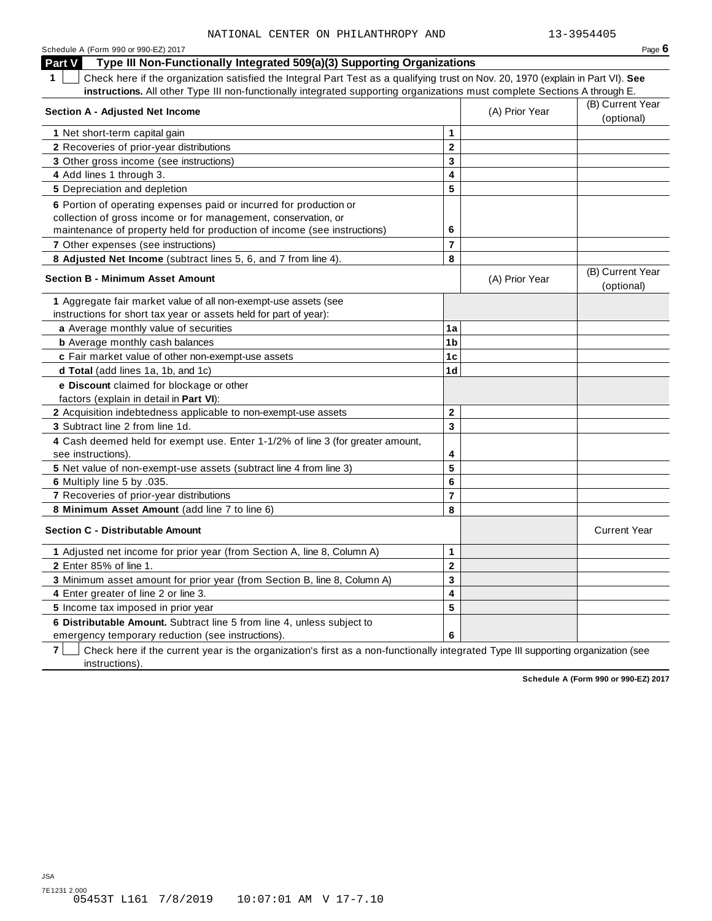NATIONAL CENTER ON PHILANTHROPY AND 13-3954405

Schedule A (Form 990 or 990-EZ) 2017

## Part V Type III Non-Functionally Integrated 509(a)(3) Supporting Organizations

**1** ☐ Check here if the organization satisfied the Integral Part Test as a qualifying trust on Nov. 20, 1970 (explain in Part VI). **See instructions.** All other Type III non-functionally integrated supporting organizations must complete Sections A through E.

| Section A - Adjusted Net Income | | (A) Prior Year | (B) Current Year (optional) |
|---|---|---|---|
| 1 Net short-term capital gain | 1 | | |
| 2 Recoveries of prior-year distributions | 2 | | |
| 3 Other gross income (see instructions) | 3 | | |
| 4 Add lines 1 through 3. | 4 | | |
| 5 Depreciation and depletion | 5 | | |
| 6 Portion of operating expenses paid or incurred for production or collection of gross income or for management, conservation, or maintenance of property held for production of income (see instructions) | 6 | | |
| 7 Other expenses (see instructions) | 7 | | |
| 8 **Adjusted Net Income** (subtract lines 5, 6, and 7 from line 4). | 8 | | |

| Section B - Minimum Asset Amount | | (A) Prior Year | (B) Current Year (optional) |
|---|---|---|---|
| 1 Aggregate fair market value of all non-exempt-use assets (see instructions for short tax year or assets held for part of year): | | | |
| a Average monthly value of securities | 1a | | |
| b Average monthly cash balances | 1b | | |
| c Fair market value of other non-exempt-use assets | 1c | | |
| d **Total** (add lines 1a, 1b, and 1c) | 1d | | |
| e **Discount** claimed for blockage or other factors (explain in detail in **Part VI**): | | | |
| 2 Acquisition indebtedness applicable to non-exempt-use assets | 2 | | |
| 3 Subtract line 2 from line 1d. | 3 | | |
| 4 Cash deemed held for exempt use. Enter 1-1/2% of line 3 (for greater amount, see instructions). | 4 | | |
| 5 Net value of non-exempt-use assets (subtract line 4 from line 3) | 5 | | |
| 6 Multiply line 5 by .035. | 6 | | |
| 7 Recoveries of prior-year distributions | 7 | | |
| 8 **Minimum Asset Amount** (add line 7 to line 6) | 8 | | |

| Section C - Distributable Amount | | | Current Year |
|---|---|---|---|
| 1 Adjusted net income for prior year (from Section A, line 8, Column A) | 1 | | |
| 2 Enter 85% of line 1. | 2 | | |
| 3 Minimum asset amount for prior year (from Section B, line 8, Column A) | 3 | | |
| 4 Enter greater of line 2 or line 3. | 4 | | |
| 5 Income tax imposed in prior year | 5 | | |
| 6 **Distributable Amount.** Subtract line 5 from line 4, unless subject to emergency temporary reduction (see instructions). | 6 | | |

**7** ☐ Check here if the current year is the organization's first as a non-functionally integrated Type III supporting organization (see instructions).

**Schedule A (Form 990 or 990-EZ) 2017**

JSA
7E1231 2.000
05453T L161 7/8/2019 10:07:01 AM V 17-7.10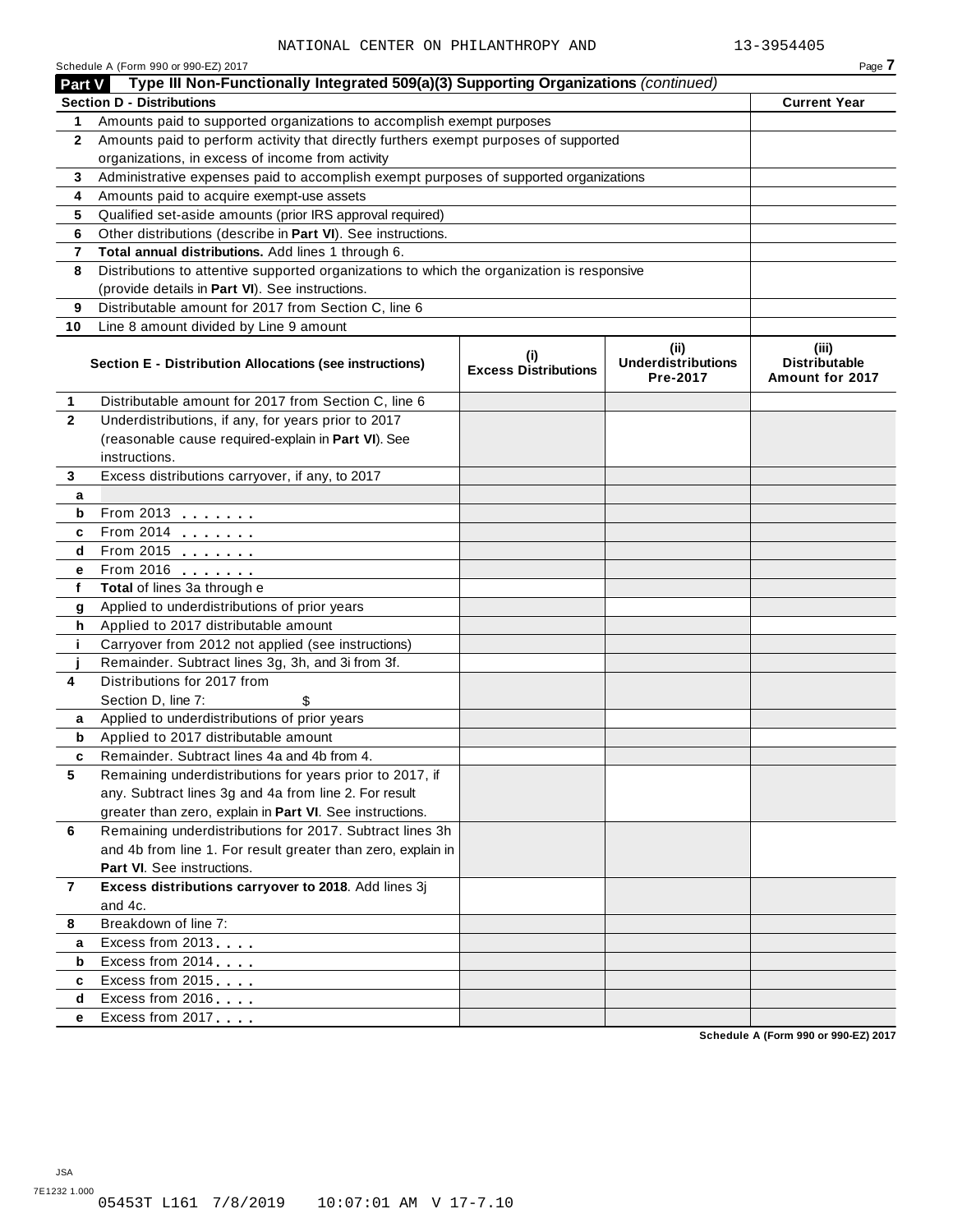NATIONAL CENTER ON PHILANTHROPY AND 13-3954405

Schedule A (Form 990 or 990-EZ) 2017

**Part V Type III Non-Functionally Integrated 509(a)(3) Supporting Organizations** *(continued)*

| **Section D - Distributions** | | **Current Year** |
|---|---|---|
| **1** | Amounts paid to supported organizations to accomplish exempt purposes | |
| **2** | Amounts paid to perform activity that directly furthers exempt purposes of supported organizations, in excess of income from activity | |
| **3** | Administrative expenses paid to accomplish exempt purposes of supported organizations | |
| **4** | Amounts paid to acquire exempt-use assets | |
| **5** | Qualified set-aside amounts (prior IRS approval required) | |
| **6** | Other distributions (describe in **Part VI**). See instructions. | |
| **7** | **Total annual distributions.** Add lines 1 through 6. | |
| **8** | Distributions to attentive supported organizations to which the organization is responsive (provide details in **Part VI**). See instructions. | |
| **9** | Distributable amount for 2017 from Section C, line 6 | |
| **10** | Line 8 amount divided by Line 9 amount | |

| | **Section E - Distribution Allocations (see instructions)** | **(i) Excess Distributions** | **(ii) Underdistributions Pre-2017** | **(iii) Distributable Amount for 2017** |
|---|---|---|---|---|
| **1** | Distributable amount for 2017 from Section C, line 6 | | | |
| **2** | Underdistributions, if any, for years prior to 2017 (reasonable cause required-explain in **Part VI**). See instructions. | | | |
| **3** | Excess distributions carryover, if any, to 2017 | | | |
| **a** | | | | |
| **b** | From 2013 | | | |
| **c** | From 2014 | | | |
| **d** | From 2015 | | | |
| **e** | From 2016 | | | |
| **f** | **Total** of lines 3a through e | | | |
| **g** | Applied to underdistributions of prior years | | | |
| **h** | Applied to 2017 distributable amount | | | |
| **i** | Carryover from 2012 not applied (see instructions) | | | |
| **j** | Remainder. Subtract lines 3g, 3h, and 3i from 3f. | | | |
| **4** | Distributions for 2017 from Section D, line 7: $ | | | |
| **a** | Applied to underdistributions of prior years | | | |
| **b** | Applied to 2017 distributable amount | | | |
| **c** | Remainder. Subtract lines 4a and 4b from 4. | | | |
| **5** | Remaining underdistributions for years prior to 2017, if any. Subtract lines 3g and 4a from line 2. For result greater than zero, explain in **Part VI**. See instructions. | | | |
| **6** | Remaining underdistributions for 2017. Subtract lines 3h and 4b from line 1. For result greater than zero, explain in **Part VI**. See instructions. | | | |
| **7** | **Excess distributions carryover to 2018**. Add lines 3j and 4c. | | | |
| **8** | Breakdown of line 7: | | | |
| **a** | Excess from 2013 | | | |
| **b** | Excess from 2014 | | | |
| **c** | Excess from 2015 | | | |
| **d** | Excess from 2016 | | | |
| **e** | Excess from 2017 | | | |

Schedule A (Form 990 or 990-EZ) 2017

JSA
7E1232 1.000
05453T L161 7/8/2019 10:07:01 AM V 17-7.10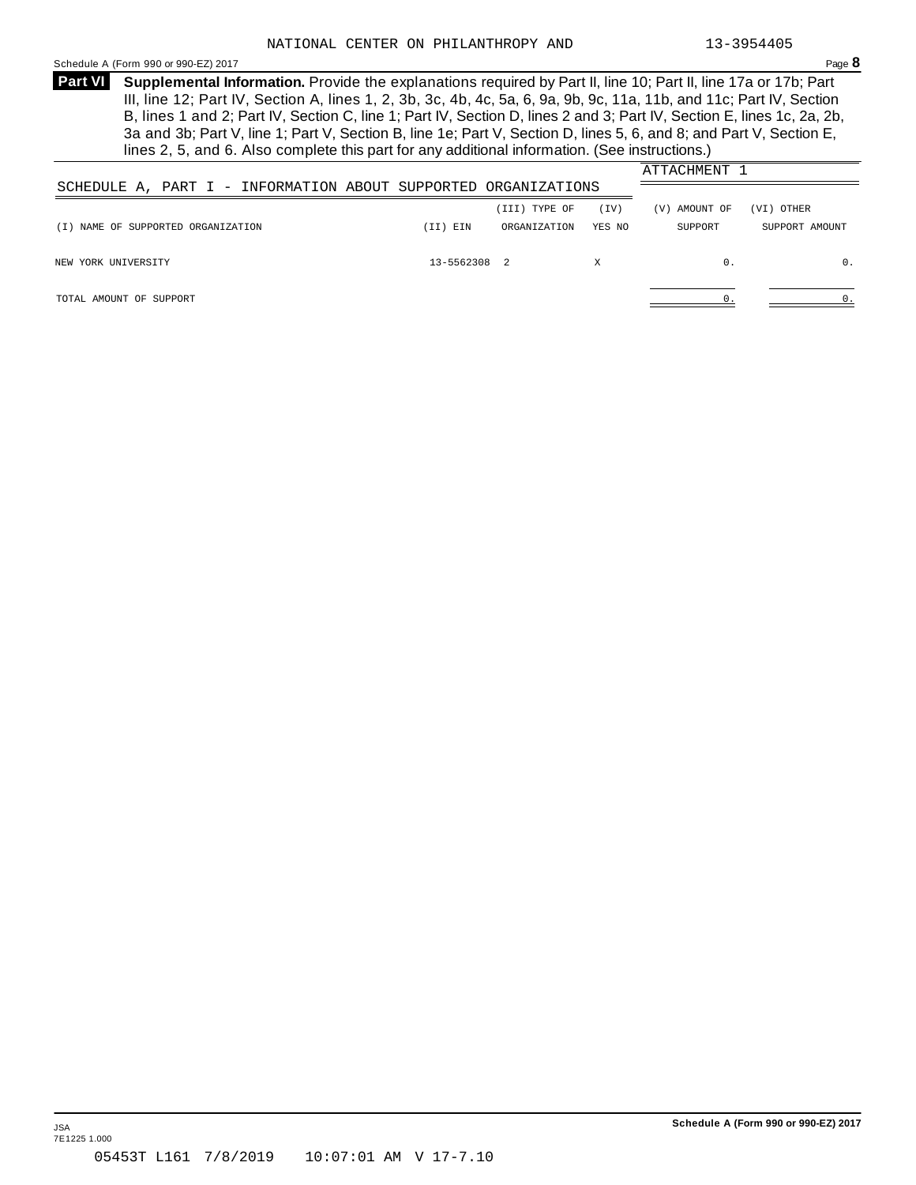**Part VI** **Supplemental Information.** Provide the explanations required by Part II, line 10; Part II, line 17a or 17b; Part III, line 12; Part IV, Section A, lines 1, 2, 3b, 3c, 4b, 4c, 5a, 6, 9a, 9b, 9c, 11a, 11b, and 11c; Part IV, Section B, lines 1 and 2; Part IV, Section C, line 1; Part IV, Section D, lines 2 and 3; Part IV, Section E, lines 1c, 2a, 2b, 3a and 3b; Part V, line 1; Part V, Section B, line 1e; Part V, Section D, lines 5, 6, and 8; and Part V, Section E, lines 2, 5, and 6. Also complete this part for any additional information. (See instructions.)

ATTACHMENT 1

SCHEDULE A, PART I - INFORMATION ABOUT SUPPORTED ORGANIZATIONS

| (I) NAME OF SUPPORTED ORGANIZATION | (II) EIN | (III) TYPE OF ORGANIZATION | (IV) YES | (IV) NO | (V) AMOUNT OF SUPPORT | (VI) OTHER SUPPORT AMOUNT |
|---|---|---|---|---|---|---|
| NEW YORK UNIVERSITY | 13-5562308 | 2 | X | | 0. | 0. |
| TOTAL AMOUNT OF SUPPORT | | | | | 0. | 0. |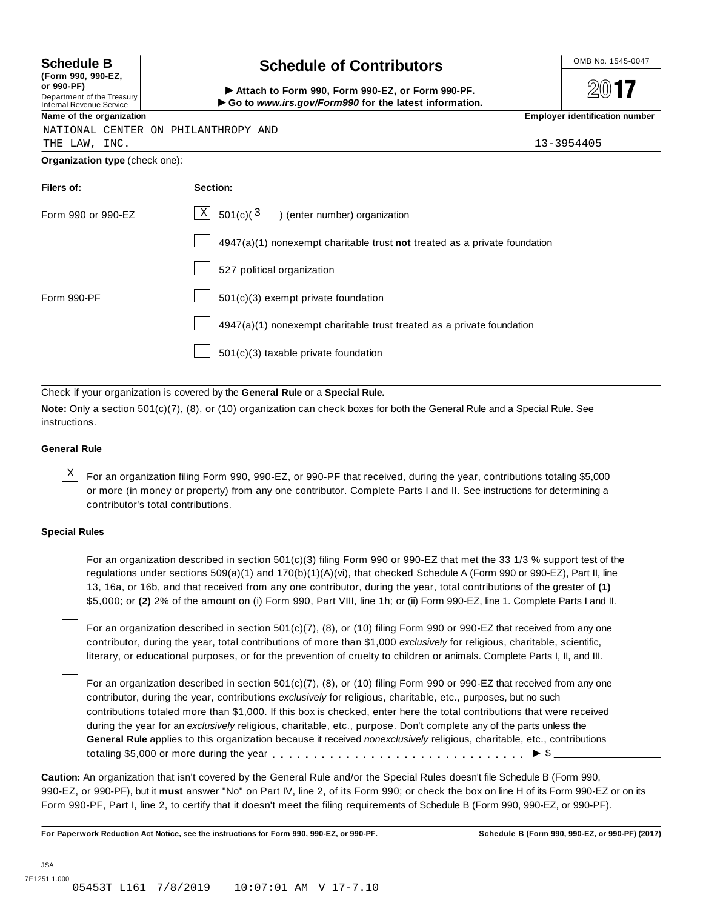**Schedule B**
**(Form 990, 990-EZ, or 990-PF)**
Department of the Treasury
Internal Revenue Service

# Schedule of Contributors

▶ **Attach to Form 990, Form 990-EZ, or Form 990-PF.**
▶ **Go to *www.irs.gov/Form990* for the latest information.**

OMB No. 1545-0047

**2017**

**Name of the organization**
NATIONAL CENTER ON PHILANTHROPY AND THE LAW, INC.

**Employer identification number**
13-3954405

**Organization type** (check one):

| **Filers of:** | **Section:** |
|---|---|
| Form 990 or 990-EZ | [X] 501(c)( 3 ) (enter number) organization |
| | [ ] 4947(a)(1) nonexempt charitable trust **not** treated as a private foundation |
| | [ ] 527 political organization |
| Form 990-PF | [ ] 501(c)(3) exempt private foundation |
| | [ ] 4947(a)(1) nonexempt charitable trust treated as a private foundation |
| | [ ] 501(c)(3) taxable private foundation |

Check if your organization is covered by the **General Rule** or a **Special Rule.**

**Note:** Only a section 501(c)(7), (8), or (10) organization can check boxes for both the General Rule and a Special Rule. See instructions.

### General Rule

[X] For an organization filing Form 990, 990-EZ, or 990-PF that received, during the year, contributions totaling $5,000 or more (in money or property) from any one contributor. Complete Parts I and II. See instructions for determining a contributor's total contributions.

### Special Rules

[ ] For an organization described in section 501(c)(3) filing Form 990 or 990-EZ that met the 33 1/3 % support test of the regulations under sections 509(a)(1) and 170(b)(1)(A)(vi), that checked Schedule A (Form 990 or 990-EZ), Part II, line 13, 16a, or 16b, and that received from any one contributor, during the year, total contributions of the greater of **(1)** $5,000; or **(2)** 2% of the amount on (i) Form 990, Part VIII, line 1h; or (ii) Form 990-EZ, line 1. Complete Parts I and II.

[ ] For an organization described in section 501(c)(7), (8), or (10) filing Form 990 or 990-EZ that received from any one contributor, during the year, total contributions of more than $1,000 *exclusively* for religious, charitable, scientific, literary, or educational purposes, or for the prevention of cruelty to children or animals. Complete Parts I, II, and III.

[ ] For an organization described in section 501(c)(7), (8), or (10) filing Form 990 or 990-EZ that received from any one contributor, during the year, contributions *exclusively* for religious, charitable, etc., purposes, but no such contributions totaled more than $1,000. If this box is checked, enter here the total contributions that were received during the year for an *exclusively* religious, charitable, etc., purpose. Don't complete any of the parts unless the **General Rule** applies to this organization because it received *nonexclusively* religious, charitable, etc., contributions totaling $5,000 or more during the year . . . . . . . . . . . . . . . . . . . . . . . . . . . . . ▶ $ ____________

**Caution:** An organization that isn't covered by the General Rule and/or the Special Rules doesn't file Schedule B (Form 990, 990-EZ, or 990-PF), but it **must** answer "No" on Part IV, line 2, of its Form 990; or check the box on line H of its Form 990-EZ or on its Form 990-PF, Part I, line 2, to certify that it doesn't meet the filing requirements of Schedule B (Form 990, 990-EZ, or 990-PF).

**For Paperwork Reduction Act Notice, see the instructions for Form 990, 990-EZ, or 990-PF.** **Schedule B (Form 990, 990-EZ, or 990-PF) (2017)**

JSA
7E1251 1.000
05453T L161 7/8/2019 10:07:01 AM V 17-7.10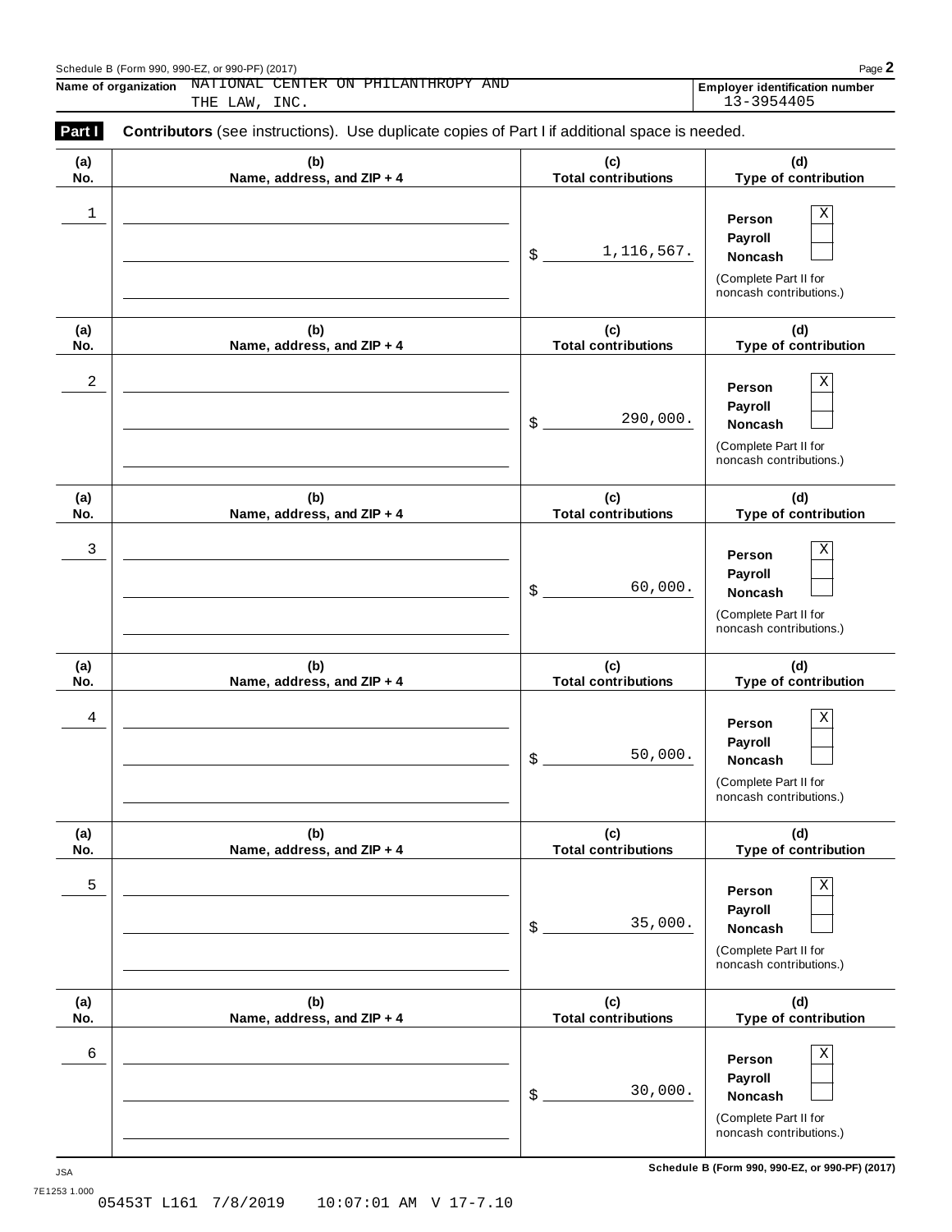Schedule B (Form 990, 990-EZ, or 990-PF) (2017)

**Name of organization** NATIONAL CENTER ON PHILANTHROPY AND THE LAW, INC.

**Employer identification number** 13-3954405

**Part I** **Contributors** (see instructions). Use duplicate copies of Part I if additional space is needed.

| (a) No. | (b) Name, address, and ZIP + 4 | (c) Total contributions | (d) Type of contribution |
|---|---|---|---|
| 1 | | $ 1,116,567. | Person [X] Payroll [ ] Noncash [ ] (Complete Part II for noncash contributions.) |
| 2 | | $ 290,000. | Person [X] Payroll [ ] Noncash [ ] (Complete Part II for noncash contributions.) |
| 3 | | $ 60,000. | Person [X] Payroll [ ] Noncash [ ] (Complete Part II for noncash contributions.) |
| 4 | | $ 50,000. | Person [X] Payroll [ ] Noncash [ ] (Complete Part II for noncash contributions.) |
| 5 | | $ 35,000. | Person [X] Payroll [ ] Noncash [ ] (Complete Part II for noncash contributions.) |
| 6 | | $ 30,000. | Person [X] Payroll [ ] Noncash [ ] (Complete Part II for noncash contributions.) |

JSA 7E1253 1.000

Schedule B (Form 990, 990-EZ, or 990-PF) (2017)

05453T L161 7/8/2019 10:07:01 AM V 17-7.10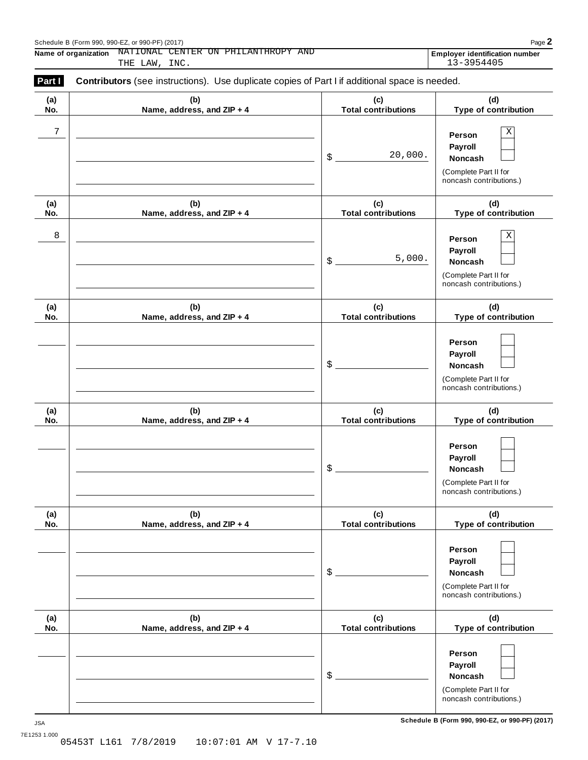Schedule B (Form 990, 990-EZ, or 990-PF) (2017)

**Name of organization** NATIONAL CENTER ON PHILANTHROPY AND THE LAW, INC.

**Employer identification number** 13-3954405

**Part I** **Contributors** (see instructions). Use duplicate copies of Part I if additional space is needed.

| (a) No. | (b) Name, address, and ZIP + 4 | (c) Total contributions | (d) Type of contribution |
|---|---|---|---|
| 7 | | $ 20,000. | Person [X] Payroll [ ] Noncash [ ] (Complete Part II for noncash contributions.) |
| 8 | | $ 5,000. | Person [X] Payroll [ ] Noncash [ ] (Complete Part II for noncash contributions.) |
| | | $ | Person [ ] Payroll [ ] Noncash [ ] (Complete Part II for noncash contributions.) |
| | | $ | Person [ ] Payroll [ ] Noncash [ ] (Complete Part II for noncash contributions.) |
| | | $ | Person [ ] Payroll [ ] Noncash [ ] (Complete Part II for noncash contributions.) |
| | | $ | Person [ ] Payroll [ ] Noncash [ ] (Complete Part II for noncash contributions.) |

JSA 7E1253 1.000

**Schedule B (Form 990, 990-EZ, or 990-PF) (2017)**

05453T L161 7/8/2019 10:07:01 AM V 17-7.10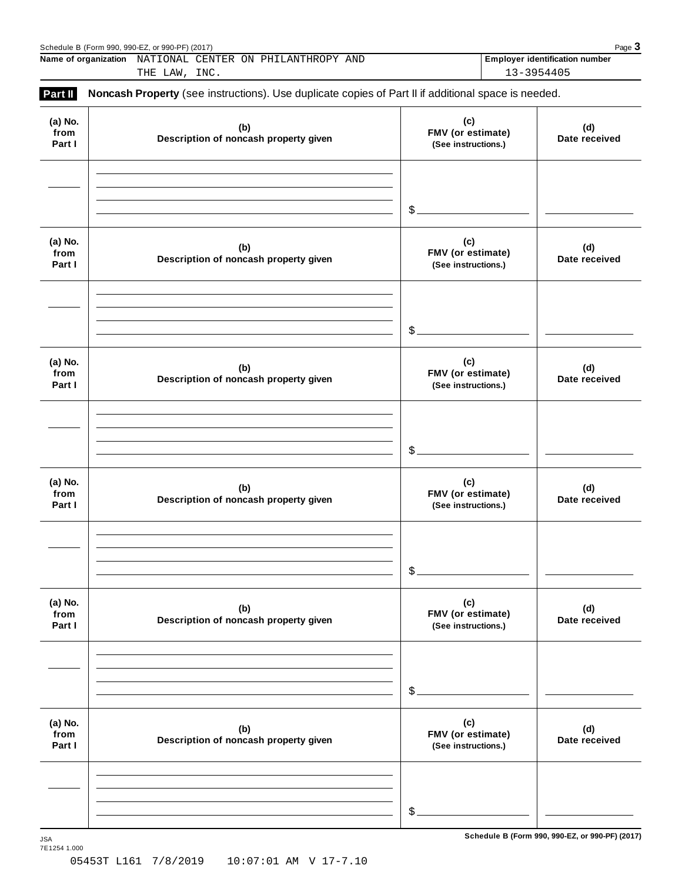Schedule B (Form 990, 990-EZ, or 990-PF) (2017)

| Name of organization | Employer identification number |
|---|---|
| NATIONAL CENTER ON PHILANTHROPY AND THE LAW, INC. | 13-3954405 |

**Part II** **Noncash Property** (see instructions). Use duplicate copies of Part II if additional space is needed.

| (a) No. from Part I | (b) Description of noncash property given | (c) FMV (or estimate) (See instructions.) | (d) Date received |
|---|---|---|---|
| | | $ | |

| (a) No. from Part I | (b) Description of noncash property given | (c) FMV (or estimate) (See instructions.) | (d) Date received |
|---|---|---|---|
| | | $ | |

| (a) No. from Part I | (b) Description of noncash property given | (c) FMV (or estimate) (See instructions.) | (d) Date received |
|---|---|---|---|
| | | $ | |

| (a) No. from Part I | (b) Description of noncash property given | (c) FMV (or estimate) (See instructions.) | (d) Date received |
|---|---|---|---|
| | | $ | |

| (a) No. from Part I | (b) Description of noncash property given | (c) FMV (or estimate) (See instructions.) | (d) Date received |
|---|---|---|---|
| | | $ | |

| (a) No. from Part I | (b) Description of noncash property given | (c) FMV (or estimate) (See instructions.) | (d) Date received |
|---|---|---|---|
| | | $ | |

JSA
7E1254 1.000

05453T L161 7/8/2019 10:07:01 AM V 17-7.10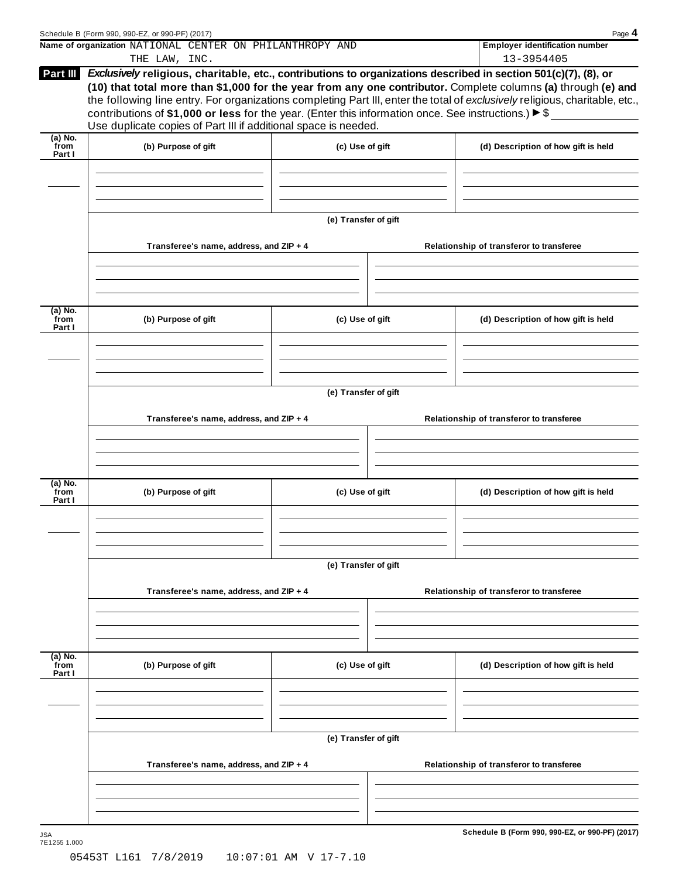Schedule B (Form 990, 990-EZ, or 990-PF) (2017) Page **4**

**Name of organization** NATIONAL CENTER ON PHILANTHROPY AND THE LAW, INC.

**Employer identification number** 13-3954405

**Part III** ***Exclusively*** **religious, charitable, etc., contributions to organizations described in section 501(c)(7), (8), or (10) that total more than $1,000 for the year from any one contributor.** Complete columns **(a)** through **(e)** and the following line entry. For organizations completing Part III, enter the total of *exclusively* religious, charitable, etc., contributions of **$1,000 or less** for the year. (Enter this information once. See instructions.) ▶ $ ____________

Use duplicate copies of Part III if additional space is needed.

| (a) No. from Part I | (b) Purpose of gift | (c) Use of gift | (d) Description of how gift is held |
|---|---|---|---|
| | | | |

**(e) Transfer of gift**

| Transferee's name, address, and ZIP + 4 | Relationship of transferor to transferee |
|---|---|
| | |

| (a) No. from Part I | (b) Purpose of gift | (c) Use of gift | (d) Description of how gift is held |
|---|---|---|---|
| | | | |

**(e) Transfer of gift**

| Transferee's name, address, and ZIP + 4 | Relationship of transferor to transferee |
|---|---|
| | |

| (a) No. from Part I | (b) Purpose of gift | (c) Use of gift | (d) Description of how gift is held |
|---|---|---|---|
| | | | |

**(e) Transfer of gift**

| Transferee's name, address, and ZIP + 4 | Relationship of transferor to transferee |
|---|---|
| | |

| (a) No. from Part I | (b) Purpose of gift | (c) Use of gift | (d) Description of how gift is held |
|---|---|---|---|
| | | | |

**(e) Transfer of gift**

| Transferee's name, address, and ZIP + 4 | Relationship of transferor to transferee |
|---|---|
| | |

JSA 7E1255 1.000

**Schedule B (Form 990, 990-EZ, or 990-PF) (2017)**

05453T L161 7/8/2019 10:07:01 AM V 17-7.10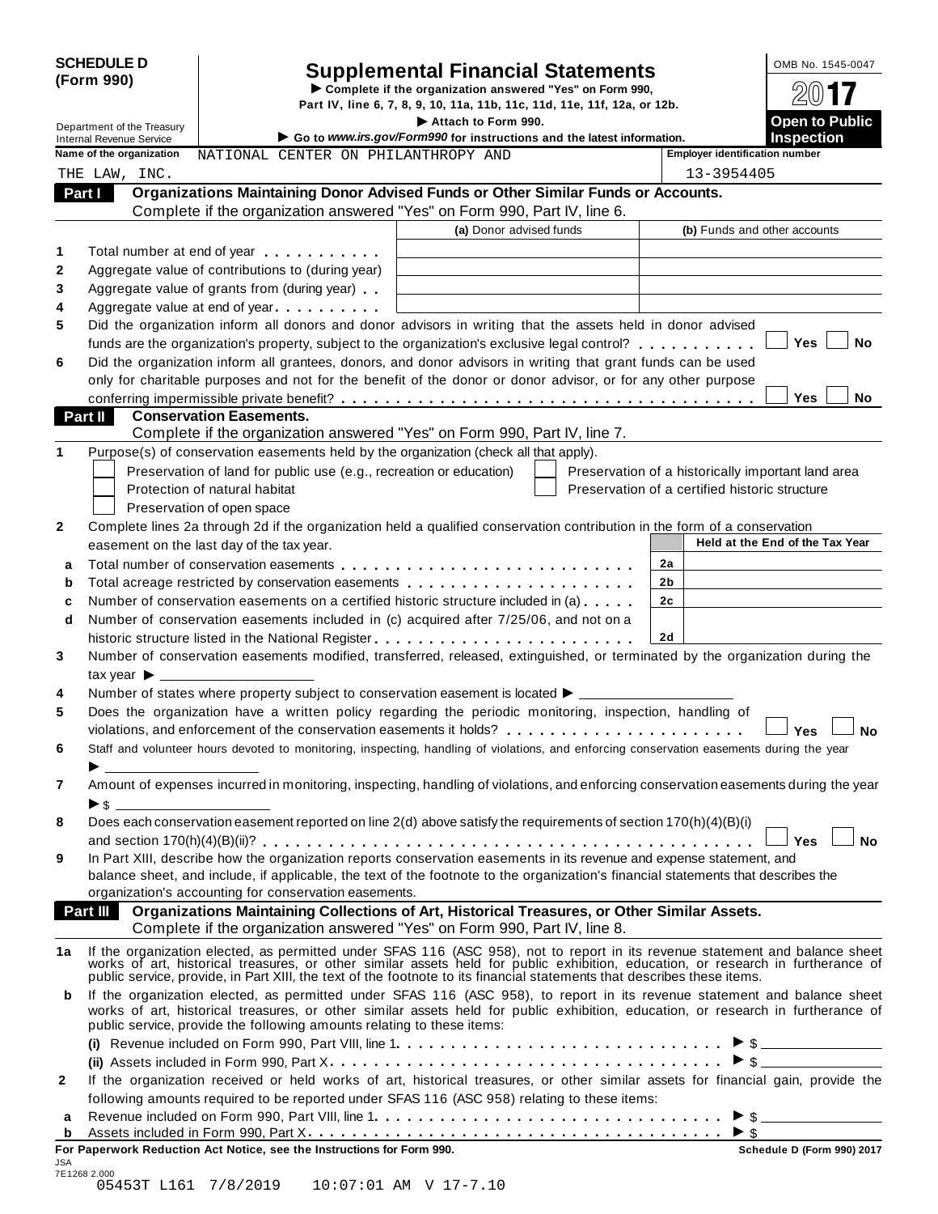**SCHEDULE D (Form 990)**

Department of the Treasury
Internal Revenue Service

# Supplemental Financial Statements

▶ Complete if the organization answered "Yes" on Form 990, Part IV, line 6, 7, 8, 9, 10, 11a, 11b, 11c, 11d, 11e, 11f, 12a, or 12b.
▶ Attach to Form 990.
▶ Go to *www.irs.gov/Form990* for instructions and the latest information.

OMB No. 1545-0047

**2017**

**Open to Public Inspection**

**Name of the organization** NATIONAL CENTER ON PHILANTHROPY AND THE LAW, INC.

**Employer identification number** 13-3954405

## Part I Organizations Maintaining Donor Advised Funds or Other Similar Funds or Accounts.

Complete if the organization answered "Yes" on Form 990, Part IV, line 6.

| | | (a) Donor advised funds | (b) Funds and other accounts |
|---|---|---|---|
| 1 | Total number at end of year | | |
| 2 | Aggregate value of contributions to (during year) | | |
| 3 | Aggregate value of grants from (during year) | | |
| 4 | Aggregate value at end of year | | |

5 Did the organization inform all donors and donor advisors in writing that the assets held in donor advised funds are the organization's property, subject to the organization's exclusive legal control? ☐ Yes ☐ No

6 Did the organization inform all grantees, donors, and donor advisors in writing that grant funds can be used only for charitable purposes and not for the benefit of the donor or donor advisor, or for any other purpose conferring impermissible private benefit? ☐ Yes ☐ No

## Part II Conservation Easements.

Complete if the organization answered "Yes" on Form 990, Part IV, line 7.

1 Purpose(s) of conservation easements held by the organization (check all that apply).

- ☐ Preservation of land for public use (e.g., recreation or education)
- ☐ Protection of natural habitat
- ☐ Preservation of open space
- ☐ Preservation of a historically important land area
- ☐ Preservation of a certified historic structure

2 Complete lines 2a through 2d if the organization held a qualified conservation contribution in the form of a conservation easement on the last day of the tax year.

| | | | Held at the End of the Tax Year |
|---|---|---|---|
| a | Total number of conservation easements | 2a | |
| b | Total acreage restricted by conservation easements | 2b | |
| c | Number of conservation easements on a certified historic structure included in (a) | 2c | |
| d | Number of conservation easements included in (c) acquired after 7/25/06, and not on a historic structure listed in the National Register | 2d | |

3 Number of conservation easements modified, transferred, released, extinguished, or terminated by the organization during the tax year ▶ ______

4 Number of states where property subject to conservation easement is located ▶ ______

5 Does the organization have a written policy regarding the periodic monitoring, inspection, handling of violations, and enforcement of the conservation easements it holds? ☐ Yes ☐ No

6 Staff and volunteer hours devoted to monitoring, inspecting, handling of violations, and enforcing conservation easements during the year ▶ ______

7 Amount of expenses incurred in monitoring, inspecting, handling of violations, and enforcing conservation easements during the year ▶ $ ______

8 Does each conservation easement reported on line 2(d) above satisfy the requirements of section 170(h)(4)(B)(i) and section 170(h)(4)(B)(ii)? ☐ Yes ☐ No

9 In Part XIII, describe how the organization reports conservation easements in its revenue and expense statement, and balance sheet, and include, if applicable, the text of the footnote to the organization's financial statements that describes the organization's accounting for conservation easements.

## Part III Organizations Maintaining Collections of Art, Historical Treasures, or Other Similar Assets.

Complete if the organization answered "Yes" on Form 990, Part IV, line 8.

1a If the organization elected, as permitted under SFAS 116 (ASC 958), not to report in its revenue statement and balance sheet works of art, historical treasures, or other similar assets held for public exhibition, education, or research in furtherance of public service, provide, in Part XIII, the text of the footnote to its financial statements that describes these items.

b If the organization elected, as permitted under SFAS 116 (ASC 958), to report in its revenue statement and balance sheet works of art, historical treasures, or other similar assets held for public exhibition, education, or research in furtherance of public service, provide the following amounts relating to these items:

(i) Revenue included on Form 990, Part VIII, line 1 ▶ $ ______

(ii) Assets included in Form 990, Part X ▶ $ ______

2 If the organization received or held works of art, historical treasures, or other similar assets for financial gain, provide the following amounts required to be reported under SFAS 116 (ASC 958) relating to these items:

a Revenue included on Form 990, Part VIII, line 1 ▶ $ ______

b Assets included in Form 990, Part X ▶ $ ______

**For Paperwork Reduction Act Notice, see the Instructions for Form 990.** **Schedule D (Form 990) 2017**

JSA
7E1268 2.000
05453T L161 7/8/2019 10:07:01 AM V 17-7.10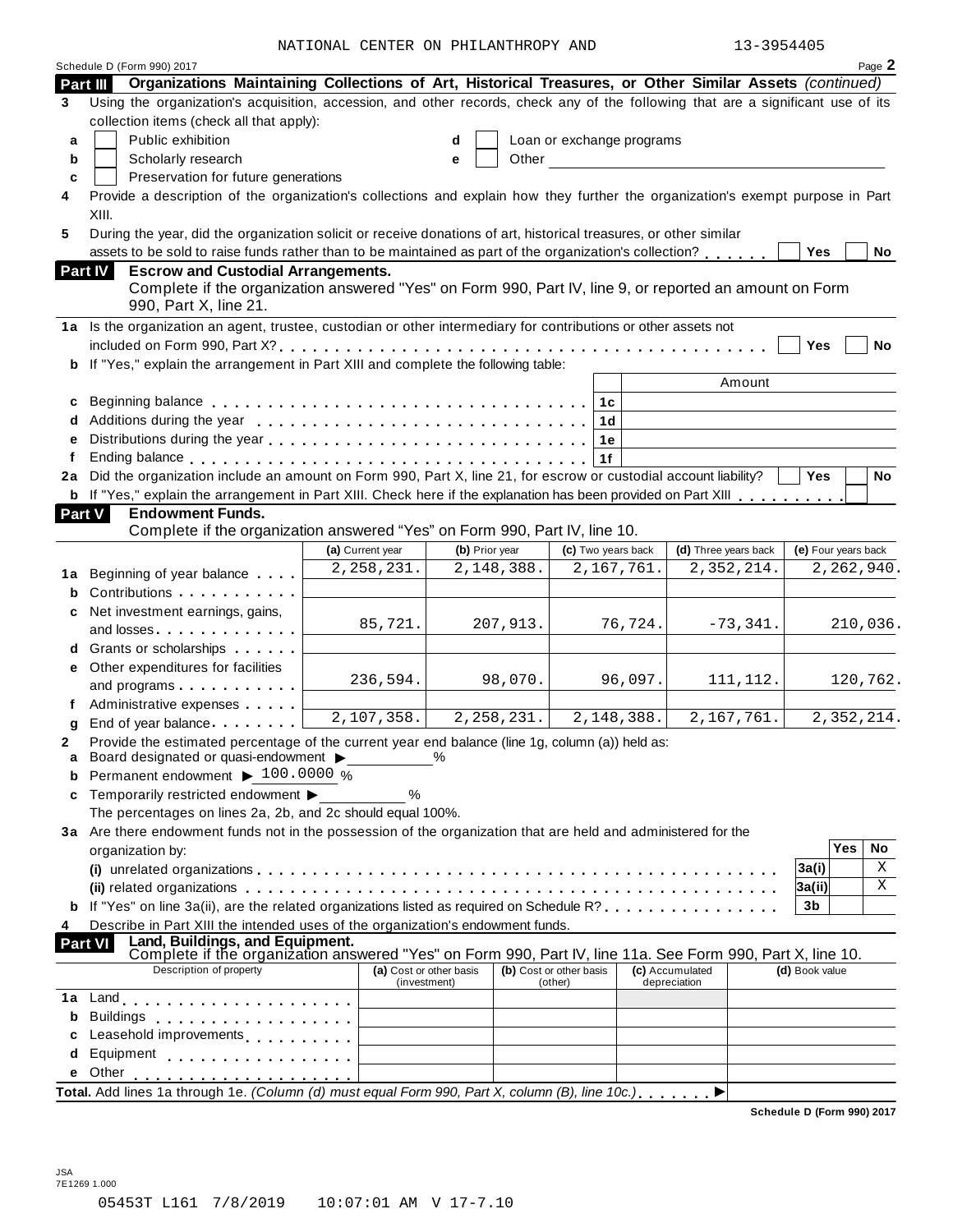NATIONAL CENTER ON PHILANTHROPY AND 13-3954405

Schedule D (Form 990) 2017 Page 2

**Part III** **Organizations Maintaining Collections of Art, Historical Treasures, or Other Similar Assets** *(continued)*

**3** Using the organization's acquisition, accession, and other records, check any of the following that are a significant use of its collection items (check all that apply):

- **a** ☐ Public exhibition
- **b** ☐ Scholarly research
- **c** ☐ Preservation for future generations
- **d** ☐ Loan or exchange programs
- **e** ☐ Other

**4** Provide a description of the organization's collections and explain how they further the organization's exempt purpose in Part XIII.

**5** During the year, did the organization solicit or receive donations of art, historical treasures, or other similar assets to be sold to raise funds rather than to be maintained as part of the organization's collection? ☐ Yes ☐ No

**Part IV** **Escrow and Custodial Arrangements.**
Complete if the organization answered "Yes" on Form 990, Part IV, line 9, or reported an amount on Form 990, Part X, line 21.

**1a** Is the organization an agent, trustee, custodian or other intermediary for contributions or other assets not included on Form 990, Part X? ☐ Yes ☐ No

**b** If "Yes," explain the arrangement in Part XIII and complete the following table:

| | | | Amount |
|---|---|---|---|
| **c** | Beginning balance | 1c | |
| **d** | Additions during the year | 1d | |
| **e** | Distributions during the year | 1e | |
| **f** | Ending balance | 1f | |

**2a** Did the organization include an amount on Form 990, Part X, line 21, for escrow or custodial account liability? ☐ Yes ☐ No

**b** If "Yes," explain the arrangement in Part XIII. Check here if the explanation has been provided on Part XIII ☐

**Part V** **Endowment Funds.**
Complete if the organization answered "Yes" on Form 990, Part IV, line 10.

| | | (a) Current year | (b) Prior year | (c) Two years back | (d) Three years back | (e) Four years back |
|---|---|---|---|---|---|---|
| **1a** | Beginning of year balance | 2,258,231. | 2,148,388. | 2,167,761. | 2,352,214. | 2,262,940. |
| **b** | Contributions | | | | | |
| **c** | Net investment earnings, gains, and losses | 85,721. | 207,913. | 76,724. | -73,341. | 210,036. |
| **d** | Grants or scholarships | | | | | |
| **e** | Other expenditures for facilities and programs | 236,594. | 98,070. | 96,097. | 111,112. | 120,762. |
| **f** | Administrative expenses | | | | | |
| **g** | End of year balance | 2,107,358. | 2,258,231. | 2,148,388. | 2,167,761. | 2,352,214. |

**2** Provide the estimated percentage of the current year end balance (line 1g, column (a)) held as:

- **a** Board designated or quasi-endowment ▶ ______ %
- **b** Permanent endowment ▶ 100.0000 %
- **c** Temporarily restricted endowment ▶ ______ %

The percentages on lines 2a, 2b, and 2c should equal 100%.

**3a** Are there endowment funds not in the possession of the organization that are held and administered for the organization by:

| | | | Yes | No |
|---|---|---|---|---|
| | **(i)** unrelated organizations | 3a(i) | | X |
| | **(ii)** related organizations | 3a(ii) | | X |
| **b** | If "Yes" on line 3a(ii), are the related organizations listed as required on Schedule R? | 3b | | |

**4** Describe in Part XIII the intended uses of the organization's endowment funds.

**Part VI** **Land, Buildings, and Equipment.**
Complete if the organization answered "Yes" on Form 990, Part IV, line 11a. See Form 990, Part X, line 10.

| | Description of property | (a) Cost or other basis (investment) | (b) Cost or other basis (other) | (c) Accumulated depreciation | (d) Book value |
|---|---|---|---|---|---|
| **1a** | Land | | | | |
| **b** | Buildings | | | | |
| **c** | Leasehold improvements | | | | |
| **d** | Equipment | | | | |
| **e** | Other | | | | |

**Total.** Add lines 1a through 1e. *(Column (d) must equal Form 990, Part X, column (B), line 10c.)* ▶

Schedule D (Form 990) 2017

JSA
7E1269 1.000

05453T L161 7/8/2019 10:07:01 AM V 17-7.10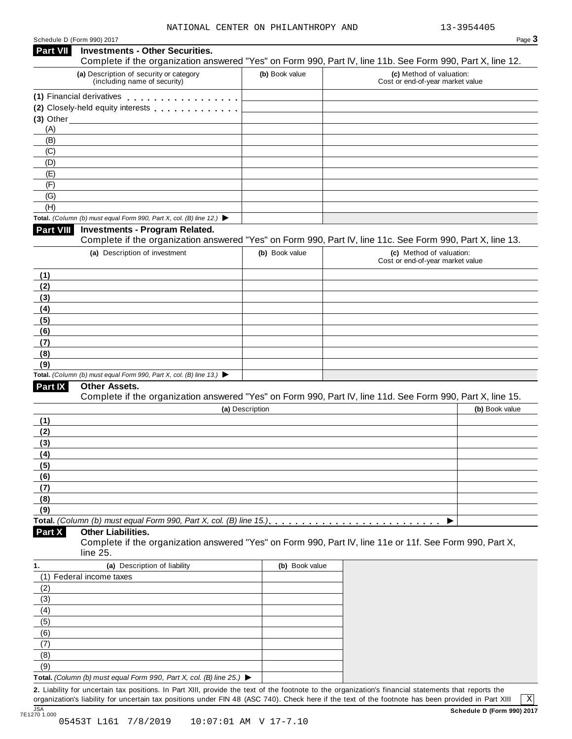NATIONAL CENTER ON PHILANTHROPY AND 13-3954405

Schedule D (Form 990) 2017

## Part VII Investments - Other Securities.

Complete if the organization answered "Yes" on Form 990, Part IV, line 11b. See Form 990, Part X, line 12.

| (a) Description of security or category (including name of security) | (b) Book value | (c) Method of valuation: Cost or end-of-year market value |
|---|---|---|
| (1) Financial derivatives | | |
| (2) Closely-held equity interests | | |
| (3) Other | | |
| (A) | | |
| (B) | | |
| (C) | | |
| (D) | | |
| (E) | | |
| (F) | | |
| (G) | | |
| (H) | | |
| **Total.** *(Column (b) must equal Form 990, Part X, col. (B) line 12.)* ▶ | | |

## Part VIII Investments - Program Related.

Complete if the organization answered "Yes" on Form 990, Part IV, line 11c. See Form 990, Part X, line 13.

| (a) Description of investment | (b) Book value | (c) Method of valuation: Cost or end-of-year market value |
|---|---|---|
| (1) | | |
| (2) | | |
| (3) | | |
| (4) | | |
| (5) | | |
| (6) | | |
| (7) | | |
| (8) | | |
| (9) | | |
| **Total.** *(Column (b) must equal Form 990, Part X, col. (B) line 13.)* ▶ | | |

## Part IX Other Assets.

Complete if the organization answered "Yes" on Form 990, Part IV, line 11d. See Form 990, Part X, line 15.

| (a) Description | (b) Book value |
|---|---|
| (1) | |
| (2) | |
| (3) | |
| (4) | |
| (5) | |
| (6) | |
| (7) | |
| (8) | |
| (9) | |
| **Total.** *(Column (b) must equal Form 990, Part X, col. (B) line 15.)* ▶ | |

## Part X Other Liabilities.

Complete if the organization answered "Yes" on Form 990, Part IV, line 11e or 11f. See Form 990, Part X, line 25.

| 1. (a) Description of liability | (b) Book value |
|---|---|
| (1) Federal income taxes | |
| (2) | |
| (3) | |
| (4) | |
| (5) | |
| (6) | |
| (7) | |
| (8) | |
| (9) | |
| **Total.** *(Column (b) must equal Form 990, Part X, col. (B) line 25.)* ▶ | |

**2.** Liability for uncertain tax positions. In Part XIII, provide the text of the footnote to the organization's financial statements that reports the organization's liability for uncertain tax positions under FIN 48 (ASC 740). Check here if the text of the footnote has been provided in Part XIII [X]

JSA 7E1270 1.000

**Schedule D (Form 990) 2017**

05453T L161 7/8/2019 10:07:01 AM V 17-7.10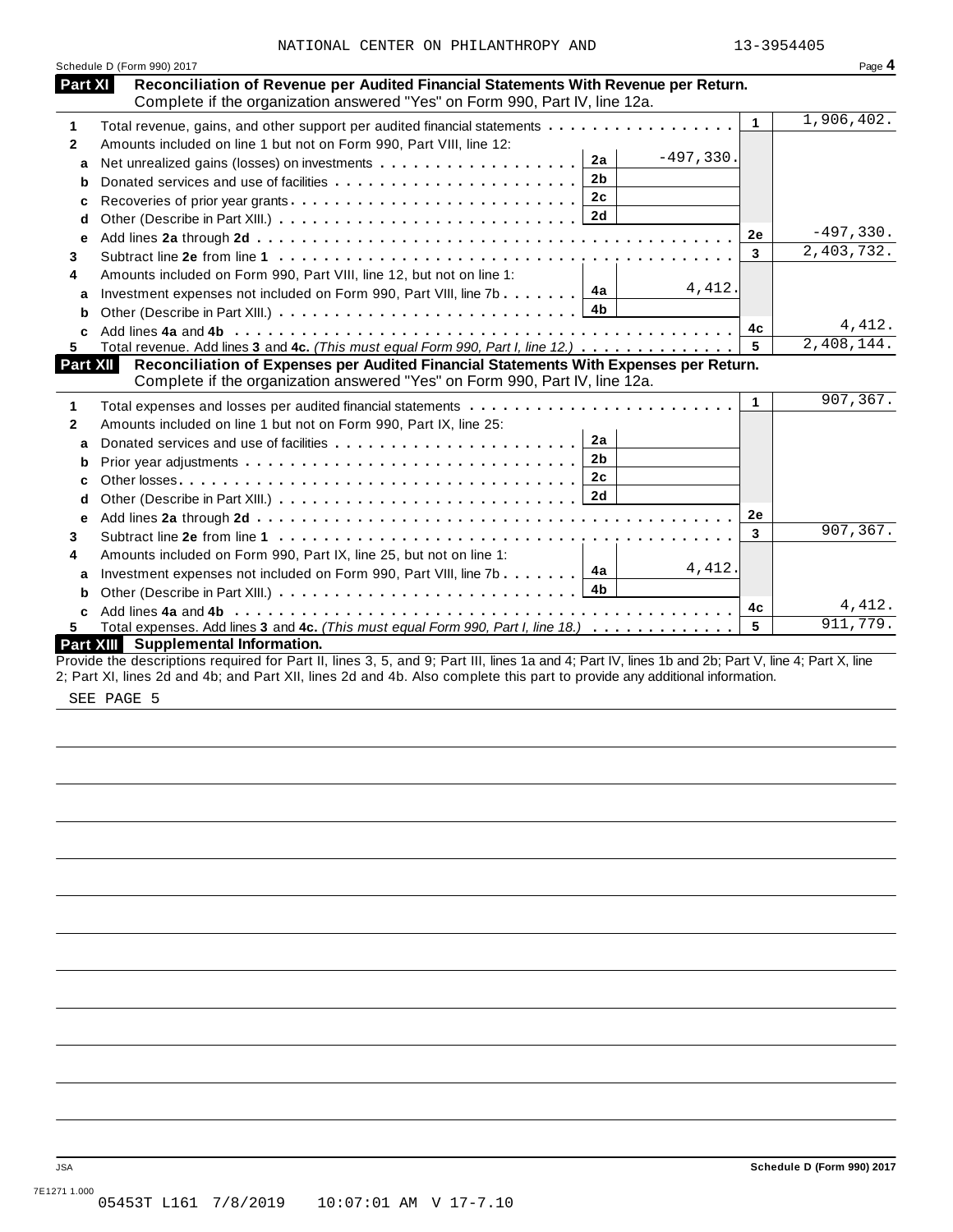NATIONAL CENTER ON PHILANTHROPY AND 13-3954405

Schedule D (Form 990) 2017 Page **4**

## Part XI Reconciliation of Revenue per Audited Financial Statements With Revenue per Return.

Complete if the organization answered "Yes" on Form 990, Part IV, line 12a.

| | | | | | |
|---|---|---|---|---|---|
| **1** | Total revenue, gains, and other support per audited financial statements | | | 1 | 1,906,402. |
| **2** | Amounts included on line 1 but not on Form 990, Part VIII, line 12: | | | | |
| a | Net unrealized gains (losses) on investments | 2a | -497,330. | | |
| b | Donated services and use of facilities | 2b | | | |
| c | Recoveries of prior year grants | 2c | | | |
| d | Other (Describe in Part XIII.) | 2d | | | |
| e | Add lines **2a** through **2d** | | | 2e | -497,330. |
| **3** | Subtract line **2e** from line **1** | | | 3 | 2,403,732. |
| **4** | Amounts included on Form 990, Part VIII, line 12, but not on line 1: | | | | |
| a | Investment expenses not included on Form 990, Part VIII, line 7b | 4a | 4,412. | | |
| b | Other (Describe in Part XIII.) | 4b | | | |
| c | Add lines **4a** and **4b** | | | 4c | 4,412. |
| **5** | Total revenue. Add lines **3** and **4c.** *(This must equal Form 990, Part I, line 12.)* | | | 5 | 2,408,144. |

## Part XII Reconciliation of Expenses per Audited Financial Statements With Expenses per Return.

Complete if the organization answered "Yes" on Form 990, Part IV, line 12a.

| | | | | | |
|---|---|---|---|---|---|
| **1** | Total expenses and losses per audited financial statements | | | 1 | 907,367. |
| **2** | Amounts included on line 1 but not on Form 990, Part IX, line 25: | | | | |
| a | Donated services and use of facilities | 2a | | | |
| b | Prior year adjustments | 2b | | | |
| c | Other losses | 2c | | | |
| d | Other (Describe in Part XIII.) | 2d | | | |
| e | Add lines **2a** through **2d** | | | 2e | |
| **3** | Subtract line **2e** from line **1** | | | 3 | 907,367. |
| **4** | Amounts included on Form 990, Part IX, line 25, but not on line 1: | | | | |
| a | Investment expenses not included on Form 990, Part VIII, line 7b | 4a | 4,412. | | |
| b | Other (Describe in Part XIII.) | 4b | | | |
| c | Add lines **4a** and **4b** | | | 4c | 4,412. |
| **5** | Total expenses. Add lines **3** and **4c.** *(This must equal Form 990, Part I, line 18.)* | | | 5 | 911,779. |

## Part XIII Supplemental Information.

Provide the descriptions required for Part II, lines 3, 5, and 9; Part III, lines 1a and 4; Part IV, lines 1b and 2b; Part V, line 4; Part X, line 2; Part XI, lines 2d and 4b; and Part XII, lines 2d and 4b. Also complete this part to provide any additional information.

SEE PAGE 5

JSA Schedule D (Form 990) 2017

7E1271 1.000

05453T L161 7/8/2019 10:07:01 AM V 17-7.10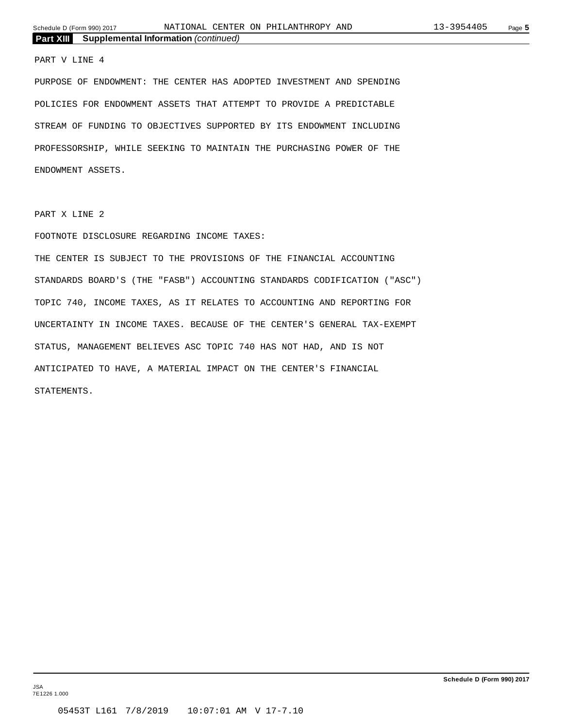**Part XIII Supplemental Information** *(continued)*

PART V LINE 4

PURPOSE OF ENDOWMENT: THE CENTER HAS ADOPTED INVESTMENT AND SPENDING POLICIES FOR ENDOWMENT ASSETS THAT ATTEMPT TO PROVIDE A PREDICTABLE STREAM OF FUNDING TO OBJECTIVES SUPPORTED BY ITS ENDOWMENT INCLUDING PROFESSORSHIP, WHILE SEEKING TO MAINTAIN THE PURCHASING POWER OF THE ENDOWMENT ASSETS.

PART X LINE 2

FOOTNOTE DISCLOSURE REGARDING INCOME TAXES:

THE CENTER IS SUBJECT TO THE PROVISIONS OF THE FINANCIAL ACCOUNTING STANDARDS BOARD'S (THE "FASB") ACCOUNTING STANDARDS CODIFICATION ("ASC") TOPIC 740, INCOME TAXES, AS IT RELATES TO ACCOUNTING AND REPORTING FOR UNCERTAINTY IN INCOME TAXES. BECAUSE OF THE CENTER'S GENERAL TAX-EXEMPT STATUS, MANAGEMENT BELIEVES ASC TOPIC 740 HAS NOT HAD, AND IS NOT ANTICIPATED TO HAVE, A MATERIAL IMPACT ON THE CENTER'S FINANCIAL STATEMENTS.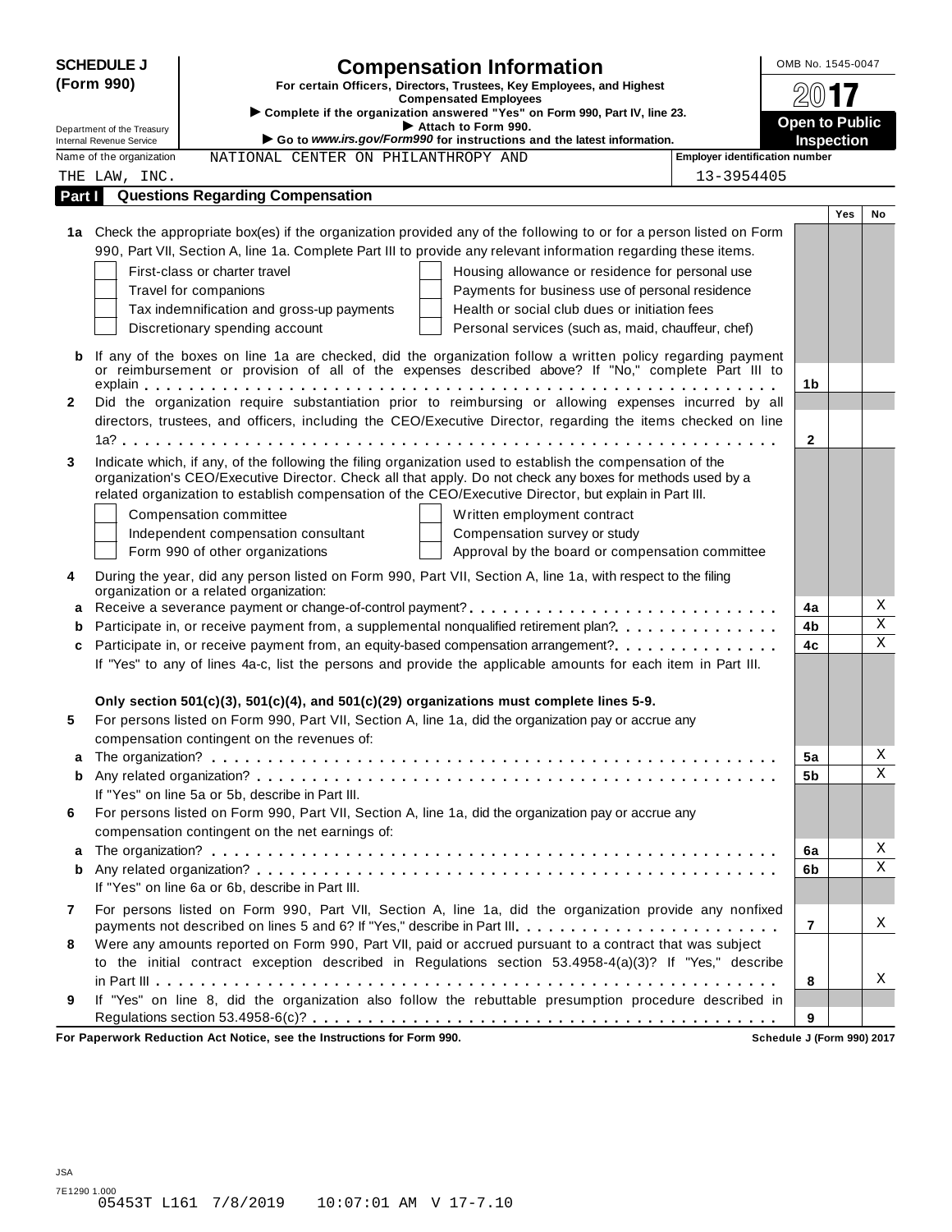**SCHEDULE J (Form 990)**

Department of the Treasury
Internal Revenue Service

# Compensation Information

**For certain Officers, Directors, Trustees, Key Employees, and Highest Compensated Employees**

▶ Complete if the organization answered "Yes" on Form 990, Part IV, line 23.
▶ Attach to Form 990.
▶ Go to *www.irs.gov/Form990* for instructions and the latest information.

OMB No. 1545-0047

**2017**

**Open to Public Inspection**

Name of the organization: NATIONAL CENTER ON PHILANTHROPY AND THE LAW, INC.

Employer identification number: 13-3954405

## Part I — Questions Regarding Compensation

| | | | Yes | No |
|---|---|---|---|---|
| **1a** | Check the appropriate box(es) if the organization provided any of the following to or for a person listed on Form 990, Part VII, Section A, line 1a. Complete Part III to provide any relevant information regarding these items.<br>☐ First-class or charter travel ☐ Housing allowance or residence for personal use<br>☐ Travel for companions ☐ Payments for business use of personal residence<br>☐ Tax indemnification and gross-up payments ☐ Health or social club dues or initiation fees<br>☐ Discretionary spending account ☐ Personal services (such as, maid, chauffeur, chef) | | | |
| **b** | If any of the boxes on line 1a are checked, did the organization follow a written policy regarding payment or reimbursement or provision of all of the expenses described above? If "No," complete Part III to explain | 1b | | |
| **2** | Did the organization require substantiation prior to reimbursing or allowing expenses incurred by all directors, trustees, and officers, including the CEO/Executive Director, regarding the items checked on line 1a? | 2 | | |
| **3** | Indicate which, if any, of the following the filing organization used to establish the compensation of the organization's CEO/Executive Director. Check all that apply. Do not check any boxes for methods used by a related organization to establish compensation of the CEO/Executive Director, but explain in Part III.<br>☐ Compensation committee ☐ Written employment contract<br>☐ Independent compensation consultant ☐ Compensation survey or study<br>☐ Form 990 of other organizations ☐ Approval by the board or compensation committee | | | |
| **4** | During the year, did any person listed on Form 990, Part VII, Section A, line 1a, with respect to the filing organization or a related organization: | | | |
| **a** | Receive a severance payment or change-of-control payment? | 4a | | X |
| **b** | Participate in, or receive payment from, a supplemental nonqualified retirement plan? | 4b | | X |
| **c** | Participate in, or receive payment from, an equity-based compensation arrangement? | 4c | | X |
| | If "Yes" to any of lines 4a-c, list the persons and provide the applicable amounts for each item in Part III. | | | |
| | **Only section 501(c)(3), 501(c)(4), and 501(c)(29) organizations must complete lines 5-9.** | | | |
| **5** | For persons listed on Form 990, Part VII, Section A, line 1a, did the organization pay or accrue any compensation contingent on the revenues of: | | | |
| **a** | The organization? | 5a | | X |
| **b** | Any related organization? | 5b | | X |
| | If "Yes" on line 5a or 5b, describe in Part III. | | | |
| **6** | For persons listed on Form 990, Part VII, Section A, line 1a, did the organization pay or accrue any compensation contingent on the net earnings of: | | | |
| **a** | The organization? | 6a | | X |
| **b** | Any related organization? | 6b | | X |
| | If "Yes" on line 6a or 6b, describe in Part III. | | | |
| **7** | For persons listed on Form 990, Part VII, Section A, line 1a, did the organization provide any nonfixed payments not described on lines 5 and 6? If "Yes," describe in Part III | 7 | | X |
| **8** | Were any amounts reported on Form 990, Part VII, paid or accrued pursuant to a contract that was subject to the initial contract exception described in Regulations section 53.4958-4(a)(3)? If "Yes," describe in Part III | 8 | | X |
| **9** | If "Yes" on line 8, did the organization also follow the rebuttable presumption procedure described in Regulations section 53.4958-6(c)? | 9 | | |

**For Paperwork Reduction Act Notice, see the Instructions for Form 990.** Schedule J (Form 990) 2017

JSA
7E1290 1.000
05453T L161 7/8/2019 10:07:01 AM V 17-7.10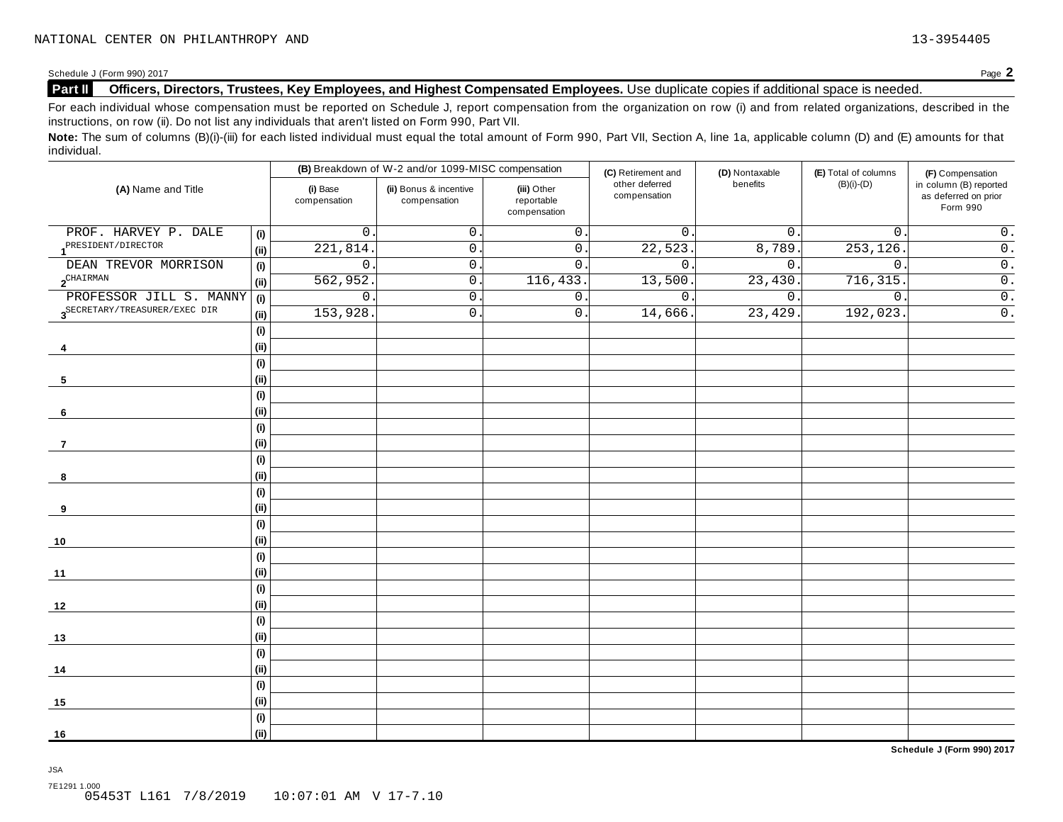NATIONAL CENTER ON PHILANTHROPY AND 13-3954405

Schedule J (Form 990) 2017 Page **2**

**Part II Officers, Directors, Trustees, Key Employees, and Highest Compensated Employees.** Use duplicate copies if additional space is needed.

For each individual whose compensation must be reported on Schedule J, report compensation from the organization on row (i) and from related organizations, described in the instructions, on row (ii). Do not list any individuals that aren't listed on Form 990, Part VII.

**Note:** The sum of columns (B)(i)-(iii) for each listed individual must equal the total amount of Form 990, Part VII, Section A, line 1a, applicable column (D) and (E) amounts for that individual.

| (A) Name and Title | | (B) Breakdown of W-2 and/or 1099-MISC compensation | | | (C) Retirement and other deferred compensation | (D) Nontaxable benefits | (E) Total of columns (B)(i)-(D) | (F) Compensation in column (B) reported as deferred on prior Form 990 |
|---|---|---|---|---|---|---|---|---|
| | | (i) Base compensation | (ii) Bonus & incentive compensation | (iii) Other reportable compensation | | | | |
| 1 PROF. HARVEY P. DALE | (i) | 0. | 0. | 0. | 0. | 0. | 0. | 0. |
| PRESIDENT/DIRECTOR | (ii) | 221,814. | 0. | 0. | 22,523. | 8,789. | 253,126. | 0. |
| 2 DEAN TREVOR MORRISON | (i) | 0. | 0. | 0. | 0. | 0. | 0. | 0. |
| CHAIRMAN | (ii) | 562,952. | 0. | 116,433. | 13,500. | 23,430. | 716,315. | 0. |
| 3 PROFESSOR JILL S. MANNY | (i) | 0. | 0. | 0. | 0. | 0. | 0. | 0. |
| SECRETARY/TREASURER/EXEC DIR | (ii) | 153,928. | 0. | 0. | 14,666. | 23,429. | 192,023. | 0. |
| 4 | (i) | | | | | | | |
| | (ii) | | | | | | | |
| 5 | (i) | | | | | | | |
| | (ii) | | | | | | | |
| 6 | (i) | | | | | | | |
| | (ii) | | | | | | | |
| 7 | (i) | | | | | | | |
| | (ii) | | | | | | | |
| 8 | (i) | | | | | | | |
| | (ii) | | | | | | | |
| 9 | (i) | | | | | | | |
| | (ii) | | | | | | | |
| 10 | (i) | | | | | | | |
| | (ii) | | | | | | | |
| 11 | (i) | | | | | | | |
| | (ii) | | | | | | | |
| 12 | (i) | | | | | | | |
| | (ii) | | | | | | | |
| 13 | (i) | | | | | | | |
| | (ii) | | | | | | | |
| 14 | (i) | | | | | | | |
| | (ii) | | | | | | | |
| 15 | (i) | | | | | | | |
| | (ii) | | | | | | | |
| 16 | (i) | | | | | | | |
| | (ii) | | | | | | | |

**Schedule J (Form 990) 2017**

JSA
7E1291 1.000
05453T L161 7/8/2019 10:07:01 AM V 17-7.10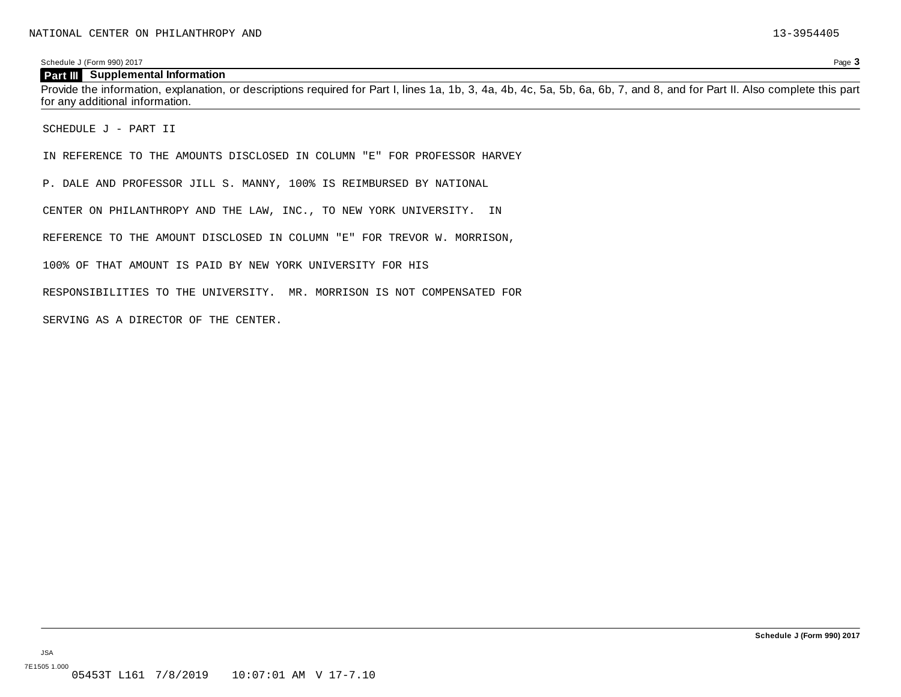NATIONAL CENTER ON PHILANTHROPY AND 13-3954405

Schedule J (Form 990) 2017 Page **3**

**Part III Supplemental Information**

Provide the information, explanation, or descriptions required for Part I, lines 1a, 1b, 3, 4a, 4b, 4c, 5a, 5b, 6a, 6b, 7, and 8, and for Part II. Also complete this part for any additional information.

SCHEDULE J - PART II

IN REFERENCE TO THE AMOUNTS DISCLOSED IN COLUMN "E" FOR PROFESSOR HARVEY P. DALE AND PROFESSOR JILL S. MANNY, 100% IS REIMBURSED BY NATIONAL CENTER ON PHILANTHROPY AND THE LAW, INC., TO NEW YORK UNIVERSITY. IN REFERENCE TO THE AMOUNT DISCLOSED IN COLUMN "E" FOR TREVOR W. MORRISON, 100% OF THAT AMOUNT IS PAID BY NEW YORK UNIVERSITY FOR HIS RESPONSIBILITIES TO THE UNIVERSITY. MR. MORRISON IS NOT COMPENSATED FOR SERVING AS A DIRECTOR OF THE CENTER.

**Schedule J (Form 990) 2017**

JSA

7E1505 1.000

05453T L161 7/8/2019 10:07:01 AM V 17-7.10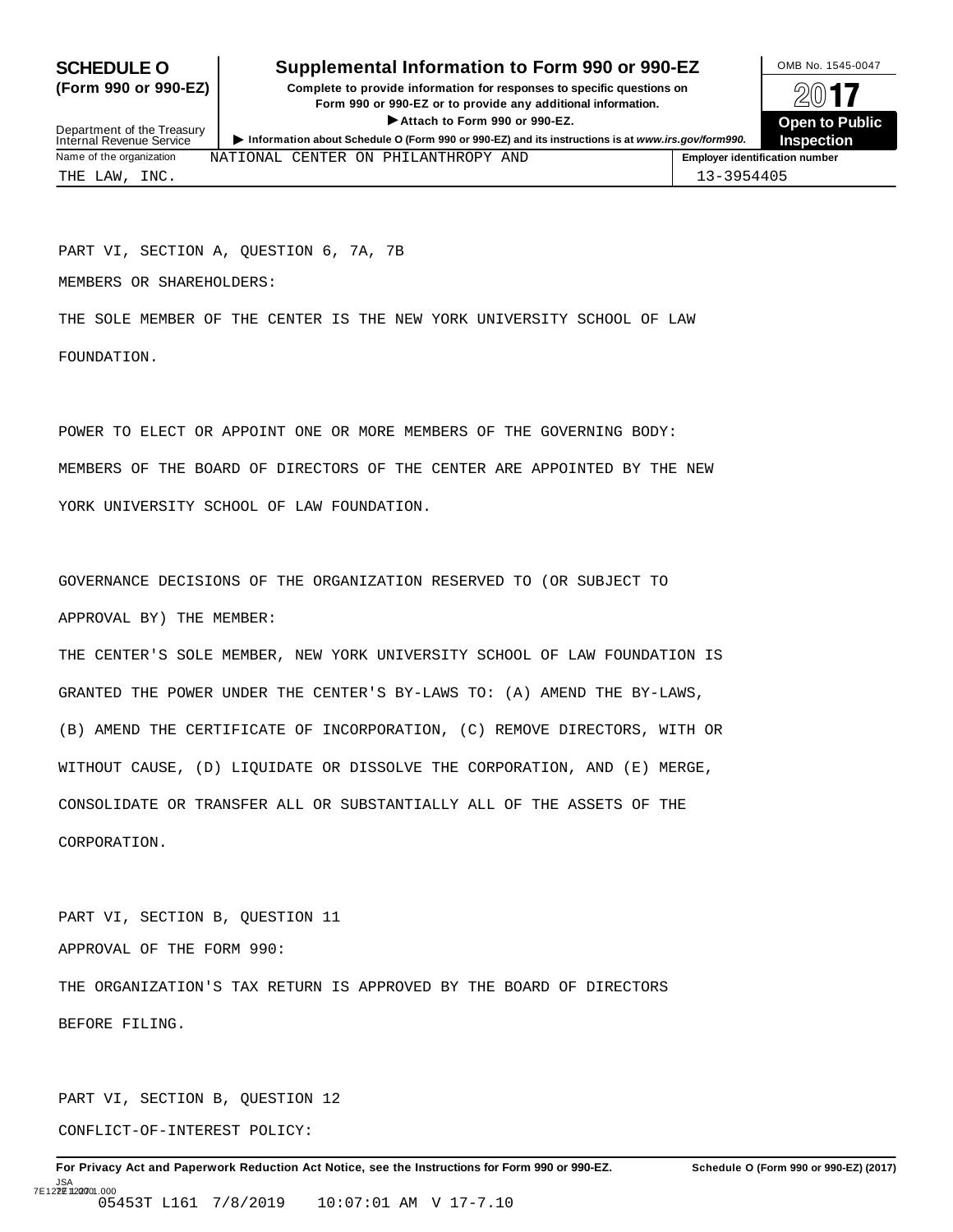**SCHEDULE O (Form 990 or 990-EZ)**

Department of the Treasury
Internal Revenue Service

# Supplemental Information to Form 990 or 990-EZ

**Complete to provide information for responses to specific questions on Form 990 or 990-EZ or to provide any additional information.**

▶ **Attach to Form 990 or 990-EZ.**

▶ **Information about Schedule O (Form 990 or 990-EZ) and its instructions is at** ***www.irs.gov/form990.***

OMB No. 1545-0047

**2017**

**Open to Public Inspection**

| Name of the organization | Employer identification number |
|---|---|
| NATIONAL CENTER ON PHILANTHROPY AND THE LAW, INC. | 13-3954405 |

PART VI, SECTION A, QUESTION 6, 7A, 7B

MEMBERS OR SHAREHOLDERS:

THE SOLE MEMBER OF THE CENTER IS THE NEW YORK UNIVERSITY SCHOOL OF LAW FOUNDATION.

POWER TO ELECT OR APPOINT ONE OR MORE MEMBERS OF THE GOVERNING BODY:

MEMBERS OF THE BOARD OF DIRECTORS OF THE CENTER ARE APPOINTED BY THE NEW YORK UNIVERSITY SCHOOL OF LAW FOUNDATION.

GOVERNANCE DECISIONS OF THE ORGANIZATION RESERVED TO (OR SUBJECT TO APPROVAL BY) THE MEMBER:

THE CENTER'S SOLE MEMBER, NEW YORK UNIVERSITY SCHOOL OF LAW FOUNDATION IS GRANTED THE POWER UNDER THE CENTER'S BY-LAWS TO: (A) AMEND THE BY-LAWS, (B) AMEND THE CERTIFICATE OF INCORPORATION, (C) REMOVE DIRECTORS, WITH OR WITHOUT CAUSE, (D) LIQUIDATE OR DISSOLVE THE CORPORATION, AND (E) MERGE, CONSOLIDATE OR TRANSFER ALL OR SUBSTANTIALLY ALL OF THE ASSETS OF THE CORPORATION.

PART VI, SECTION B, QUESTION 11

APPROVAL OF THE FORM 990:

THE ORGANIZATION'S TAX RETURN IS APPROVED BY THE BOARD OF DIRECTORS BEFORE FILING.

PART VI, SECTION B, QUESTION 12

CONFLICT-OF-INTEREST POLICY:

**For Privacy Act and Paperwork Reduction Act Notice, see the Instructions for Form 990 or 990-EZ.** **Schedule O (Form 990 or 990-EZ) (2017)**

JSA
7E1228 1.000
05453T L161 7/8/2019 10:07:01 AM V 17-7.10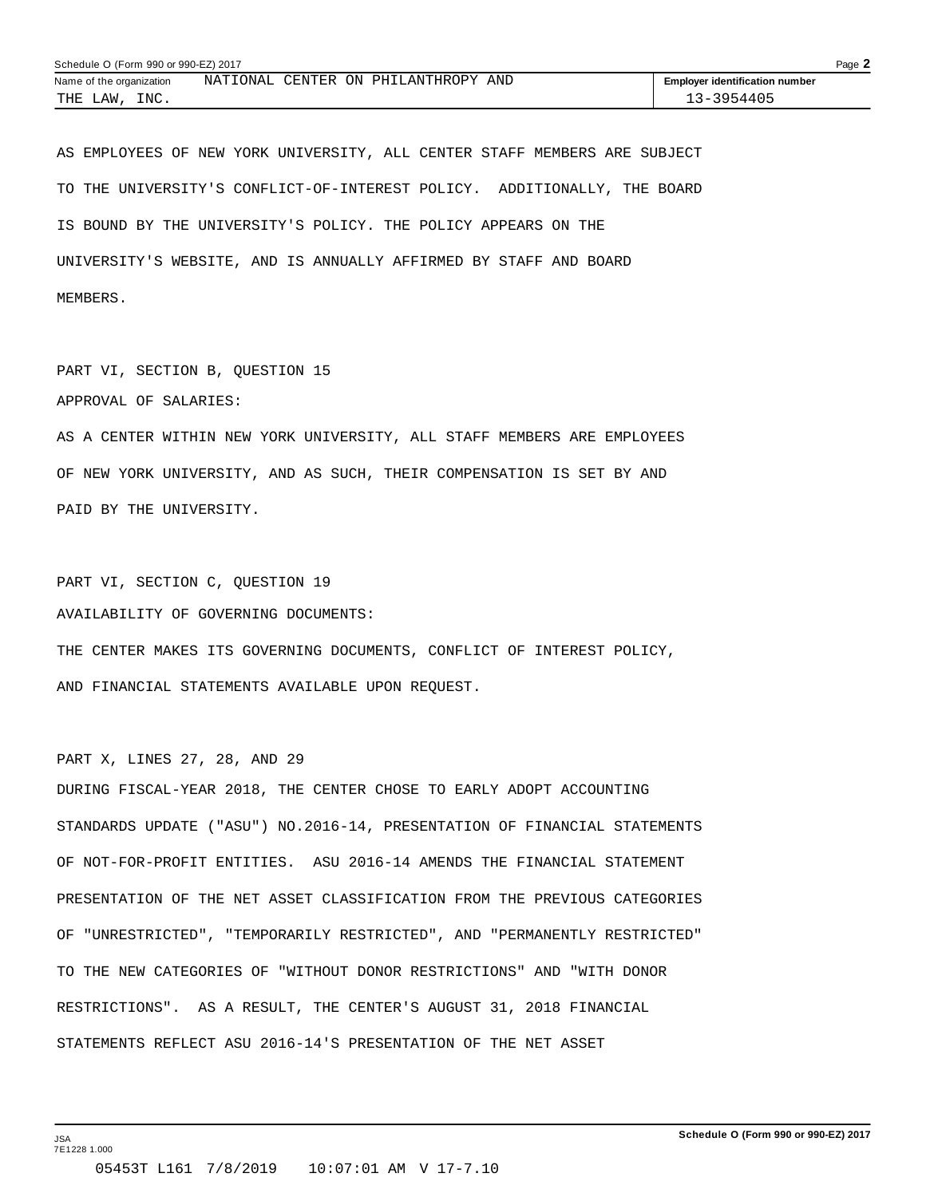AS EMPLOYEES OF NEW YORK UNIVERSITY, ALL CENTER STAFF MEMBERS ARE SUBJECT TO THE UNIVERSITY'S CONFLICT-OF-INTEREST POLICY. ADDITIONALLY, THE BOARD IS BOUND BY THE UNIVERSITY'S POLICY. THE POLICY APPEARS ON THE UNIVERSITY'S WEBSITE, AND IS ANNUALLY AFFIRMED BY STAFF AND BOARD MEMBERS.

PART VI, SECTION B, QUESTION 15

APPROVAL OF SALARIES:

AS A CENTER WITHIN NEW YORK UNIVERSITY, ALL STAFF MEMBERS ARE EMPLOYEES OF NEW YORK UNIVERSITY, AND AS SUCH, THEIR COMPENSATION IS SET BY AND PAID BY THE UNIVERSITY.

PART VI, SECTION C, QUESTION 19

AVAILABILITY OF GOVERNING DOCUMENTS:

THE CENTER MAKES ITS GOVERNING DOCUMENTS, CONFLICT OF INTEREST POLICY, AND FINANCIAL STATEMENTS AVAILABLE UPON REQUEST.

PART X, LINES 27, 28, AND 29

DURING FISCAL-YEAR 2018, THE CENTER CHOSE TO EARLY ADOPT ACCOUNTING STANDARDS UPDATE ("ASU") NO.2016-14, PRESENTATION OF FINANCIAL STATEMENTS OF NOT-FOR-PROFIT ENTITIES. ASU 2016-14 AMENDS THE FINANCIAL STATEMENT PRESENTATION OF THE NET ASSET CLASSIFICATION FROM THE PREVIOUS CATEGORIES OF "UNRESTRICTED", "TEMPORARILY RESTRICTED", AND "PERMANENTLY RESTRICTED" TO THE NEW CATEGORIES OF "WITHOUT DONOR RESTRICTIONS" AND "WITH DONOR RESTRICTIONS". AS A RESULT, THE CENTER'S AUGUST 31, 2018 FINANCIAL STATEMENTS REFLECT ASU 2016-14'S PRESENTATION OF THE NET ASSET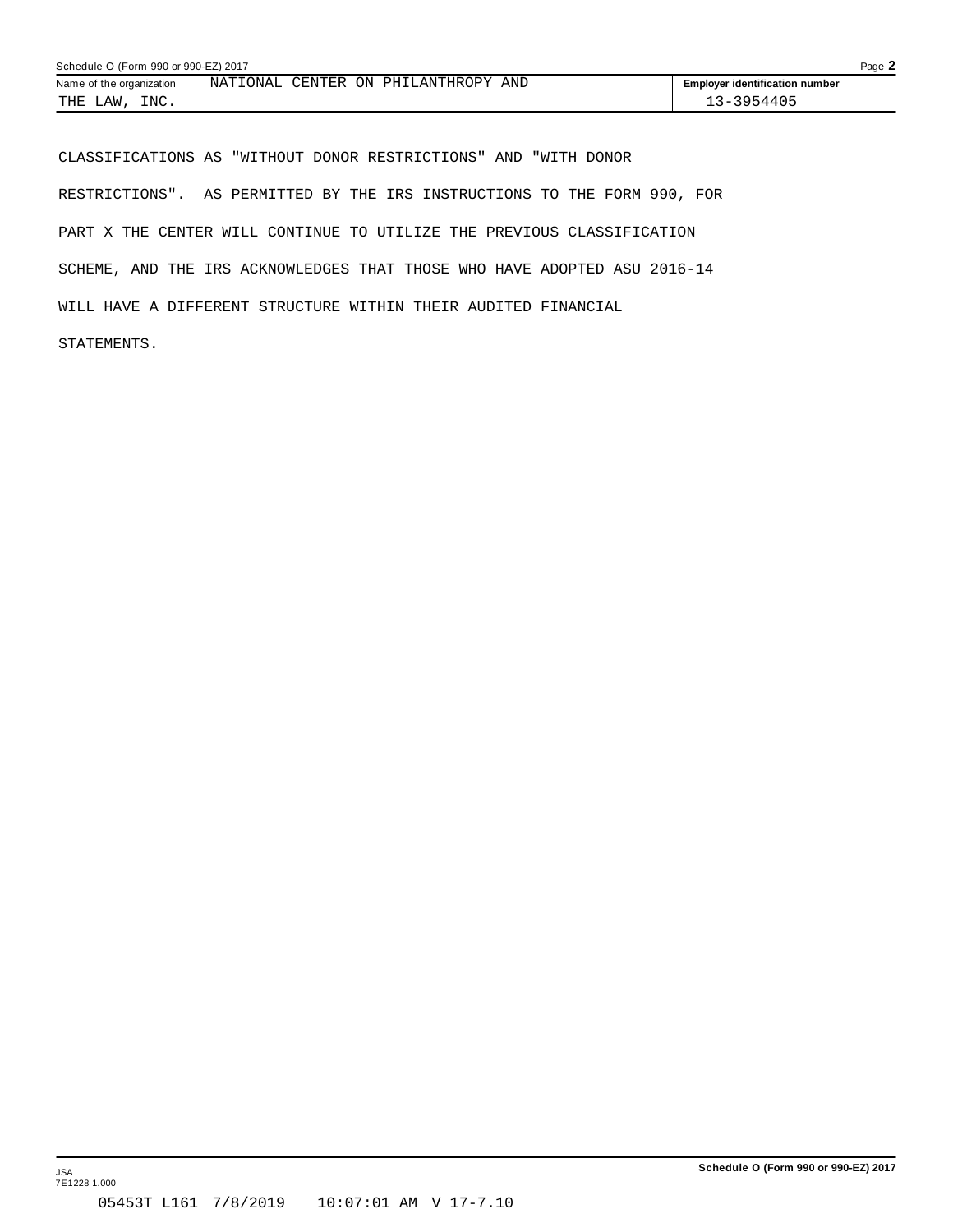| Name of the organization | Employer identification number |
| --- | --- |
| NATIONAL CENTER ON PHILANTHROPY AND THE LAW, INC. | 13-3954405 |

CLASSIFICATIONS AS "WITHOUT DONOR RESTRICTIONS" AND "WITH DONOR RESTRICTIONS". AS PERMITTED BY THE IRS INSTRUCTIONS TO THE FORM 990, FOR PART X THE CENTER WILL CONTINUE TO UTILIZE THE PREVIOUS CLASSIFICATION SCHEME, AND THE IRS ACKNOWLEDGES THAT THOSE WHO HAVE ADOPTED ASU 2016-14 WILL HAVE A DIFFERENT STRUCTURE WITHIN THEIR AUDITED FINANCIAL STATEMENTS.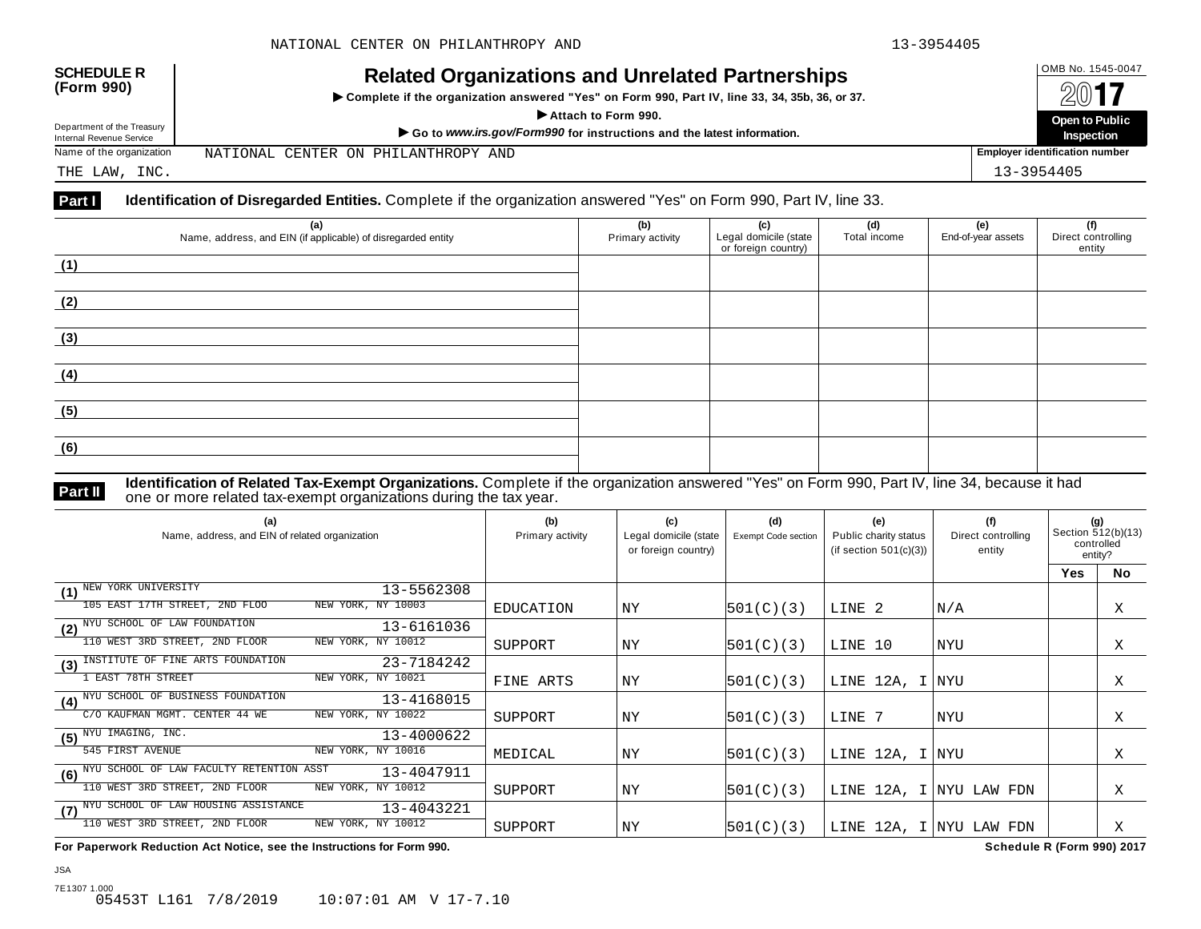**SCHEDULE R (Form 990)**

Department of the Treasury
Internal Revenue Service

# Related Organizations and Unrelated Partnerships

▶ Complete if the organization answered "Yes" on Form 990, Part IV, line 33, 34, 35b, 36, or 37.

▶ Attach to Form 990.

▶ Go to *www.irs.gov/Form990* for instructions and the latest information.

OMB No. 1545-0047

2017

**Open to Public Inspection**

Name of the organization: NATIONAL CENTER ON PHILANTHROPY AND THE LAW, INC.

Employer identification number: 13-3954405

## Part I Identification of Disregarded Entities. Complete if the organization answered "Yes" on Form 990, Part IV, line 33.

| (a) Name, address, and EIN (if applicable) of disregarded entity | (b) Primary activity | (c) Legal domicile (state or foreign country) | (d) Total income | (e) End-of-year assets | (f) Direct controlling entity |
|---|---|---|---|---|---|
| (1) | | | | | |
| (2) | | | | | |
| (3) | | | | | |
| (4) | | | | | |
| (5) | | | | | |
| (6) | | | | | |

## Part II Identification of Related Tax-Exempt Organizations. Complete if the organization answered "Yes" on Form 990, Part IV, line 34, because it had one or more related tax-exempt organizations during the tax year.

| (a) Name, address, and EIN of related organization | (b) Primary activity | (c) Legal domicile (state or foreign country) | (d) Exempt Code section | (e) Public charity status (if section 501(c)(3)) | (f) Direct controlling entity | (g) Section 512(b)(13) controlled entity? Yes | No |
|---|---|---|---|---|---|---|---|
| (1) NEW YORK UNIVERSITY 13-5562308<br>105 EAST 17TH STREET, 2ND FLOO NEW YORK, NY 10003 | EDUCATION | NY | 501(C)(3) | LINE 2 | N/A | | X |
| (2) NYU SCHOOL OF LAW FOUNDATION 13-6161036<br>110 WEST 3RD STREET, 2ND FLOOR NEW YORK, NY 10012 | SUPPORT | NY | 501(C)(3) | LINE 10 | NYU | | X |
| (3) INSTITUTE OF FINE ARTS FOUNDATION 23-7184242<br>1 EAST 78TH STREET NEW YORK, NY 10021 | FINE ARTS | NY | 501(C)(3) | LINE 12A, I | NYU | | X |
| (4) NYU SCHOOL OF BUSINESS FOUNDATION 13-4168015<br>C/O KAUFMAN MGMT. CENTER 44 WE NEW YORK, NY 10022 | SUPPORT | NY | 501(C)(3) | LINE 7 | NYU | | X |
| (5) NYU IMAGING, INC. 13-4000622<br>545 FIRST AVENUE NEW YORK, NY 10016 | MEDICAL | NY | 501(C)(3) | LINE 12A, I | NYU | | X |
| (6) NYU SCHOOL OF LAW FACULTY RETENTION ASST 13-4047911<br>110 WEST 3RD STREET, 2ND FLOOR NEW YORK, NY 10012 | SUPPORT | NY | 501(C)(3) | LINE 12A, I | NYU LAW FDN | | X |
| (7) NYU SCHOOL OF LAW HOUSING ASSISTANCE 13-4043221<br>110 WEST 3RD STREET, 2ND FLOOR NEW YORK, NY 10012 | SUPPORT | NY | 501(C)(3) | LINE 12A, I | NYU LAW FDN | | X |

**For Paperwork Reduction Act Notice, see the Instructions for Form 990.** **Schedule R (Form 990) 2017**

JSA
7E1307 1.000
05453T L161 7/8/2019 10:07:01 AM V 17-7.10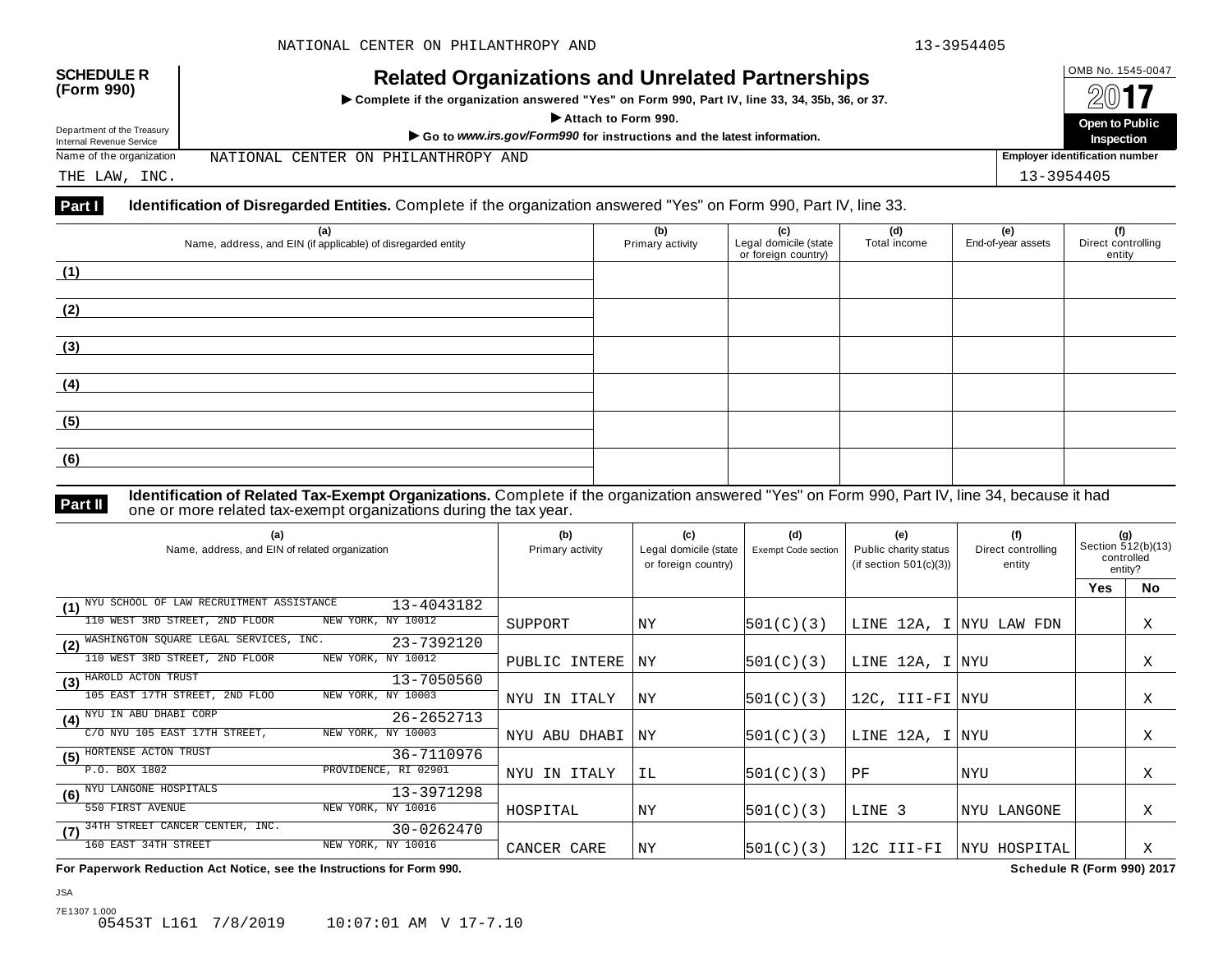NATIONAL CENTER ON PHILANTHROPY AND 13-3954405

**SCHEDULE R (Form 990)**

Department of the Treasury
Internal Revenue Service

# Related Organizations and Unrelated Partnerships

▶ **Complete if the organization answered "Yes" on Form 990, Part IV, line 33, 34, 35b, 36, or 37.**

▶ **Attach to Form 990.**

▶ **Go to *www.irs.gov/Form990* for instructions and the latest information.**

OMB No. 1545-0047

**2017**

**Open to Public Inspection**

Name of the organization: NATIONAL CENTER ON PHILANTHROPY AND THE LAW, INC.

**Employer identification number**: 13-3954405

**Part I** **Identification of Disregarded Entities.** Complete if the organization answered "Yes" on Form 990, Part IV, line 33.

| (a) Name, address, and EIN (if applicable) of disregarded entity | (b) Primary activity | (c) Legal domicile (state or foreign country) | (d) Total income | (e) End-of-year assets | (f) Direct controlling entity |
|---|---|---|---|---|---|
| (1) | | | | | |
| (2) | | | | | |
| (3) | | | | | |
| (4) | | | | | |
| (5) | | | | | |
| (6) | | | | | |

**Part II** **Identification of Related Tax-Exempt Organizations.** Complete if the organization answered "Yes" on Form 990, Part IV, line 34, because it had one or more related tax-exempt organizations during the tax year.

| (a) Name, address, and EIN of related organization | (b) Primary activity | (c) Legal domicile (state or foreign country) | (d) Exempt Code section | (e) Public charity status (if section 501(c)(3)) | (f) Direct controlling entity | (g) Section 512(b)(13) controlled entity? Yes | No |
|---|---|---|---|---|---|---|---|
| (1) NYU SCHOOL OF LAW RECRUITMENT ASSISTANCE 13-4043182<br>110 WEST 3RD STREET, 2ND FLOOR NEW YORK, NY 10012 | SUPPORT | NY | 501(C)(3) | LINE 12A, I | NYU LAW FDN | | X |
| (2) WASHINGTON SQUARE LEGAL SERVICES, INC. 23-7392120<br>110 WEST 3RD STREET, 2ND FLOOR NEW YORK, NY 10012 | PUBLIC INTERE | NY | 501(C)(3) | LINE 12A, I | NYU | | X |
| (3) HAROLD ACTON TRUST 13-7050560<br>105 EAST 17TH STREET, 2ND FLOO NEW YORK, NY 10003 | NYU IN ITALY | NY | 501(C)(3) | 12C, III-FI | NYU | | X |
| (4) NYU IN ABU DHABI CORP 26-2652713<br>C/O NYU 105 EAST 17TH STREET, NEW YORK, NY 10003 | NYU ABU DHABI | NY | 501(C)(3) | LINE 12A, I | NYU | | X |
| (5) HORTENSE ACTON TRUST 36-7110976<br>P.O. BOX 1802 PROVIDENCE, RI 02901 | NYU IN ITALY | IL | 501(C)(3) | PF | NYU | | X |
| (6) NYU LANGONE HOSPITALS 13-3971298<br>550 FIRST AVENUE NEW YORK, NY 10016 | HOSPITAL | NY | 501(C)(3) | LINE 3 | NYU LANGONE | | X |
| (7) 34TH STREET CANCER CENTER, INC. 30-0262470<br>160 EAST 34TH STREET NEW YORK, NY 10016 | CANCER CARE | NY | 501(C)(3) | 12C III-FI | NYU HOSPITAL | | X |

**For Paperwork Reduction Act Notice, see the Instructions for Form 990.** **Schedule R (Form 990) 2017**

JSA
7E1307 1.000
05453T L161 7/8/2019 10:07:01 AM V 17-7.10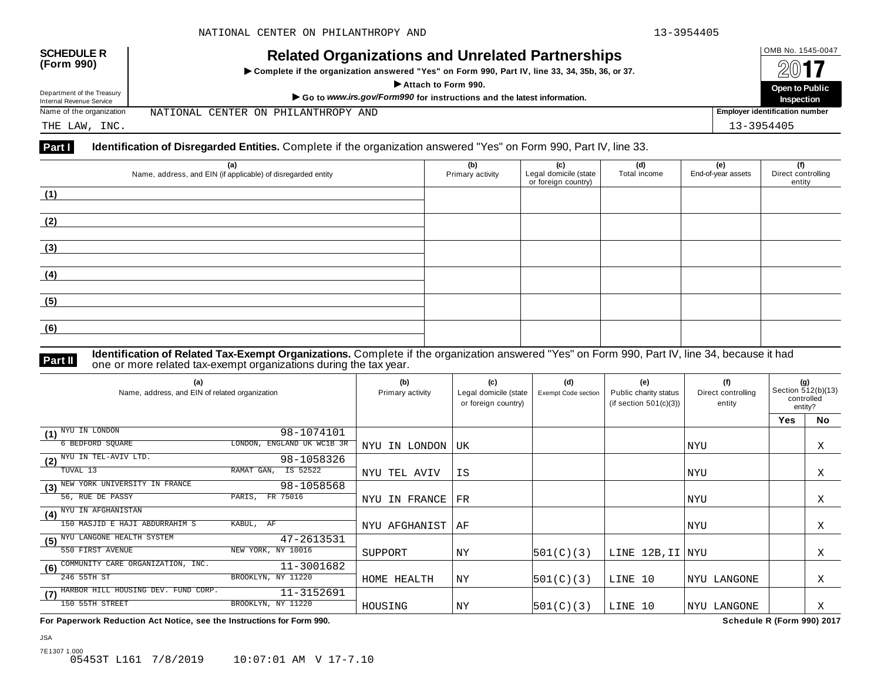**SCHEDULE R (Form 990)**

Department of the Treasury
Internal Revenue Service

# Related Organizations and Unrelated Partnerships

▶ Complete if the organization answered "Yes" on Form 990, Part IV, line 33, 34, 35b, 36, or 37.

▶ Attach to Form 990.

▶ Go to *www.irs.gov/Form990* for instructions and the latest information.

OMB No. 1545-0047

2017

**Open to Public Inspection**

Name of the organization: NATIONAL CENTER ON PHILANTHROPY AND THE LAW, INC.

Employer identification number: 13-3954405

## Part I Identification of Disregarded Entities.

Complete if the organization answered "Yes" on Form 990, Part IV, line 33.

| (a) Name, address, and EIN (if applicable) of disregarded entity | (b) Primary activity | (c) Legal domicile (state or foreign country) | (d) Total income | (e) End-of-year assets | (f) Direct controlling entity |
|---|---|---|---|---|---|
| (1) | | | | | |
| (2) | | | | | |
| (3) | | | | | |
| (4) | | | | | |
| (5) | | | | | |
| (6) | | | | | |

## Part II Identification of Related Tax-Exempt Organizations.

Complete if the organization answered "Yes" on Form 990, Part IV, line 34, because it had one or more related tax-exempt organizations during the tax year.

| (a) Name, address, and EIN of related organization | (b) Primary activity | (c) Legal domicile (state or foreign country) | (d) Exempt Code section | (e) Public charity status (if section 501(c)(3)) | (f) Direct controlling entity | (g) Section 512(b)(13) controlled entity? Yes | No |
|---|---|---|---|---|---|---|---|
| (1) NYU IN LONDON 98-1074101<br>6 BEDFORD SQUARE LONDON, ENGLAND UK WC1B 3R | NYU IN LONDON | UK | | | NYU | | X |
| (2) NYU IN TEL-AVIV LTD. 98-1058326<br>TUVAL 13 RAMAT GAN, IS 52522 | NYU TEL AVIV | IS | | | NYU | | X |
| (3) NEW YORK UNIVERSITY IN FRANCE 98-1058568<br>56, RUE DE PASSY PARIS, FR 75016 | NYU IN FRANCE | FR | | | NYU | | X |
| (4) NYU IN AFGHANISTAN<br>150 MASJID E HAJI ABDURRAHIM S KABUL, AF | NYU AFGHANIST | AF | | | NYU | | X |
| (5) NYU LANGONE HEALTH SYSTEM 47-2613531<br>550 FIRST AVENUE NEW YORK, NY 10016 | SUPPORT | NY | 501(C)(3) | LINE 12B,II | NYU | | X |
| (6) COMMUNITY CARE ORGANIZATION, INC. 11-3001682<br>246 55TH ST BROOKLYN, NY 11220 | HOME HEALTH | NY | 501(C)(3) | LINE 10 | NYU LANGONE | | X |
| (7) HARBOR HILL HOUSING DEV. FUND CORP. 11-3152691<br>150 55TH STREET BROOKLYN, NY 11220 | HOUSING | NY | 501(C)(3) | LINE 10 | NYU LANGONE | | X |

**For Paperwork Reduction Act Notice, see the Instructions for Form 990.** **Schedule R (Form 990) 2017**

JSA
7E1307 1.000
05453T L161 7/8/2019 10:07:01 AM V 17-7.10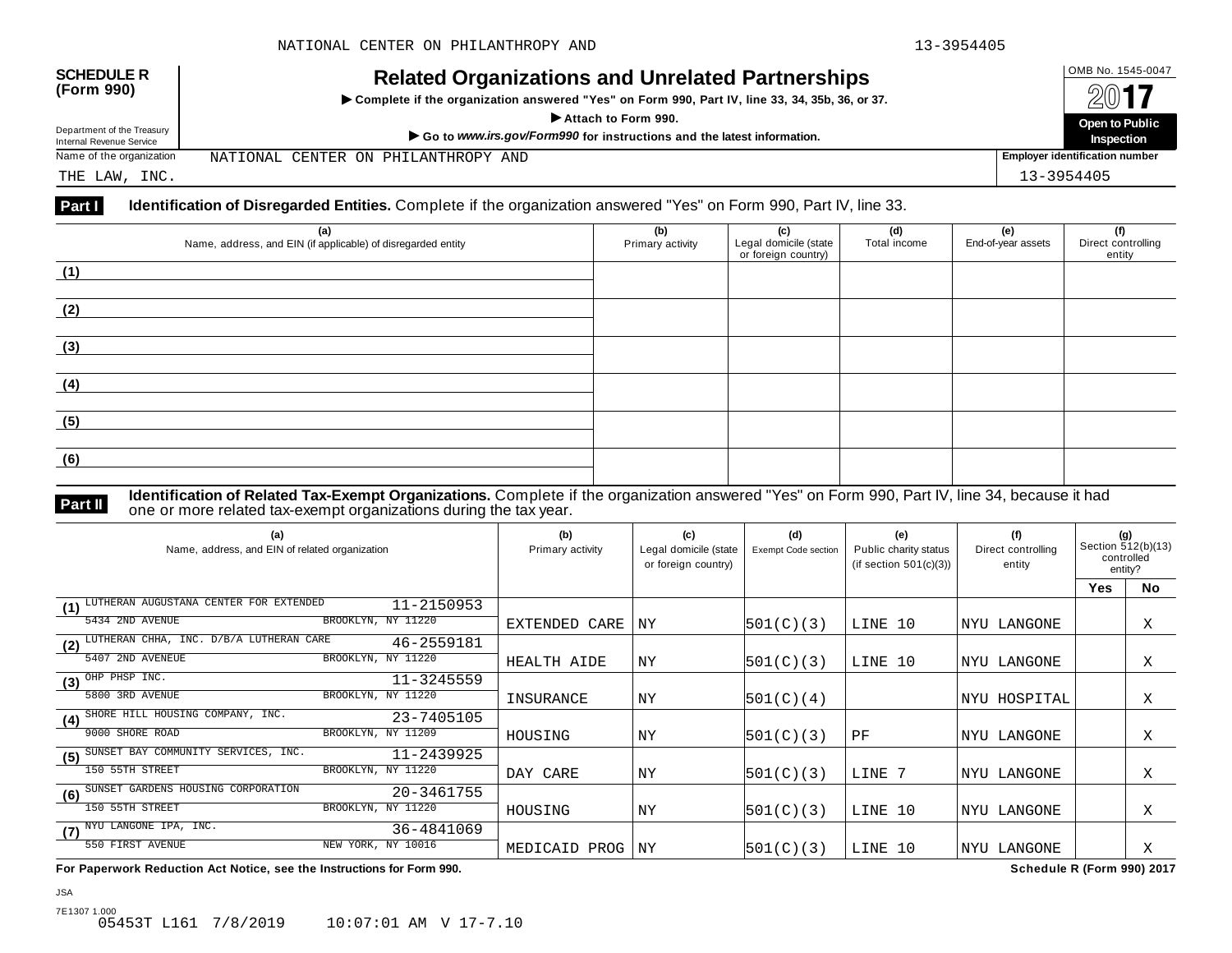**SCHEDULE R (Form 990)**

Department of the Treasury
Internal Revenue Service

# Related Organizations and Unrelated Partnerships

▶ Complete if the organization answered "Yes" on Form 990, Part IV, line 33, 34, 35b, 36, or 37.

▶ Attach to Form 990.

▶ Go to *www.irs.gov/Form990* for instructions and the latest information.

OMB No. 1545-0047

2017

**Open to Public Inspection**

Name of the organization: NATIONAL CENTER ON PHILANTHROPY AND THE LAW, INC.

Employer identification number: 13-3954405

## Part I Identification of Disregarded Entities. Complete if the organization answered "Yes" on Form 990, Part IV, line 33.

| (a) Name, address, and EIN (if applicable) of disregarded entity | (b) Primary activity | (c) Legal domicile (state or foreign country) | (d) Total income | (e) End-of-year assets | (f) Direct controlling entity |
|---|---|---|---|---|---|
| (1) | | | | | |
| (2) | | | | | |
| (3) | | | | | |
| (4) | | | | | |
| (5) | | | | | |
| (6) | | | | | |

## Part II Identification of Related Tax-Exempt Organizations. Complete if the organization answered "Yes" on Form 990, Part IV, line 34, because it had one or more related tax-exempt organizations during the tax year.

| (a) Name, address, and EIN of related organization | (b) Primary activity | (c) Legal domicile (state or foreign country) | (d) Exempt Code section | (e) Public charity status (if section 501(c)(3)) | (f) Direct controlling entity | (g) Section 512(b)(13) controlled entity? Yes | No |
|---|---|---|---|---|---|---|---|
| (1) LUTHERAN AUGUSTANA CENTER FOR EXTENDED 11-2150953 5434 2ND AVENUE BROOKLYN, NY 11220 | EXTENDED CARE | NY | 501(C)(3) | LINE 10 | NYU LANGONE | | X |
| (2) LUTHERAN CHHA, INC. D/B/A LUTHERAN CARE 46-2559181 5407 2ND AVENEUE BROOKLYN, NY 11220 | HEALTH AIDE | NY | 501(C)(3) | LINE 10 | NYU LANGONE | | X |
| (3) OHP PHSP INC. 11-3245559 5800 3RD AVENUE BROOKLYN, NY 11220 | INSURANCE | NY | 501(C)(4) | | NYU HOSPITAL | | X |
| (4) SHORE HILL HOUSING COMPANY, INC. 23-7405105 9000 SHORE ROAD BROOKLYN, NY 11209 | HOUSING | NY | 501(C)(3) | PF | NYU LANGONE | | X |
| (5) SUNSET BAY COMMUNITY SERVICES, INC. 11-2439925 150 55TH STREET BROOKLYN, NY 11220 | DAY CARE | NY | 501(C)(3) | LINE 7 | NYU LANGONE | | X |
| (6) SUNSET GARDENS HOUSING CORPORATION 20-3461755 150 55TH STREET BROOKLYN, NY 11220 | HOUSING | NY | 501(C)(3) | LINE 10 | NYU LANGONE | | X |
| (7) NYU LANGONE IPA, INC. 36-4841069 550 FIRST AVENUE NEW YORK, NY 10016 | MEDICAID PROG | NY | 501(C)(3) | LINE 10 | NYU LANGONE | | X |

**For Paperwork Reduction Act Notice, see the Instructions for Form 990.** **Schedule R (Form 990) 2017**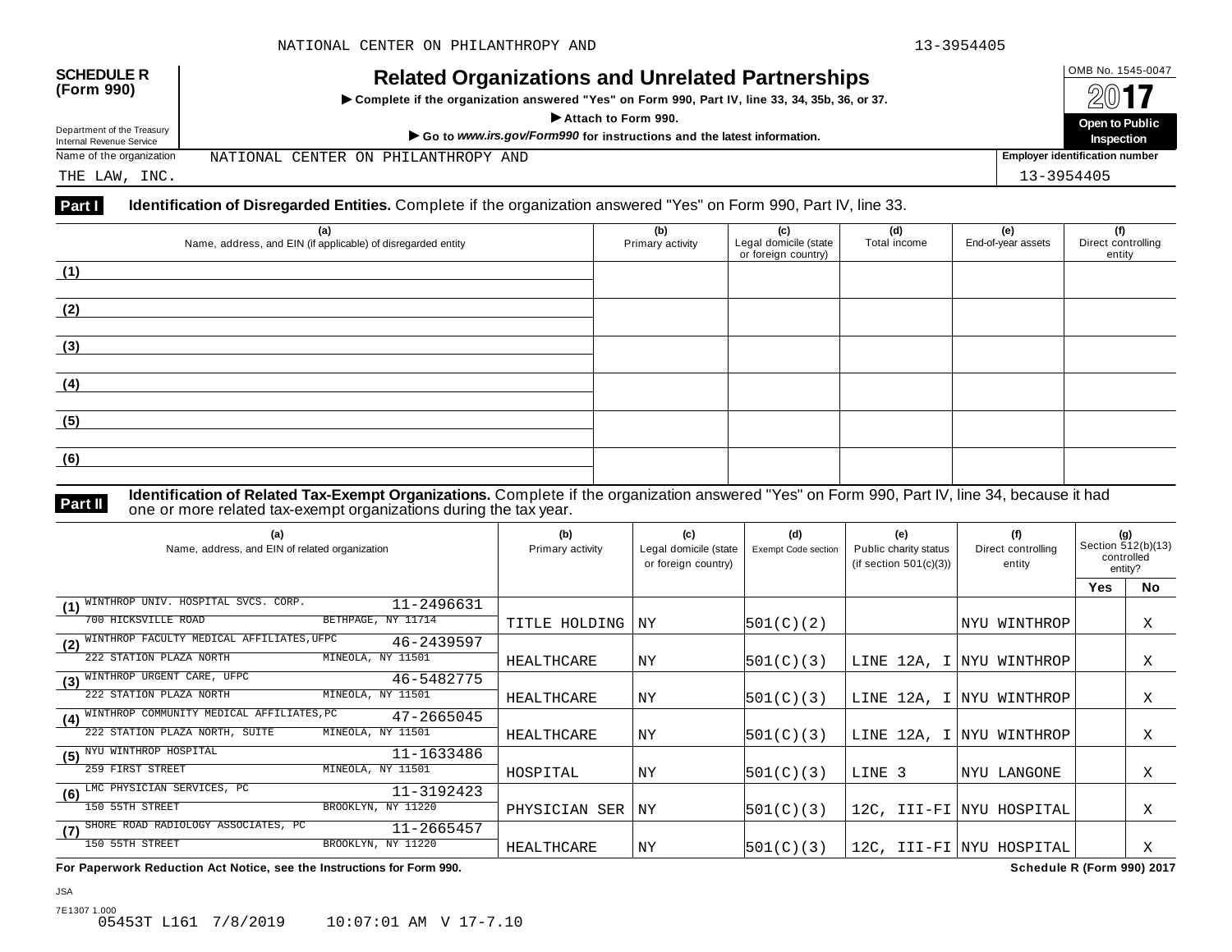**SCHEDULE R (Form 990)**

Department of the Treasury
Internal Revenue Service

# Related Organizations and Unrelated Partnerships

▶ Complete if the organization answered "Yes" on Form 990, Part IV, line 33, 34, 35b, 36, or 37.

▶ Attach to Form 990.

▶ Go to *www.irs.gov/Form990* for instructions and the latest information.

OMB No. 1545-0047

2017

**Open to Public Inspection**

Name of the organization: NATIONAL CENTER ON PHILANTHROPY AND THE LAW, INC.

Employer identification number: 13-3954405

## Part I Identification of Disregarded Entities. Complete if the organization answered "Yes" on Form 990, Part IV, line 33.

| (a) Name, address, and EIN (if applicable) of disregarded entity | (b) Primary activity | (c) Legal domicile (state or foreign country) | (d) Total income | (e) End-of-year assets | (f) Direct controlling entity |
|---|---|---|---|---|---|
| (1) | | | | | |
| (2) | | | | | |
| (3) | | | | | |
| (4) | | | | | |
| (5) | | | | | |
| (6) | | | | | |

## Part II Identification of Related Tax-Exempt Organizations. Complete if the organization answered "Yes" on Form 990, Part IV, line 34, because it had one or more related tax-exempt organizations during the tax year.

| (a) Name, address, and EIN of related organization | (b) Primary activity | (c) Legal domicile (state or foreign country) | (d) Exempt Code section | (e) Public charity status (if section 501(c)(3)) | (f) Direct controlling entity | (g) Section 512(b)(13) controlled entity? Yes | No |
|---|---|---|---|---|---|---|---|
| (1) WINTHROP UNIV. HOSPITAL SVCS. CORP. 11-2496631 700 HICKSVILLE ROAD BETHPAGE, NY 11714 | TITLE HOLDING | NY | 501(C)(2) | | NYU WINTHROP | | X |
| (2) WINTHROP FACULTY MEDICAL AFFILIATES,UFPC 46-2439597 222 STATION PLAZA NORTH MINEOLA, NY 11501 | HEALTHCARE | NY | 501(C)(3) | LINE 12A, I | NYU WINTHROP | | X |
| (3) WINTHROP URGENT CARE, UFPC 46-5482775 222 STATION PLAZA NORTH MINEOLA, NY 11501 | HEALTHCARE | NY | 501(C)(3) | LINE 12A, I | NYU WINTHROP | | X |
| (4) WINTHROP COMMUNITY MEDICAL AFFILIATES,PC 47-2665045 222 STATION PLAZA NORTH, SUITE MINEOLA, NY 11501 | HEALTHCARE | NY | 501(C)(3) | LINE 12A, I | NYU WINTHROP | | X |
| (5) NYU WINTHROP HOSPITAL 11-1633486 259 FIRST STREET MINEOLA, NY 11501 | HOSPITAL | NY | 501(C)(3) | LINE 3 | NYU LANGONE | | X |
| (6) LMC PHYSICIAN SERVICES, PC 11-3192423 150 55TH STREET BROOKLYN, NY 11220 | PHYSICIAN SER | NY | 501(C)(3) | 12C, III-FI | NYU HOSPITAL | | X |
| (7) SHORE ROAD RADIOLOGY ASSOCIATES, PC 11-2665457 150 55TH STREET BROOKLYN, NY 11220 | HEALTHCARE | NY | 501(C)(3) | 12C, III-FI | NYU HOSPITAL | | X |

**For Paperwork Reduction Act Notice, see the Instructions for Form 990.** **Schedule R (Form 990) 2017**

JSA
7E1307 1.000
05453T L161 7/8/2019 10:07:01 AM V 17-7.10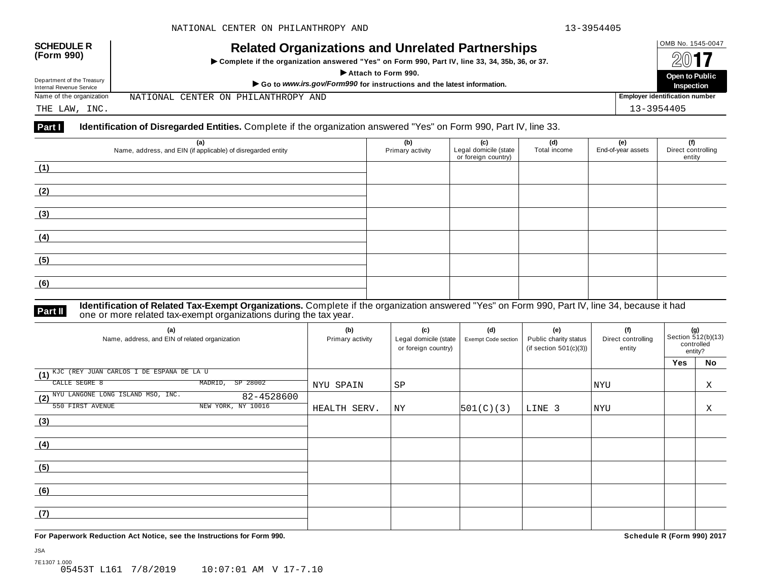**SCHEDULE R (Form 990)**

Department of the Treasury
Internal Revenue Service

# Related Organizations and Unrelated Partnerships

▶ Complete if the organization answered "Yes" on Form 990, Part IV, line 33, 34, 35b, 36, or 37.

▶ Attach to Form 990.

▶ Go to *www.irs.gov/Form990* for instructions and the latest information.

OMB No. 1545-0047

**2017**

**Open to Public Inspection**

Name of the organization: NATIONAL CENTER ON PHILANTHROPY AND THE LAW, INC.

Employer identification number: 13-3954405

## Part I Identification of Disregarded Entities.

Complete if the organization answered "Yes" on Form 990, Part IV, line 33.

| (a) Name, address, and EIN (if applicable) of disregarded entity | (b) Primary activity | (c) Legal domicile (state or foreign country) | (d) Total income | (e) End-of-year assets | (f) Direct controlling entity |
|---|---|---|---|---|---|
| (1) | | | | | |
| (2) | | | | | |
| (3) | | | | | |
| (4) | | | | | |
| (5) | | | | | |
| (6) | | | | | |

## Part II Identification of Related Tax-Exempt Organizations.

Complete if the organization answered "Yes" on Form 990, Part IV, line 34, because it had one or more related tax-exempt organizations during the tax year.

| (a) Name, address, and EIN of related organization | (b) Primary activity | (c) Legal domicile (state or foreign country) | (d) Exempt Code section | (e) Public charity status (if section 501(c)(3)) | (f) Direct controlling entity | (g) Section 512(b)(13) controlled entity? Yes | No |
|---|---|---|---|---|---|---|---|
| (1) KJC (REY JUAN CARLOS I DE ESPANA DE LA U CALLE SEGRE 8 MADRID, SP 28002 | NYU SPAIN | SP | | | NYU | | X |
| (2) NYU LANGONE LONG ISLAND MSO, INC. 82-4528600 550 FIRST AVENUE NEW YORK, NY 10016 | HEALTH SERV. | NY | 501(C)(3) | LINE 3 | NYU | | X |
| (3) | | | | | | | |
| (4) | | | | | | | |
| (5) | | | | | | | |
| (6) | | | | | | | |
| (7) | | | | | | | |

For Paperwork Reduction Act Notice, see the Instructions for Form 990. Schedule R (Form 990) 2017

JSA
7E1307 1.000
05453T L161 7/8/2019 10:07:01 AM V 17-7.10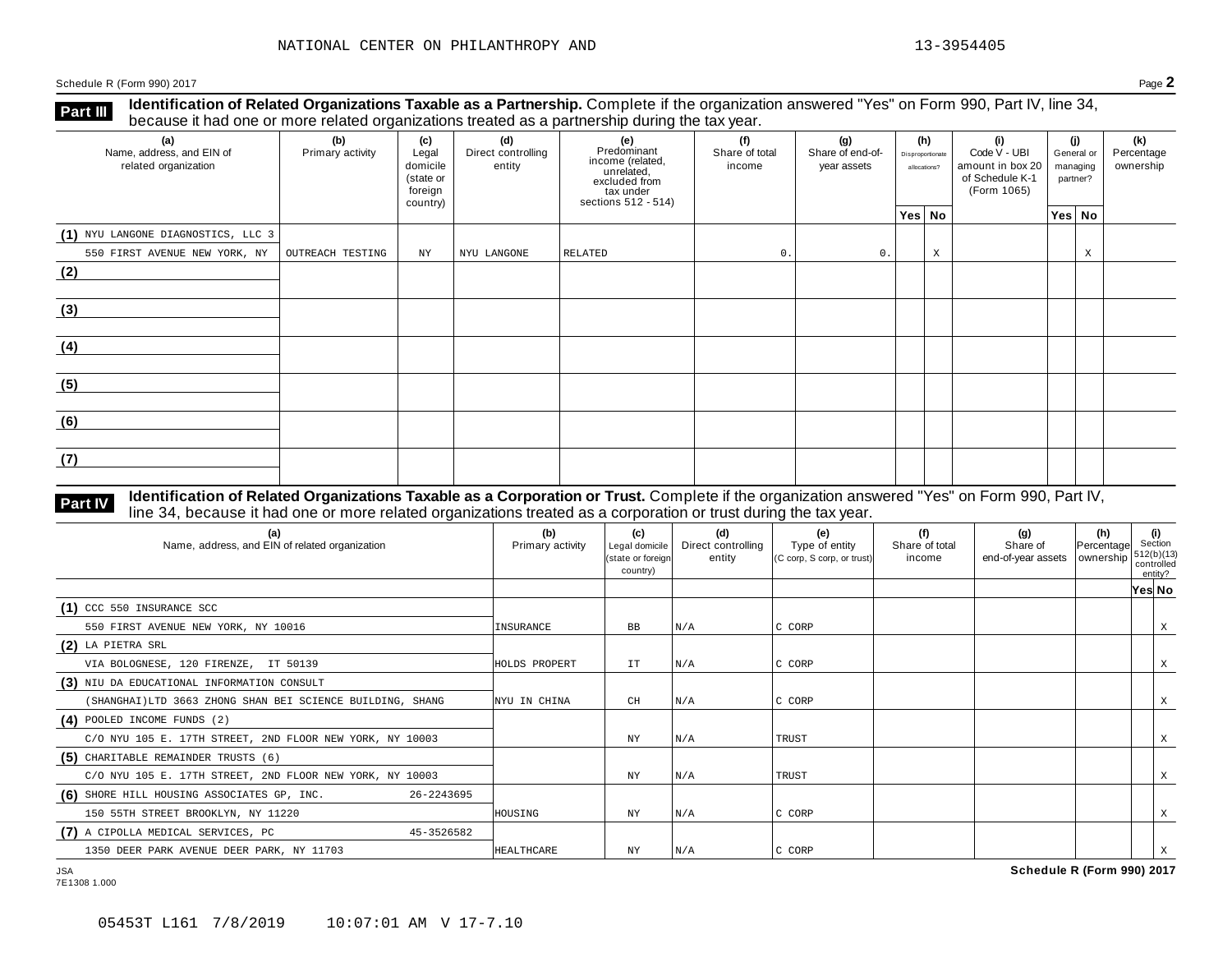NATIONAL CENTER ON PHILANTHROPY AND 13-3954405

Schedule R (Form 990) 2017 Page **2**

**Part III** **Identification of Related Organizations Taxable as a Partnership.** Complete if the organization answered "Yes" on Form 990, Part IV, line 34, because it had one or more related organizations treated as a partnership during the tax year.

| (a) Name, address, and EIN of related organization | (b) Primary activity | (c) Legal domicile (state or foreign country) | (d) Direct controlling entity | (e) Predominant income (related, unrelated, excluded from tax under sections 512 - 514) | (f) Share of total income | (g) Share of end-of-year assets | (h) Disproportionate allocations? Yes | (h) No | (i) Code V - UBI amount in box 20 of Schedule K-1 (Form 1065) | (j) General or managing partner? Yes | (j) No | (k) Percentage ownership |
|---|---|---|---|---|---|---|---|---|---|---|---|---|
| (1) NYU LANGONE DIAGNOSTICS, LLC 3 550 FIRST AVENUE NEW YORK, NY | OUTREACH TESTING | NY | NYU LANGONE | RELATED | 0. | 0. | | X | | | X | |
| (2) | | | | | | | | | | | | |
| (3) | | | | | | | | | | | | |
| (4) | | | | | | | | | | | | |
| (5) | | | | | | | | | | | | |
| (6) | | | | | | | | | | | | |
| (7) | | | | | | | | | | | | |

**Part IV** **Identification of Related Organizations Taxable as a Corporation or Trust.** Complete if the organization answered "Yes" on Form 990, Part IV, line 34, because it had one or more related organizations treated as a corporation or trust during the tax year.

| (a) Name, address, and EIN of related organization | (b) Primary activity | (c) Legal domicile (state or foreign country) | (d) Direct controlling entity | (e) Type of entity (C corp, S corp, or trust) | (f) Share of total income | (g) Share of end-of-year assets | (h) Percentage ownership | (i) Section 512(b)(13) controlled entity? Yes | (i) No |
|---|---|---|---|---|---|---|---|---|---|
| (1) CCC 550 INSURANCE SCC 550 FIRST AVENUE NEW YORK, NY 10016 | INSURANCE | BB | N/A | C CORP | | | | | X |
| (2) LA PIETRA SRL VIA BOLOGNESE, 120 FIRENZE, IT 50139 | HOLDS PROPERT | IT | N/A | C CORP | | | | | X |
| (3) NIU DA EDUCATIONAL INFORMATION CONSULT (SHANGHAI)LTD 3663 ZHONG SHAN BEI SCIENCE BUILDING, SHANG | NYU IN CHINA | CH | N/A | C CORP | | | | | X |
| (4) POOLED INCOME FUNDS (2) C/O NYU 105 E. 17TH STREET, 2ND FLOOR NEW YORK, NY 10003 | | NY | N/A | TRUST | | | | | X |
| (5) CHARITABLE REMAINDER TRUSTS (6) C/O NYU 105 E. 17TH STREET, 2ND FLOOR NEW YORK, NY 10003 | | NY | N/A | TRUST | | | | | X |
| (6) SHORE HILL HOUSING ASSOCIATES GP, INC. 26-2243695 150 55TH STREET BROOKLYN, NY 11220 | HOUSING | NY | N/A | C CORP | | | | | X |
| (7) A CIPOLLA MEDICAL SERVICES, PC 45-3526582 1350 DEER PARK AVENUE DEER PARK, NY 11703 | HEALTHCARE | NY | N/A | C CORP | | | | | X |

JSA 7E1308 1.000 **Schedule R (Form 990) 2017**

05453T L161 7/8/2019 10:07:01 AM V 17-7.10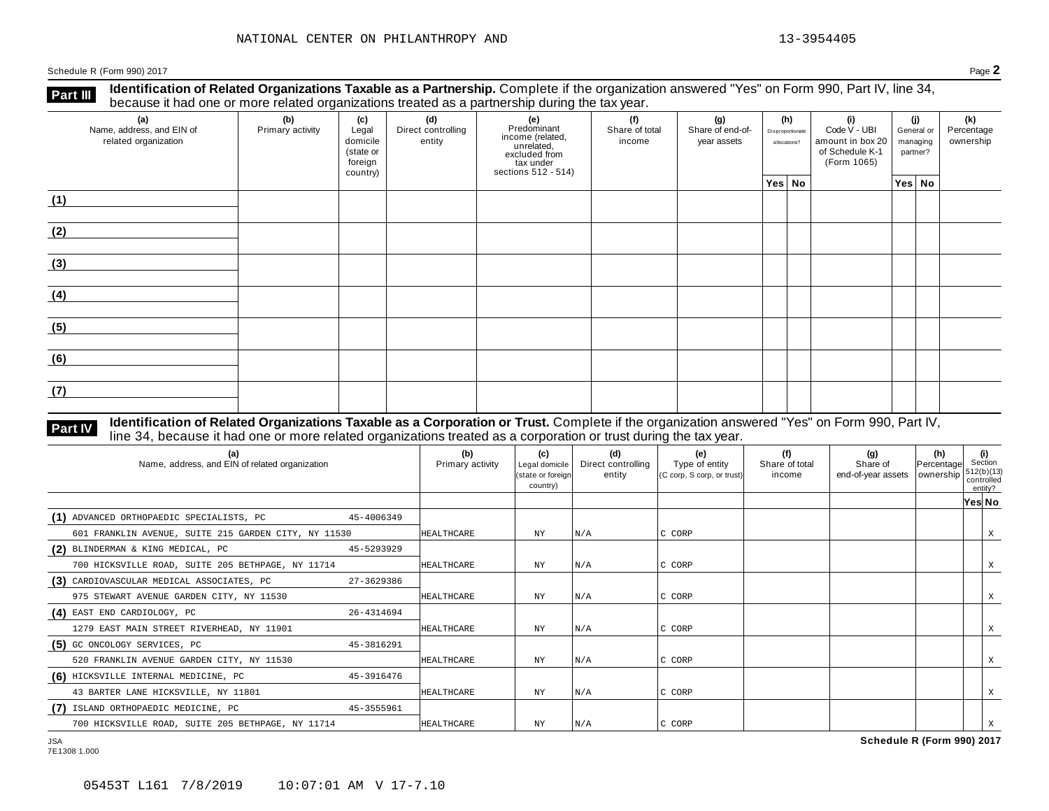NATIONAL CENTER ON PHILANTHROPY AND 13-3954405

Schedule R (Form 990) 2017 Page **2**

**Part III** **Identification of Related Organizations Taxable as a Partnership.** Complete if the organization answered "Yes" on Form 990, Part IV, line 34, because it had one or more related organizations treated as a partnership during the tax year.

| (a) Name, address, and EIN of related organization | (b) Primary activity | (c) Legal domicile (state or foreign country) | (d) Direct controlling entity | (e) Predominant income (related, unrelated, excluded from tax under sections 512 - 514) | (f) Share of total income | (g) Share of end-of-year assets | (h) Disproportionate allocations? | | (i) Code V - UBI amount in box 20 of Schedule K-1 (Form 1065) | (j) General or managing partner? | | (k) Percentage ownership |
|---|---|---|---|---|---|---|---|---|---|---|---|---|
| | | | | | | | Yes | No | | Yes | No | |
| (1) | | | | | | | | | | | | |
| (2) | | | | | | | | | | | | |
| (3) | | | | | | | | | | | | |
| (4) | | | | | | | | | | | | |
| (5) | | | | | | | | | | | | |
| (6) | | | | | | | | | | | | |
| (7) | | | | | | | | | | | | |

**Part IV** **Identification of Related Organizations Taxable as a Corporation or Trust.** Complete if the organization answered "Yes" on Form 990, Part IV, line 34, because it had one or more related organizations treated as a corporation or trust during the tax year.

| (a) Name, address, and EIN of related organization | (b) Primary activity | (c) Legal domicile (state or foreign country) | (d) Direct controlling entity | (e) Type of entity (C corp, S corp, or trust) | (f) Share of total income | (g) Share of end-of-year assets | (h) Percentage ownership | (i) Section 512(b)(13) controlled entity? | |
|---|---|---|---|---|---|---|---|---|---|
| | | | | | | | | Yes | No |
| (1) ADVANCED ORTHOPAEDIC SPECIALISTS, PC 45-4006349<br>601 FRANKLIN AVENUE, SUITE 215 GARDEN CITY, NY 11530 | HEALTHCARE | NY | N/A | C CORP | | | | | X |
| (2) BLINDERMAN & KING MEDICAL, PC 45-5293929<br>700 HICKSVILLE ROAD, SUITE 205 BETHPAGE, NY 11714 | HEALTHCARE | NY | N/A | C CORP | | | | | X |
| (3) CARDIOVASCULAR MEDICAL ASSOCIATES, PC 27-3629386<br>975 STEWART AVENUE GARDEN CITY, NY 11530 | HEALTHCARE | NY | N/A | C CORP | | | | | X |
| (4) EAST END CARDIOLOGY, PC 26-4314694<br>1279 EAST MAIN STREET RIVERHEAD, NY 11901 | HEALTHCARE | NY | N/A | C CORP | | | | | X |
| (5) GC ONCOLOGY SERVICES, PC 45-3816291<br>520 FRANKLIN AVENUE GARDEN CITY, NY 11530 | HEALTHCARE | NY | N/A | C CORP | | | | | X |
| (6) HICKSVILLE INTERNAL MEDICINE, PC 45-3916476<br>43 BARTER LANE HICKSVILLE, NY 11801 | HEALTHCARE | NY | N/A | C CORP | | | | | X |
| (7) ISLAND ORTHOPAEDIC MEDICINE, PC 45-3555961<br>700 HICKSVILLE ROAD, SUITE 205 BETHPAGE, NY 11714 | HEALTHCARE | NY | N/A | C CORP | | | | | X |

JSA
7E1308 1.000

**Schedule R (Form 990) 2017**

05453T L161 7/8/2019 10:07:01 AM V 17-7.10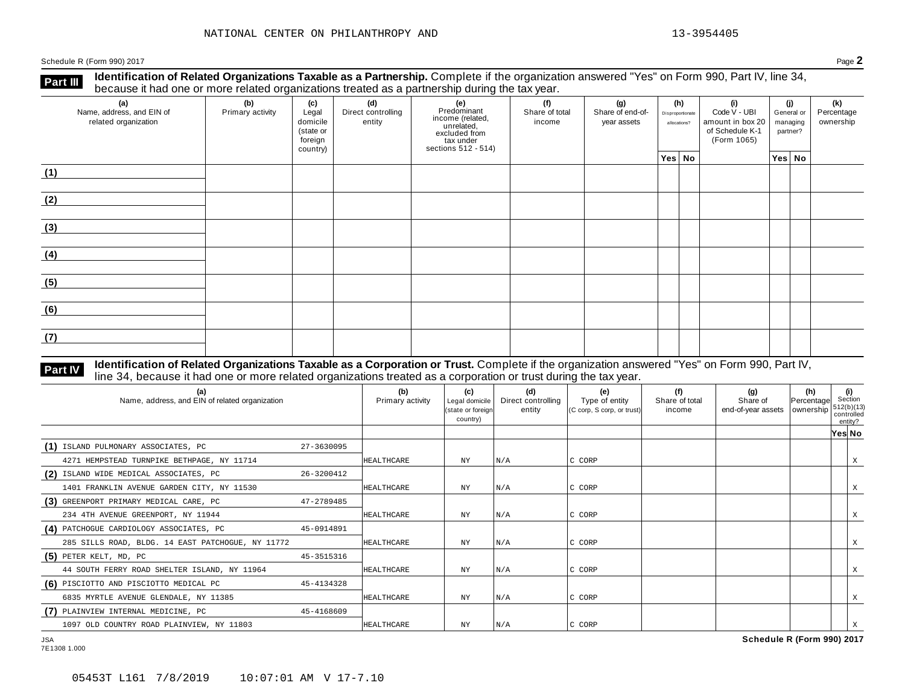NATIONAL CENTER ON PHILANTHROPY AND 13-3954405

Schedule R (Form 990) 2017 Page **2**

**Part III** **Identification of Related Organizations Taxable as a Partnership.** Complete if the organization answered "Yes" on Form 990, Part IV, line 34, because it had one or more related organizations treated as a partnership during the tax year.

| (a) Name, address, and EIN of related organization | (b) Primary activity | (c) Legal domicile (state or foreign country) | (d) Direct controlling entity | (e) Predominant income (related, unrelated, excluded from tax under sections 512 - 514) | (f) Share of total income | (g) Share of end-of-year assets | (h) Disproportionate allocations? Yes | (h) No | (i) Code V - UBI amount in box 20 of Schedule K-1 (Form 1065) | (j) General or managing partner? Yes | (j) No | (k) Percentage ownership |
|---|---|---|---|---|---|---|---|---|---|---|---|---|
| (1) | | | | | | | | | | | | |
| (2) | | | | | | | | | | | | |
| (3) | | | | | | | | | | | | |
| (4) | | | | | | | | | | | | |
| (5) | | | | | | | | | | | | |
| (6) | | | | | | | | | | | | |
| (7) | | | | | | | | | | | | |

**Part IV** **Identification of Related Organizations Taxable as a Corporation or Trust.** Complete if the organization answered "Yes" on Form 990, Part IV, line 34, because it had one or more related organizations treated as a corporation or trust during the tax year.

| (a) Name, address, and EIN of related organization | (b) Primary activity | (c) Legal domicile (state or foreign country) | (d) Direct controlling entity | (e) Type of entity (C corp, S corp, or trust) | (f) Share of total income | (g) Share of end-of-year assets | (h) Percentage ownership | (i) Section 512(b)(13) controlled entity? Yes | No |
|---|---|---|---|---|---|---|---|---|---|
| (1) ISLAND PULMONARY ASSOCIATES, PC 27-3630095 4271 HEMPSTEAD TURNPIKE BETHPAGE, NY 11714 | HEALTHCARE | NY | N/A | C CORP | | | | | X |
| (2) ISLAND WIDE MEDICAL ASSOCIATES, PC 26-3200412 1401 FRANKLIN AVENUE GARDEN CITY, NY 11530 | HEALTHCARE | NY | N/A | C CORP | | | | | X |
| (3) GREENPORT PRIMARY MEDICAL CARE, PC 47-2789485 234 4TH AVENUE GREENPORT, NY 11944 | HEALTHCARE | NY | N/A | C CORP | | | | | X |
| (4) PATCHOGUE CARDIOLOGY ASSOCIATES, PC 45-0914891 285 SILLS ROAD, BLDG. 14 EAST PATCHOGUE, NY 11772 | HEALTHCARE | NY | N/A | C CORP | | | | | X |
| (5) PETER KELT, MD, PC 45-3515316 44 SOUTH FERRY ROAD SHELTER ISLAND, NY 11964 | HEALTHCARE | NY | N/A | C CORP | | | | | X |
| (6) PISCIOTTO AND PISCIOTTO MEDICAL PC 45-4134328 6835 MYRTLE AVENUE GLENDALE, NY 11385 | HEALTHCARE | NY | N/A | C CORP | | | | | X |
| (7) PLAINVIEW INTERNAL MEDICINE, PC 45-4168609 1097 OLD COUNTRY ROAD PLAINVIEW, NY 11803 | HEALTHCARE | NY | N/A | C CORP | | | | | X |

JSA
7E1308 1.000

**Schedule R (Form 990) 2017**

05453T L161 7/8/2019 10:07:01 AM V 17-7.10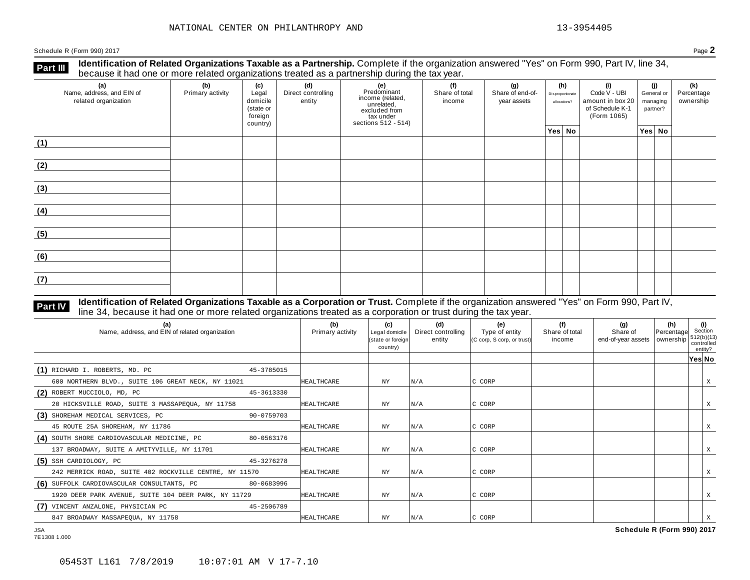NATIONAL CENTER ON PHILANTHROPY AND 13-3954405

Schedule R (Form 990) 2017 Page **2**

**Part III** **Identification of Related Organizations Taxable as a Partnership.** Complete if the organization answered "Yes" on Form 990, Part IV, line 34, because it had one or more related organizations treated as a partnership during the tax year.

| (a) Name, address, and EIN of related organization | (b) Primary activity | (c) Legal domicile (state or foreign country) | (d) Direct controlling entity | (e) Predominant income (related, unrelated, excluded from tax under sections 512 - 514) | (f) Share of total income | (g) Share of end-of-year assets | (h) Disproportionate allocations? Yes | (h) No | (i) Code V - UBI amount in box 20 of Schedule K-1 (Form 1065) | (j) General or managing partner? Yes | (j) No | (k) Percentage ownership |
|---|---|---|---|---|---|---|---|---|---|---|---|---|
| (1) | | | | | | | | | | | | |
| (2) | | | | | | | | | | | | |
| (3) | | | | | | | | | | | | |
| (4) | | | | | | | | | | | | |
| (5) | | | | | | | | | | | | |
| (6) | | | | | | | | | | | | |
| (7) | | | | | | | | | | | | |

**Part IV** **Identification of Related Organizations Taxable as a Corporation or Trust.** Complete if the organization answered "Yes" on Form 990, Part IV, line 34, because it had one or more related organizations treated as a corporation or trust during the tax year.

| (a) Name, address, and EIN of related organization | (b) Primary activity | (c) Legal domicile (state or foreign country) | (d) Direct controlling entity | (e) Type of entity (C corp, S corp, or trust) | (f) Share of total income | (g) Share of end-of-year assets | (h) Percentage ownership | (i) Section 512(b)(13) controlled entity? Yes | (i) No |
|---|---|---|---|---|---|---|---|---|---|
| (1) RICHARD I. ROBERTS, MD. PC 45-3785015<br>600 NORTHERN BLVD., SUITE 106 GREAT NECK, NY 11021 | HEALTHCARE | NY | N/A | C CORP | | | | | X |
| (2) ROBERT MUCCIOLO, MD, PC 45-3613330<br>20 HICKSVILLE ROAD, SUITE 3 MASSAPEQUA, NY 11758 | HEALTHCARE | NY | N/A | C CORP | | | | | X |
| (3) SHOREHAM MEDICAL SERVICES, PC 90-0759703<br>45 ROUTE 25A SHOREHAM, NY 11786 | HEALTHCARE | NY | N/A | C CORP | | | | | X |
| (4) SOUTH SHORE CARDIOVASCULAR MEDICINE, PC 80-0563176<br>137 BROADWAY, SUITE A AMITYVILLE, NY 11701 | HEALTHCARE | NY | N/A | C CORP | | | | | X |
| (5) SSH CARDIOLOGY, PC 45-3276278<br>242 MERRICK ROAD, SUITE 402 ROCKVILLE CENTRE, NY 11570 | HEALTHCARE | NY | N/A | C CORP | | | | | X |
| (6) SUFFOLK CARDIOVASCULAR CONSULTANTS, PC 80-0683996<br>1920 DEER PARK AVENUE, SUITE 104 DEER PARK, NY 11729 | HEALTHCARE | NY | N/A | C CORP | | | | | X |
| (7) VINCENT ANZALONE, PHYSICIAN PC 45-2506789<br>847 BROADWAY MASSAPEQUA, NY 11758 | HEALTHCARE | NY | N/A | C CORP | | | | | X |

JSA
7E1308 1.000

**Schedule R (Form 990) 2017**

05453T L161 7/8/2019 10:07:01 AM V 17-7.10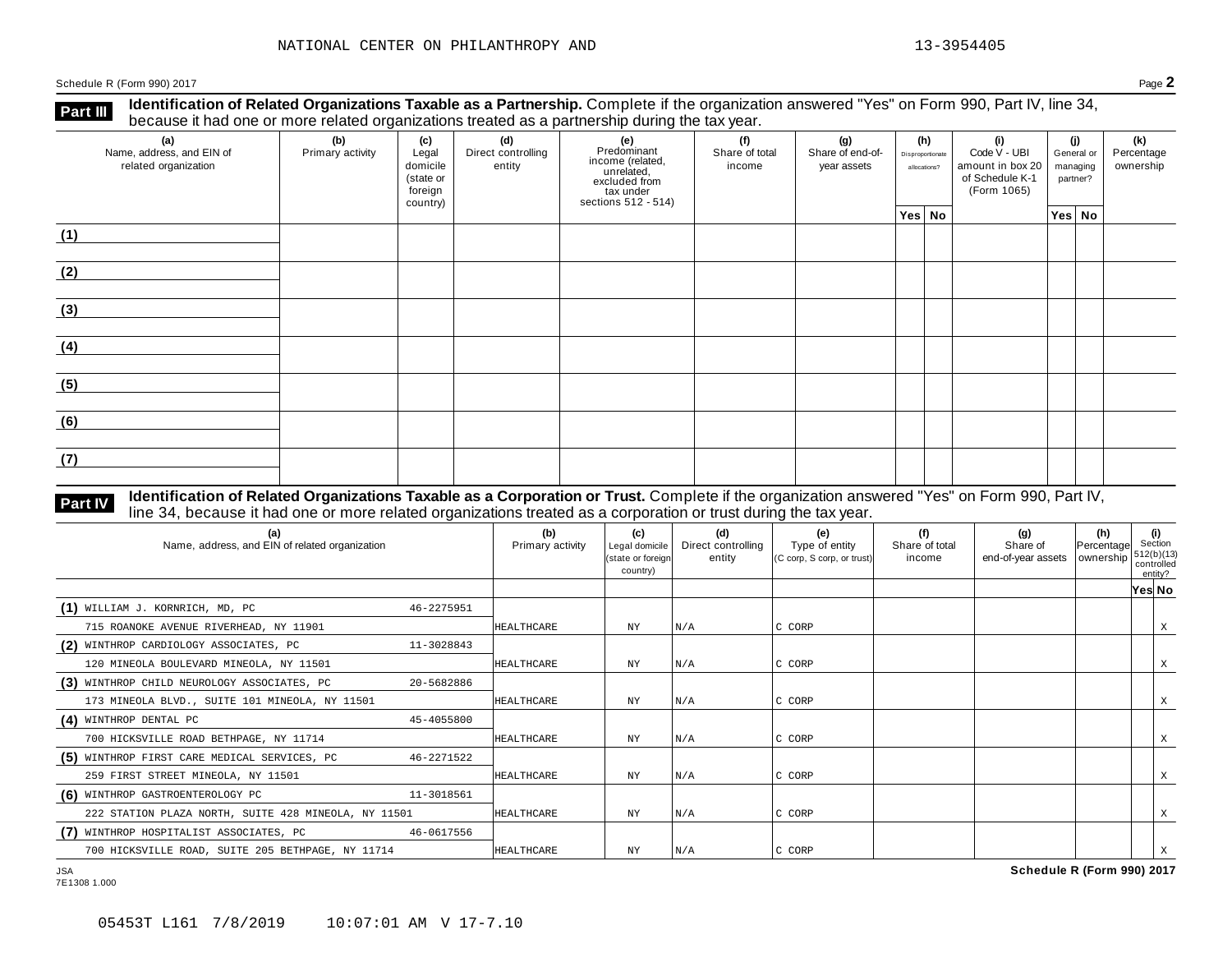NATIONAL CENTER ON PHILANTHROPY AND 13-3954405

Schedule R (Form 990) 2017 Page **2**

**Part III** **Identification of Related Organizations Taxable as a Partnership.** Complete if the organization answered "Yes" on Form 990, Part IV, line 34, because it had one or more related organizations treated as a partnership during the tax year.

| (a) Name, address, and EIN of related organization | (b) Primary activity | (c) Legal domicile (state or foreign country) | (d) Direct controlling entity | (e) Predominant income (related, unrelated, excluded from tax under sections 512 - 514) | (f) Share of total income | (g) Share of end-of-year assets | (h) Disproportionate allocations? | | (i) Code V - UBI amount in box 20 of Schedule K-1 (Form 1065) | (j) General or managing partner? | | (k) Percentage ownership |
|---|---|---|---|---|---|---|---|---|---|---|---|---|
| | | | | | | | Yes | No | | Yes | No | |
| (1) | | | | | | | | | | | | |
| (2) | | | | | | | | | | | | |
| (3) | | | | | | | | | | | | |
| (4) | | | | | | | | | | | | |
| (5) | | | | | | | | | | | | |
| (6) | | | | | | | | | | | | |
| (7) | | | | | | | | | | | | |

**Part IV** **Identification of Related Organizations Taxable as a Corporation or Trust.** Complete if the organization answered "Yes" on Form 990, Part IV, line 34, because it had one or more related organizations treated as a corporation or trust during the tax year.

| (a) Name, address, and EIN of related organization | (b) Primary activity | (c) Legal domicile (state or foreign country) | (d) Direct controlling entity | (e) Type of entity (C corp, S corp, or trust) | (f) Share of total income | (g) Share of end-of-year assets | (h) Percentage ownership | (i) Section 512(b)(13) controlled entity? | |
|---|---|---|---|---|---|---|---|---|---|
| | | | | | | | | Yes | No |
| (1) WILLIAM J. KORNRICH, MD, PC 46-2275951<br>715 ROANOKE AVENUE RIVERHEAD, NY 11901 | HEALTHCARE | NY | N/A | C CORP | | | | | X |
| (2) WINTHROP CARDIOLOGY ASSOCIATES, PC 11-3028843<br>120 MINEOLA BOULEVARD MINEOLA, NY 11501 | HEALTHCARE | NY | N/A | C CORP | | | | | X |
| (3) WINTHROP CHILD NEUROLOGY ASSOCIATES, PC 20-5682886<br>173 MINEOLA BLVD., SUITE 101 MINEOLA, NY 11501 | HEALTHCARE | NY | N/A | C CORP | | | | | X |
| (4) WINTHROP DENTAL PC 45-4055800<br>700 HICKSVILLE ROAD BETHPAGE, NY 11714 | HEALTHCARE | NY | N/A | C CORP | | | | | X |
| (5) WINTHROP FIRST CARE MEDICAL SERVICES, PC 46-2271522<br>259 FIRST STREET MINEOLA, NY 11501 | HEALTHCARE | NY | N/A | C CORP | | | | | X |
| (6) WINTHROP GASTROENTEROLOGY PC 11-3018561<br>222 STATION PLAZA NORTH, SUITE 428 MINEOLA, NY 11501 | HEALTHCARE | NY | N/A | C CORP | | | | | X |
| (7) WINTHROP HOSPITALIST ASSOCIATES, PC 46-0617556<br>700 HICKSVILLE ROAD, SUITE 205 BETHPAGE, NY 11714 | HEALTHCARE | NY | N/A | C CORP | | | | | X |

JSA
7E1308 1.000

**Schedule R (Form 990) 2017**

05453T L161 7/8/2019 10:07:01 AM V 17-7.10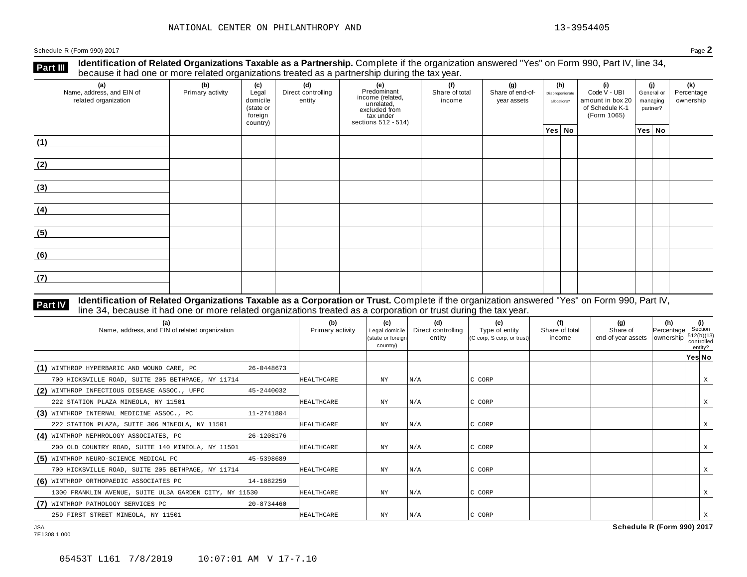Schedule R (Form 990) 2017 Page **2**

## Part III Identification of Related Organizations Taxable as a Partnership.

Complete if the organization answered "Yes" on Form 990, Part IV, line 34, because it had one or more related organizations treated as a partnership during the tax year.

| (a) Name, address, and EIN of related organization | (b) Primary activity | (c) Legal domicile (state or foreign country) | (d) Direct controlling entity | (e) Predominant income (related, unrelated, excluded from tax under sections 512 - 514) | (f) Share of total income | (g) Share of end-of-year assets | (h) Disproportionate allocations? Yes | (h) No | (i) Code V - UBI amount in box 20 of Schedule K-1 (Form 1065) | (j) General or managing partner? Yes | (j) No | (k) Percentage ownership |
|---|---|---|---|---|---|---|---|---|---|---|---|---|
| (1) | | | | | | | | | | | | |
| (2) | | | | | | | | | | | | |
| (3) | | | | | | | | | | | | |
| (4) | | | | | | | | | | | | |
| (5) | | | | | | | | | | | | |
| (6) | | | | | | | | | | | | |
| (7) | | | | | | | | | | | | |

## Part IV Identification of Related Organizations Taxable as a Corporation or Trust.

Complete if the organization answered "Yes" on Form 990, Part IV, line 34, because it had one or more related organizations treated as a corporation or trust during the tax year.

| (a) Name, address, and EIN of related organization | (b) Primary activity | (c) Legal domicile (state or foreign country) | (d) Direct controlling entity | (e) Type of entity (C corp, S corp, or trust) | (f) Share of total income | (g) Share of end-of-year assets | (h) Percentage ownership | (i) Section 512(b)(13) controlled entity? Yes | (i) No |
|---|---|---|---|---|---|---|---|---|---|
| (1) WINTHROP HYPERBARIC AND WOUND CARE, PC 26-0448673<br>700 HICKSVILLE ROAD, SUITE 205 BETHPAGE, NY 11714 | HEALTHCARE | NY | N/A | C CORP | | | | | X |
| (2) WINTHROP INFECTIOUS DISEASE ASSOC., UFPC 45-2440032<br>222 STATION PLAZA MINEOLA, NY 11501 | HEALTHCARE | NY | N/A | C CORP | | | | | X |
| (3) WINTHROP INTERNAL MEDICINE ASSOC., PC 11-2741804<br>222 STATION PLAZA, SUITE 306 MINEOLA, NY 11501 | HEALTHCARE | NY | N/A | C CORP | | | | | X |
| (4) WINTHROP NEPHROLOGY ASSOCIATES, PC 26-1208176<br>200 OLD COUNTRY ROAD, SUITE 140 MINEOLA, NY 11501 | HEALTHCARE | NY | N/A | C CORP | | | | | X |
| (5) WINTHROP NEURO-SCIENCE MEDICAL PC 45-5398689<br>700 HICKSVILLE ROAD, SUITE 205 BETHPAGE, NY 11714 | HEALTHCARE | NY | N/A | C CORP | | | | | X |
| (6) WINTHROP ORTHOPAEDIC ASSOCIATES PC 14-1882259<br>1300 FRANKLIN AVENUE, SUITE UL3A GARDEN CITY, NY 11530 | HEALTHCARE | NY | N/A | C CORP | | | | | X |
| (7) WINTHROP PATHOLOGY SERVICES PC 20-8734460<br>259 FIRST STREET MINEOLA, NY 11501 | HEALTHCARE | NY | N/A | C CORP | | | | | X |

**Schedule R (Form 990) 2017**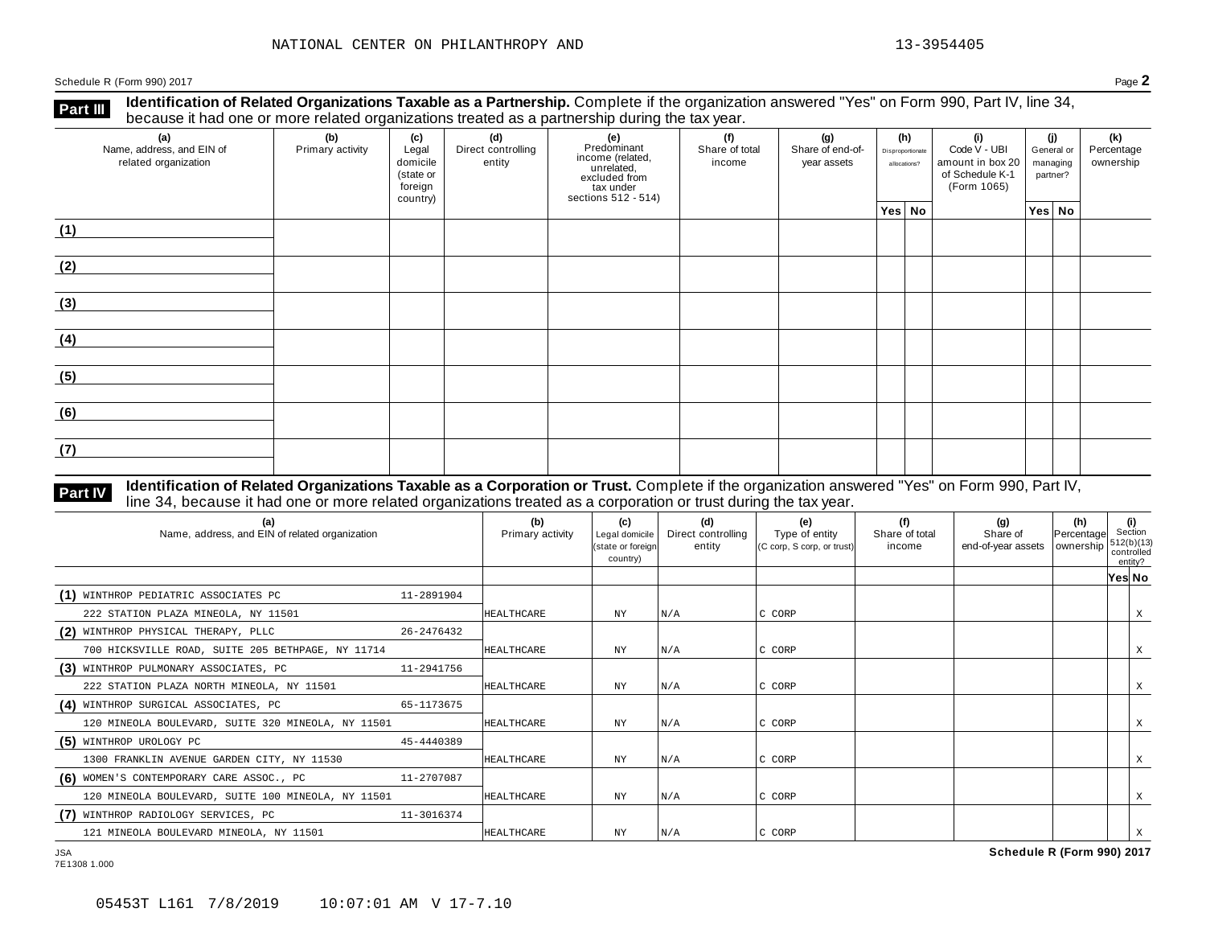NATIONAL CENTER ON PHILANTHROPY AND 13-3954405

Schedule R (Form 990) 2017 Page **2**

## Part III Identification of Related Organizations Taxable as a Partnership.

Complete if the organization answered "Yes" on Form 990, Part IV, line 34, because it had one or more related organizations treated as a partnership during the tax year.

| (a) Name, address, and EIN of related organization | (b) Primary activity | (c) Legal domicile (state or foreign country) | (d) Direct controlling entity | (e) Predominant income (related, unrelated, excluded from tax under sections 512 - 514) | (f) Share of total income | (g) Share of end-of-year assets | (h) Disproportionate allocations? Yes | No | (i) Code V - UBI amount in box 20 of Schedule K-1 (Form 1065) | (j) General or managing partner? Yes | No | (k) Percentage ownership |
|---|---|---|---|---|---|---|---|---|---|---|---|---|
| (1) | | | | | | | | | | | | |
| (2) | | | | | | | | | | | | |
| (3) | | | | | | | | | | | | |
| (4) | | | | | | | | | | | | |
| (5) | | | | | | | | | | | | |
| (6) | | | | | | | | | | | | |
| (7) | | | | | | | | | | | | |

## Part IV Identification of Related Organizations Taxable as a Corporation or Trust.

Complete if the organization answered "Yes" on Form 990, Part IV, line 34, because it had one or more related organizations treated as a corporation or trust during the tax year.

| (a) Name, address, and EIN of related organization | (b) Primary activity | (c) Legal domicile (state or foreign country) | (d) Direct controlling entity | (e) Type of entity (C corp, S corp, or trust) | (f) Share of total income | (g) Share of end-of-year assets | (h) Percentage ownership | (i) Section 512(b)(13) controlled entity? Yes | No |
|---|---|---|---|---|---|---|---|---|---|
| (1) WINTHROP PEDIATRIC ASSOCIATES PC 11-2891904<br>222 STATION PLAZA MINEOLA, NY 11501 | HEALTHCARE | NY | N/A | C CORP | | | | | X |
| (2) WINTHROP PHYSICAL THERAPY, PLLC 26-2476432<br>700 HICKSVILLE ROAD, SUITE 205 BETHPAGE, NY 11714 | HEALTHCARE | NY | N/A | C CORP | | | | | X |
| (3) WINTHROP PULMONARY ASSOCIATES, PC 11-2941756<br>222 STATION PLAZA NORTH MINEOLA, NY 11501 | HEALTHCARE | NY | N/A | C CORP | | | | | X |
| (4) WINTHROP SURGICAL ASSOCIATES, PC 65-1173675<br>120 MINEOLA BOULEVARD, SUITE 320 MINEOLA, NY 11501 | HEALTHCARE | NY | N/A | C CORP | | | | | X |
| (5) WINTHROP UROLOGY PC 45-4440389<br>1300 FRANKLIN AVENUE GARDEN CITY, NY 11530 | HEALTHCARE | NY | N/A | C CORP | | | | | X |
| (6) WOMEN'S CONTEMPORARY CARE ASSOC., PC 11-2707087<br>120 MINEOLA BOULEVARD, SUITE 100 MINEOLA, NY 11501 | HEALTHCARE | NY | N/A | C CORP | | | | | X |
| (7) WINTHROP RADIOLOGY SERVICES, PC 11-3016374<br>121 MINEOLA BOULEVARD MINEOLA, NY 11501 | HEALTHCARE | NY | N/A | C CORP | | | | | X |

JSA
7E1308 1.000

**Schedule R (Form 990) 2017**

05453T L161 7/8/2019 10:07:01 AM V 17-7.10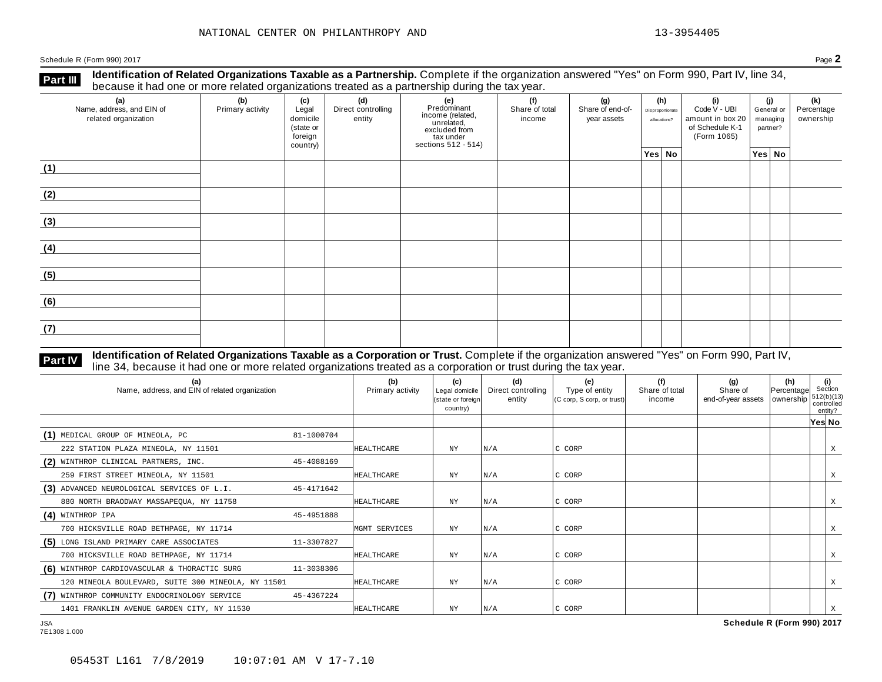NATIONAL CENTER ON PHILANTHROPY AND 13-3954405

Schedule R (Form 990) 2017 Page **2**

**Part III** **Identification of Related Organizations Taxable as a Partnership.** Complete if the organization answered "Yes" on Form 990, Part IV, line 34, because it had one or more related organizations treated as a partnership during the tax year.

| (a) Name, address, and EIN of related organization | (b) Primary activity | (c) Legal domicile (state or foreign country) | (d) Direct controlling entity | (e) Predominant income (related, unrelated, excluded from tax under sections 512 - 514) | (f) Share of total income | (g) Share of end-of-year assets | (h) Disproportionate allocations? Yes | (h) No | (i) Code V - UBI amount in box 20 of Schedule K-1 (Form 1065) | (j) General or managing partner? Yes | (j) No | (k) Percentage ownership |
|---|---|---|---|---|---|---|---|---|---|---|---|---|
| (1) | | | | | | | | | | | | |
| (2) | | | | | | | | | | | | |
| (3) | | | | | | | | | | | | |
| (4) | | | | | | | | | | | | |
| (5) | | | | | | | | | | | | |
| (6) | | | | | | | | | | | | |
| (7) | | | | | | | | | | | | |

**Part IV** **Identification of Related Organizations Taxable as a Corporation or Trust.** Complete if the organization answered "Yes" on Form 990, Part IV, line 34, because it had one or more related organizations treated as a corporation or trust during the tax year.

| (a) Name, address, and EIN of related organization | (b) Primary activity | (c) Legal domicile (state or foreign country) | (d) Direct controlling entity | (e) Type of entity (C corp, S corp, or trust) | (f) Share of total income | (g) Share of end-of-year assets | (h) Percentage ownership | (i) Section 512(b)(13) controlled entity? Yes | (i) No |
|---|---|---|---|---|---|---|---|---|---|
| (1) MEDICAL GROUP OF MINEOLA, PC 81-1000704<br>222 STATION PLAZA MINEOLA, NY 11501 | HEALTHCARE | NY | N/A | C CORP | | | | | X |
| (2) WINTHROP CLINICAL PARTNERS, INC. 45-4088169<br>259 FIRST STREET MINEOLA, NY 11501 | HEALTHCARE | NY | N/A | C CORP | | | | | X |
| (3) ADVANCED NEUROLOGICAL SERVICES OF L.I. 45-4171642<br>880 NORTH BRAODWAY MASSAPEQUA, NY 11758 | HEALTHCARE | NY | N/A | C CORP | | | | | X |
| (4) WINTHROP IPA 45-4951888<br>700 HICKSVILLE ROAD BETHPAGE, NY 11714 | MGMT SERVICES | NY | N/A | C CORP | | | | | X |
| (5) LONG ISLAND PRIMARY CARE ASSOCIATES 11-3307827<br>700 HICKSVILLE ROAD BETHPAGE, NY 11714 | HEALTHCARE | NY | N/A | C CORP | | | | | X |
| (6) WINTHROP CARDIOVASCULAR & THORACTIC SURG 11-3038306<br>120 MINEOLA BOULEVARD, SUITE 300 MINEOLA, NY 11501 | HEALTHCARE | NY | N/A | C CORP | | | | | X |
| (7) WINTHROP COMMUNITY ENDOCRINOLOGY SERVICE 45-4367224<br>1401 FRANKLIN AVENUE GARDEN CITY, NY 11530 | HEALTHCARE | NY | N/A | C CORP | | | | | X |

JSA
7E1308 1.000

**Schedule R (Form 990) 2017**

05453T L161 7/8/2019 10:07:01 AM V 17-7.10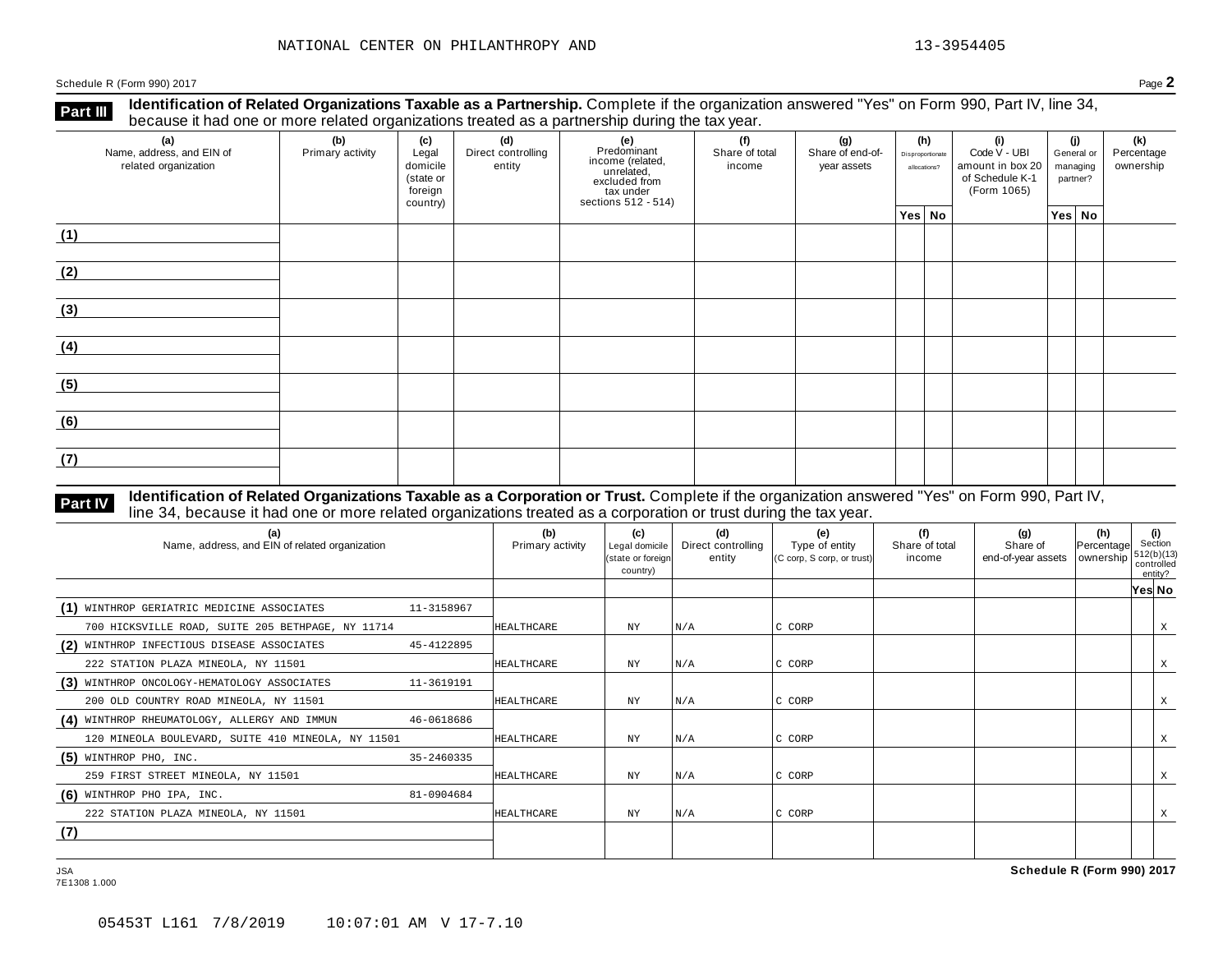NATIONAL CENTER ON PHILANTHROPY AND 13-3954405

Schedule R (Form 990) 2017 Page **2**

**Part III** **Identification of Related Organizations Taxable as a Partnership.** Complete if the organization answered "Yes" on Form 990, Part IV, line 34, because it had one or more related organizations treated as a partnership during the tax year.

| (a) Name, address, and EIN of related organization | (b) Primary activity | (c) Legal domicile (state or foreign country) | (d) Direct controlling entity | (e) Predominant income (related, unrelated, excluded from tax under sections 512 - 514) | (f) Share of total income | (g) Share of end-of-year assets | (h) Disproportionate allocations? | | (i) Code V - UBI amount in box 20 of Schedule K-1 (Form 1065) | (j) General or managing partner? | | (k) Percentage ownership |
|---|---|---|---|---|---|---|---|---|---|---|---|---|
| | | | | | | | Yes | No | | Yes | No | |
| (1) | | | | | | | | | | | | |
| (2) | | | | | | | | | | | | |
| (3) | | | | | | | | | | | | |
| (4) | | | | | | | | | | | | |
| (5) | | | | | | | | | | | | |
| (6) | | | | | | | | | | | | |
| (7) | | | | | | | | | | | | |

**Part IV** **Identification of Related Organizations Taxable as a Corporation or Trust.** Complete if the organization answered "Yes" on Form 990, Part IV, line 34, because it had one or more related organizations treated as a corporation or trust during the tax year.

| (a) Name, address, and EIN of related organization | (b) Primary activity | (c) Legal domicile (state or foreign country) | (d) Direct controlling entity | (e) Type of entity (C corp, S corp, or trust) | (f) Share of total income | (g) Share of end-of-year assets | (h) Percentage ownership | (i) Section 512(b)(13) controlled entity? | |
|---|---|---|---|---|---|---|---|---|---|
| | | | | | | | | Yes | No |
| (1) WINTHROP GERIATRIC MEDICINE ASSOCIATES 11-3158967 700 HICKSVILLE ROAD, SUITE 205 BETHPAGE, NY 11714 | HEALTHCARE | NY | N/A | C CORP | | | | | X |
| (2) WINTHROP INFECTIOUS DISEASE ASSOCIATES 45-4122895 222 STATION PLAZA MINEOLA, NY 11501 | HEALTHCARE | NY | N/A | C CORP | | | | | X |
| (3) WINTHROP ONCOLOGY-HEMATOLOGY ASSOCIATES 11-3619191 200 OLD COUNTRY ROAD MINEOLA, NY 11501 | HEALTHCARE | NY | N/A | C CORP | | | | | X |
| (4) WINTHROP RHEUMATOLOGY, ALLERGY AND IMMUN 46-0618686 120 MINEOLA BOULEVARD, SUITE 410 MINEOLA, NY 11501 | HEALTHCARE | NY | N/A | C CORP | | | | | X |
| (5) WINTHROP PHO, INC. 35-2460335 259 FIRST STREET MINEOLA, NY 11501 | HEALTHCARE | NY | N/A | C CORP | | | | | X |
| (6) WINTHROP PHO IPA, INC. 81-0904684 222 STATION PLAZA MINEOLA, NY 11501 | HEALTHCARE | NY | N/A | C CORP | | | | | X |
| (7) | | | | | | | | | |

JSA 7E1308 1.000

**Schedule R (Form 990) 2017**

05453T L161 7/8/2019 10:07:01 AM V 17-7.10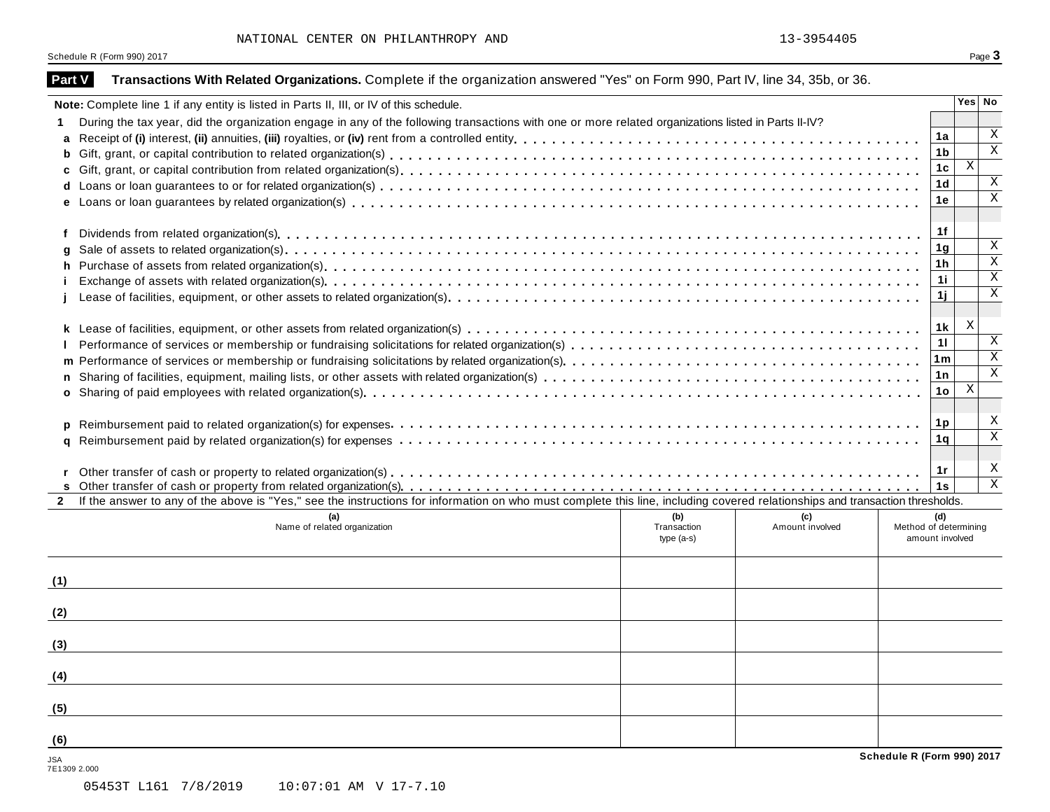NATIONAL CENTER ON PHILANTHROPY AND 13-3954405

Schedule R (Form 990) 2017

## Part V Transactions With Related Organizations. Complete if the organization answered "Yes" on Form 990, Part IV, line 34, 35b, or 36.

**Note:** Complete line 1 if any entity is listed in Parts II, III, or IV of this schedule.

| | | | Yes | No |
|---|---|---|---|---|
| **1** | During the tax year, did the organization engage in any of the following transactions with one or more related organizations listed in Parts II-IV? | | | |
| **a** | Receipt of **(i)** interest, **(ii)** annuities, **(iii)** royalties, or **(iv)** rent from a controlled entity | 1a | | X |
| **b** | Gift, grant, or capital contribution to related organization(s) | 1b | | X |
| **c** | Gift, grant, or capital contribution from related organization(s) | 1c | X | |
| **d** | Loans or loan guarantees to or for related organization(s) | 1d | | X |
| **e** | Loans or loan guarantees by related organization(s) | 1e | | X |
| **f** | Dividends from related organization(s) | 1f | | |
| **g** | Sale of assets to related organization(s) | 1g | | X |
| **h** | Purchase of assets from related organization(s) | 1h | | X |
| **i** | Exchange of assets with related organization(s) | 1i | | X |
| **j** | Lease of facilities, equipment, or other assets to related organization(s) | 1j | | X |
| **k** | Lease of facilities, equipment, or other assets from related organization(s) | 1k | X | |
| **l** | Performance of services or membership or fundraising solicitations for related organization(s) | 1l | | X |
| **m** | Performance of services or membership or fundraising solicitations by related organization(s) | 1m | | X |
| **n** | Sharing of facilities, equipment, mailing lists, or other assets with related organization(s) | 1n | | X |
| **o** | Sharing of paid employees with related organization(s) | 1o | X | |
| **p** | Reimbursement paid to related organization(s) for expenses | 1p | | X |
| **q** | Reimbursement paid by related organization(s) for expenses | 1q | | X |
| **r** | Other transfer of cash or property to related organization(s) | 1r | | X |
| **s** | Other transfer of cash or property from related organization(s) | 1s | | X |

**2** If the answer to any of the above is "Yes," see the instructions for information on who must complete this line, including covered relationships and transaction thresholds.

| | (a) Name of related organization | (b) Transaction type (a-s) | (c) Amount involved | (d) Method of determining amount involved |
|---|---|---|---|---|
| (1) | | | | |
| (2) | | | | |
| (3) | | | | |
| (4) | | | | |
| (5) | | | | |
| (6) | | | | |

JSA
7E1309 2.000

Schedule R (Form 990) 2017

05453T L161 7/8/2019 10:07:01 AM V 17-7.10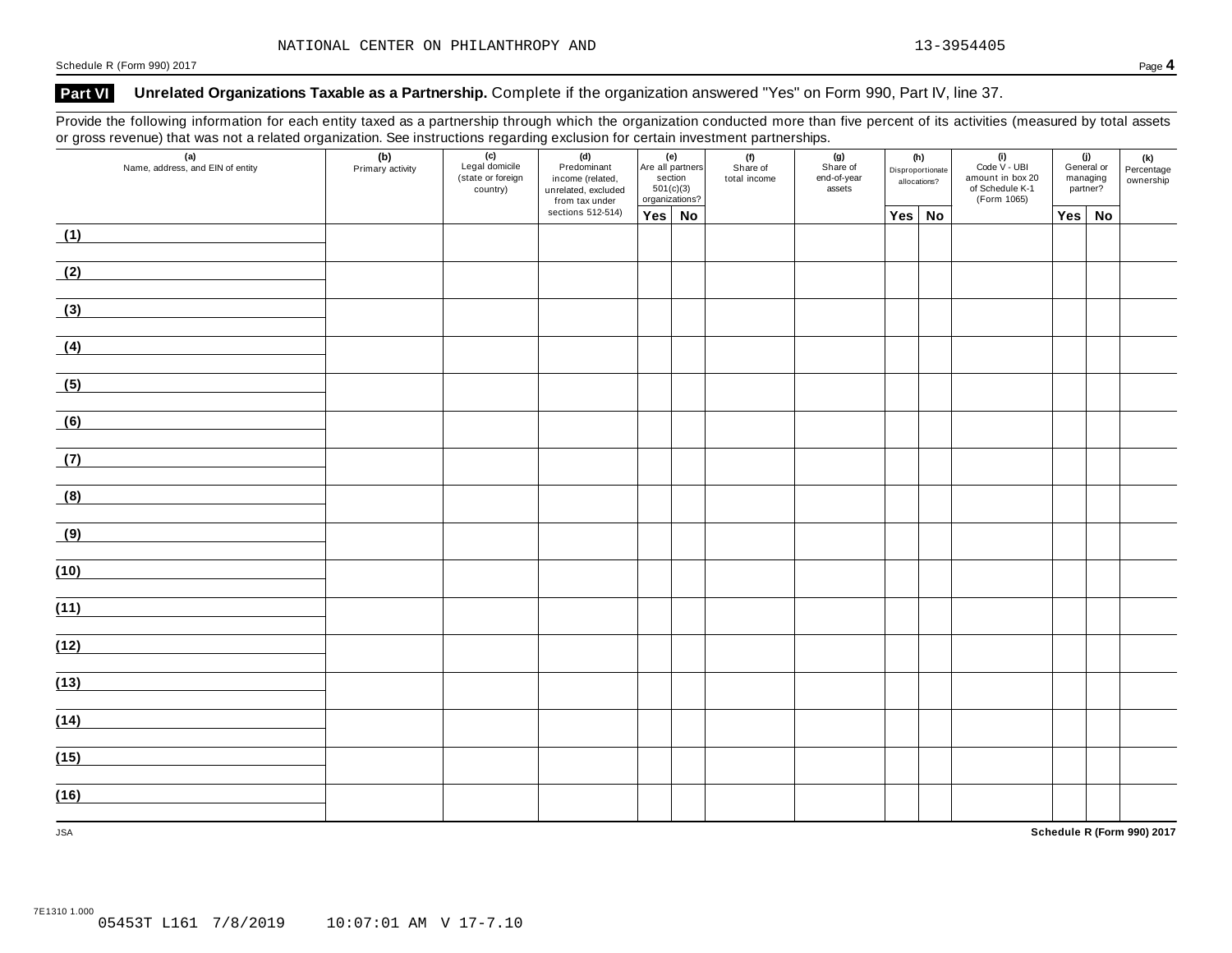NATIONAL CENTER ON PHILANTHROPY AND 13-3954405

## Part VI Unrelated Organizations Taxable as a Partnership. Complete if the organization answered "Yes" on Form 990, Part IV, line 37.

Provide the following information for each entity taxed as a partnership through which the organization conducted more than five percent of its activities (measured by total assets or gross revenue) that was not a related organization. See instructions regarding exclusion for certain investment partnerships.

| (a) Name, address, and EIN of entity | (b) Primary activity | (c) Legal domicile (state or foreign country) | (d) Predominant income (related, unrelated, excluded from tax under sections 512-514) | (e) Are all partners section 501(c)(3) organizations? | | (f) Share of total income | (g) Share of end-of-year assets | (h) Disproportionate allocations? | | (i) Code V - UBI amount in box 20 of Schedule K-1 (Form 1065) | (j) General or managing partner? | | (k) Percentage ownership |
|---|---|---|---|---|---|---|---|---|---|---|---|---|---|
| | | | | Yes | No | | | Yes | No | | Yes | No | |
| (1) | | | | | | | | | | | | | |
| (2) | | | | | | | | | | | | | |
| (3) | | | | | | | | | | | | | |
| (4) | | | | | | | | | | | | | |
| (5) | | | | | | | | | | | | | |
| (6) | | | | | | | | | | | | | |
| (7) | | | | | | | | | | | | | |
| (8) | | | | | | | | | | | | | |
| (9) | | | | | | | | | | | | | |
| (10) | | | | | | | | | | | | | |
| (11) | | | | | | | | | | | | | |
| (12) | | | | | | | | | | | | | |
| (13) | | | | | | | | | | | | | |
| (14) | | | | | | | | | | | | | |
| (15) | | | | | | | | | | | | | |
| (16) | | | | | | | | | | | | | |

JSA

7E1310 1.000
05453T L161 7/8/2019 10:07:01 AM V 17-7.10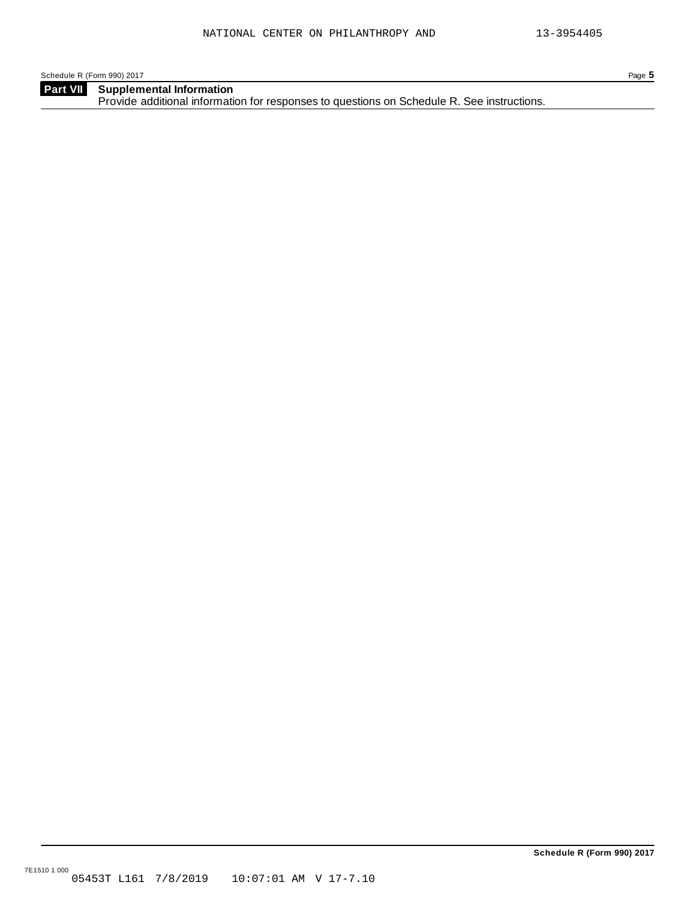## Part VII Supplemental Information

Provide additional information for responses to questions on Schedule R. See instructions.